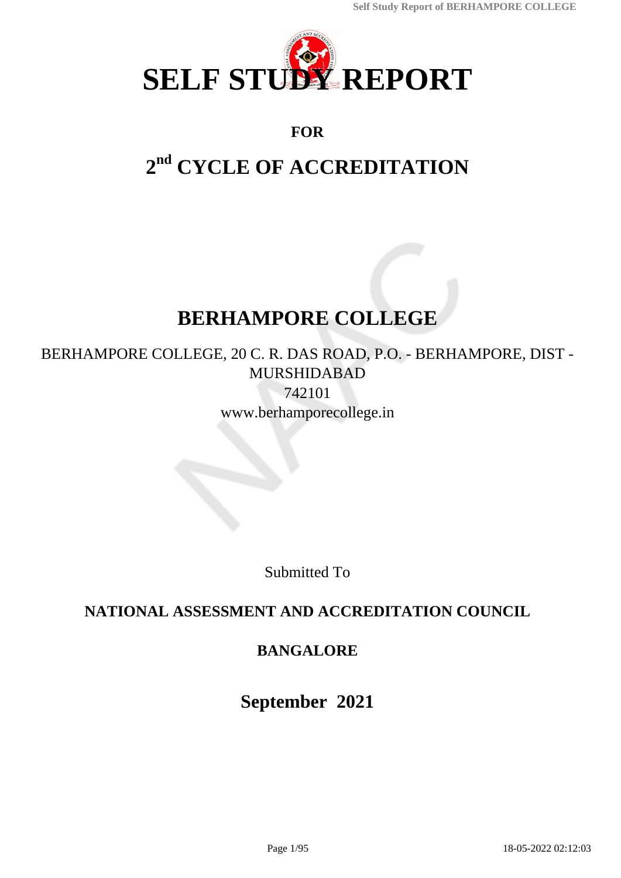# SELF STUDY REPORT

## FOR

## 2nd CYCLE OF ACCREDITATION

# BERHAMPORE COLLEGE

BERHAMPORE COLLEGE, 20 C. R. DAS ROAD, P.O. - BERHAMPORE, DIST - MURSHIDABAD

742101

www.berhamporecollege.in

Submitted To

**NATIONAL ASSESSMENT AND ACCREDITATION COUNCIL**

**BANGALORE**

**September 2021**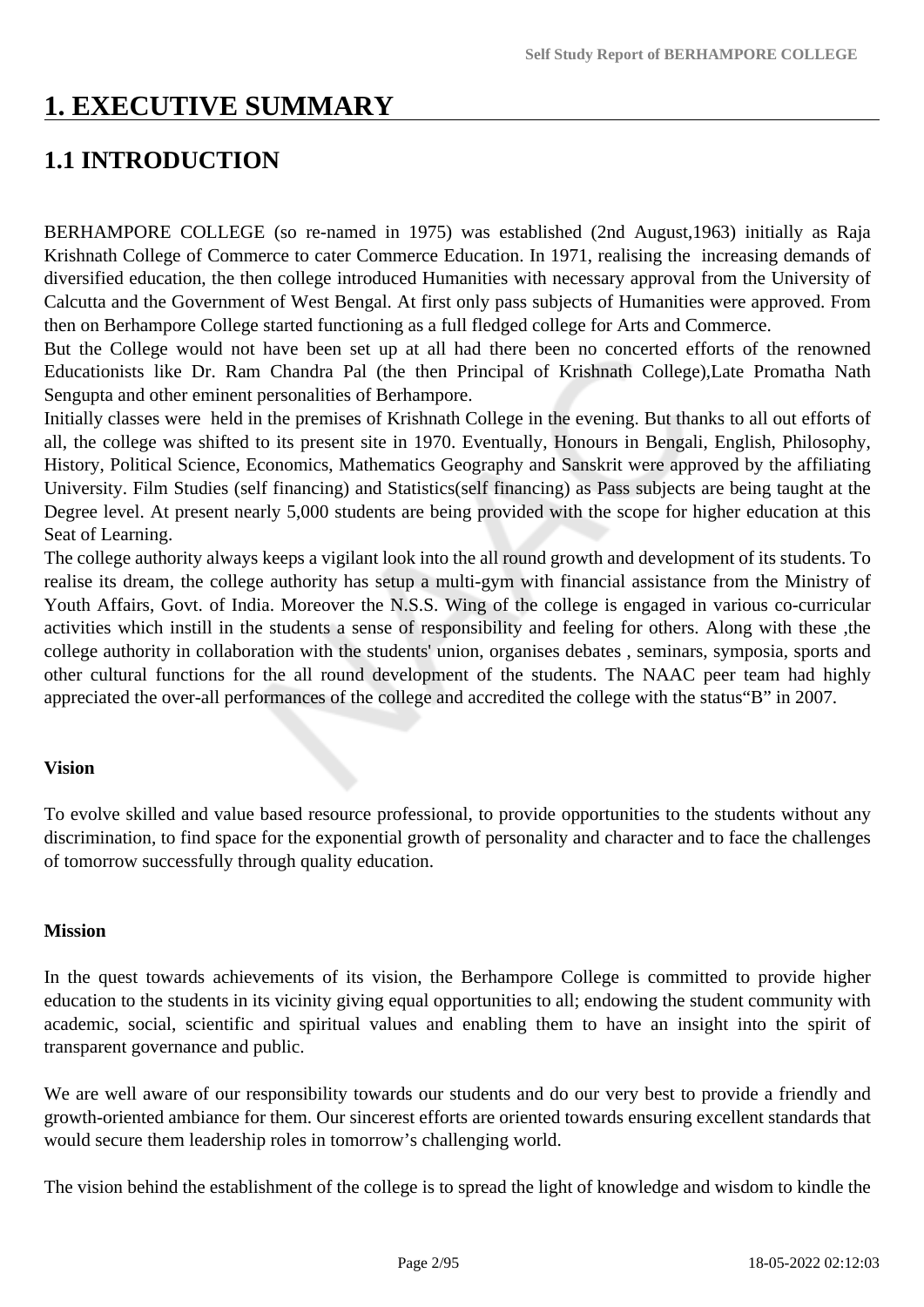# 1. EXECUTIVE SUMMARY

## 1.1 INTRODUCTION

BERHAMPORE COLLEGE (so re-named in 1975) was established (2nd August,1963) initially as Raja Krishnath College of Commerce to cater Commerce Education. In 1971, realising the increasing demands of diversified education, the then college introduced Humanities with necessary approval from the University of Calcutta and the Government of West Bengal. At first only pass subjects of Humanities were approved. From then on Berhampore College started functioning as a full fledged college for Arts and Commerce.

But the College would not have been set up at all had there been no concerted efforts of the renowned Educationists like Dr. Ram Chandra Pal (the then Principal of Krishnath College),Late Promatha Nath Sengupta and other eminent personalities of Berhampore.

Initially classes were held in the premises of Krishnath College in the evening. But thanks to all out efforts of all, the college was shifted to its present site in 1970. Eventually, Honours in Bengali, English, Philosophy, History, Political Science, Economics, Mathematics Geography and Sanskrit were approved by the affiliating University. Film Studies (self financing) and Statistics(self financing) as Pass subjects are being taught at the Degree level. At present nearly 5,000 students are being provided with the scope for higher education at this Seat of Learning.

The college authority always keeps a vigilant look into the all round growth and development of its students. To realise its dream, the college authority has setup a multi-gym with financial assistance from the Ministry of Youth Affairs, Govt. of India. Moreover the N.S.S. Wing of the college is engaged in various co-curricular activities which instill in the students a sense of responsibility and feeling for others. Along with these ,the college authority in collaboration with the students' union, organises debates , seminars, symposia, sports and other cultural functions for the all round development of the students. The NAAC peer team had highly appreciated the over-all performances of the college and accredited the college with the status“B” in 2007.

**Vision**

To evolve skilled and value based resource professional, to provide opportunities to the students without any discrimination, to find space for the exponential growth of personality and character and to face the challenges of tomorrow successfully through quality education.

**Mission**

In the quest towards achievements of its vision, the Berhampore College is committed to provide higher education to the students in its vicinity giving equal opportunities to all; endowing the student community with academic, social, scientific and spiritual values and enabling them to have an insight into the spirit of transparent governance and public.

We are well aware of our responsibility towards our students and do our very best to provide a friendly and growth-oriented ambiance for them. Our sincerest efforts are oriented towards ensuring excellent standards that would secure them leadership roles in tomorrow’s challenging world.

The vision behind the establishment of the college is to spread the light of knowledge and wisdom to kindle the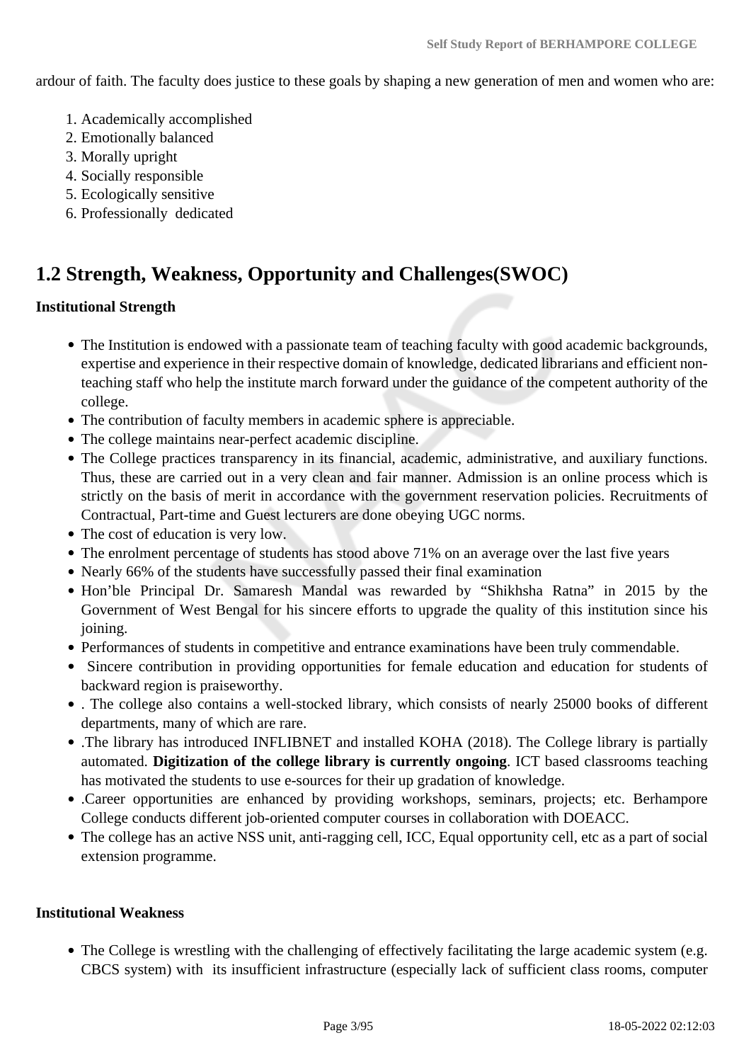ardour of faith. The faculty does justice to these goals by shaping a new generation of men and women who are:

1. Academically accomplished
2. Emotionally balanced
3. Morally upright
4. Socially responsible
5. Ecologically sensitive
6. Professionally dedicated

## 1.2 Strength, Weakness, Opportunity and Challenges(SWOC)

**Institutional Strength**

- The Institution is endowed with a passionate team of teaching faculty with good academic backgrounds, expertise and experience in their respective domain of knowledge, dedicated librarians and efficient non-teaching staff who help the institute march forward under the guidance of the competent authority of the college.
- The contribution of faculty members in academic sphere is appreciable.
- The college maintains near-perfect academic discipline.
- The College practices transparency in its financial, academic, administrative, and auxiliary functions. Thus, these are carried out in a very clean and fair manner. Admission is an online process which is strictly on the basis of merit in accordance with the government reservation policies. Recruitments of Contractual, Part-time and Guest lecturers are done obeying UGC norms.
- The cost of education is very low.
- The enrolment percentage of students has stood above 71% on an average over the last five years
- Nearly 66% of the students have successfully passed their final examination
- Hon'ble Principal Dr. Samaresh Mandal was rewarded by "Shikhsha Ratna" in 2015 by the Government of West Bengal for his sincere efforts to upgrade the quality of this institution since his joining.
- Performances of students in competitive and entrance examinations have been truly commendable.
- Sincere contribution in providing opportunities for female education and education for students of backward region is praiseworthy.
- . The college also contains a well-stocked library, which consists of nearly 25000 books of different departments, many of which are rare.
- .The library has introduced INFLIBNET and installed KOHA (2018). The College library is partially automated. **Digitization of the college library is currently ongoing**. ICT based classrooms teaching has motivated the students to use e-sources for their up gradation of knowledge.
- .Career opportunities are enhanced by providing workshops, seminars, projects; etc. Berhampore College conducts different job-oriented computer courses in collaboration with DOEACC.
- The college has an active NSS unit, anti-ragging cell, ICC, Equal opportunity cell, etc as a part of social extension programme.

**Institutional Weakness**

- The College is wrestling with the challenging of effectively facilitating the large academic system (e.g. CBCS system) with its insufficient infrastructure (especially lack of sufficient class rooms, computer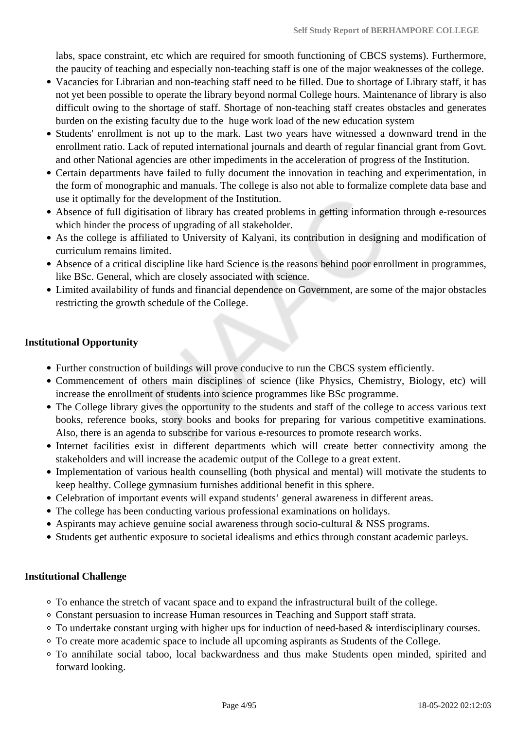labs, space constraint, etc which are required for smooth functioning of CBCS systems). Furthermore, the paucity of teaching and especially non-teaching staff is one of the major weaknesses of the college.

- Vacancies for Librarian and non-teaching staff need to be filled. Due to shortage of Library staff, it has not yet been possible to operate the library beyond normal College hours. Maintenance of library is also difficult owing to the shortage of staff. Shortage of non-teaching staff creates obstacles and generates burden on the existing faculty due to the huge work load of the new education system
- Students' enrollment is not up to the mark. Last two years have witnessed a downward trend in the enrollment ratio. Lack of reputed international journals and dearth of regular financial grant from Govt. and other National agencies are other impediments in the acceleration of progress of the Institution.
- Certain departments have failed to fully document the innovation in teaching and experimentation, in the form of monographic and manuals. The college is also not able to formalize complete data base and use it optimally for the development of the Institution.
- Absence of full digitisation of library has created problems in getting information through e-resources which hinder the process of upgrading of all stakeholder.
- As the college is affiliated to University of Kalyani, its contribution in designing and modification of curriculum remains limited.
- Absence of a critical discipline like hard Science is the reasons behind poor enrollment in programmes, like BSc. General, which are closely associated with science.
- Limited availability of funds and financial dependence on Government, are some of the major obstacles restricting the growth schedule of the College.

**Institutional Opportunity**

- Further construction of buildings will prove conducive to run the CBCS system efficiently.
- Commencement of others main disciplines of science (like Physics, Chemistry, Biology, etc) will increase the enrollment of students into science programmes like BSc programme.
- The College library gives the opportunity to the students and staff of the college to access various text books, reference books, story books and books for preparing for various competitive examinations. Also, there is an agenda to subscribe for various e-resources to promote research works.
- Internet facilities exist in different departments which will create better connectivity among the stakeholders and will increase the academic output of the College to a great extent.
- Implementation of various health counselling (both physical and mental) will motivate the students to keep healthy. College gymnasium furnishes additional benefit in this sphere.
- Celebration of important events will expand students' general awareness in different areas.
- The college has been conducting various professional examinations on holidays.
- Aspirants may achieve genuine social awareness through socio-cultural & NSS programs.
- Students get authentic exposure to societal idealisms and ethics through constant academic parleys.

**Institutional Challenge**

- To enhance the stretch of vacant space and to expand the infrastructural built of the college.
- Constant persuasion to increase Human resources in Teaching and Support staff strata.
- To undertake constant urging with higher ups for induction of need-based & interdisciplinary courses.
- To create more academic space to include all upcoming aspirants as Students of the College.
- To annihilate social taboo, local backwardness and thus make Students open minded, spirited and forward looking.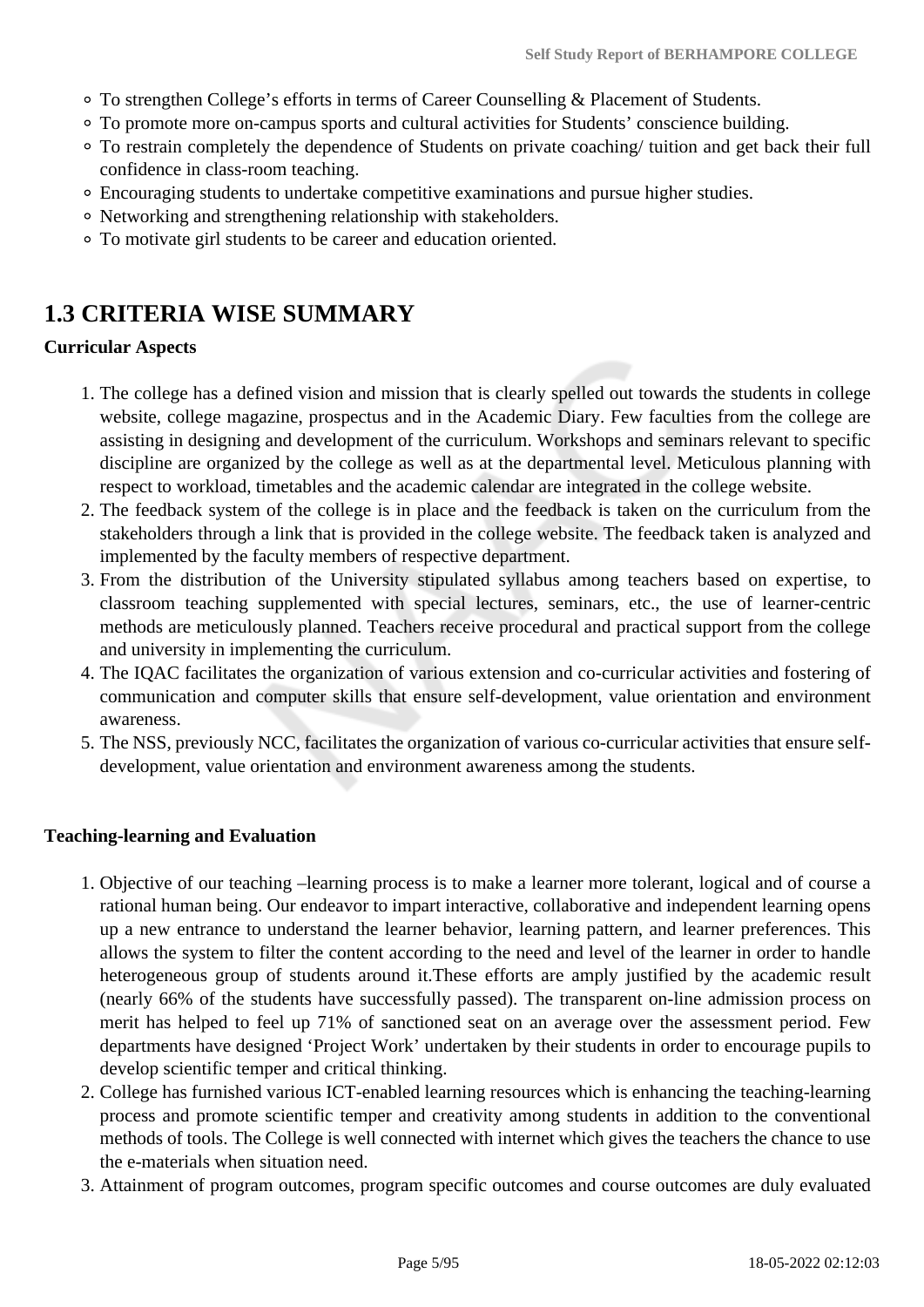- To strengthen College's efforts in terms of Career Counselling & Placement of Students.
- To promote more on-campus sports and cultural activities for Students' conscience building.
- To restrain completely the dependence of Students on private coaching/ tuition and get back their full confidence in class-room teaching.
- Encouraging students to undertake competitive examinations and pursue higher studies.
- Networking and strengthening relationship with stakeholders.
- To motivate girl students to be career and education oriented.

## 1.3 CRITERIA WISE SUMMARY

**Curricular Aspects**

1. The college has a defined vision and mission that is clearly spelled out towards the students in college website, college magazine, prospectus and in the Academic Diary. Few faculties from the college are assisting in designing and development of the curriculum. Workshops and seminars relevant to specific discipline are organized by the college as well as at the departmental level. Meticulous planning with respect to workload, timetables and the academic calendar are integrated in the college website.
2. The feedback system of the college is in place and the feedback is taken on the curriculum from the stakeholders through a link that is provided in the college website. The feedback taken is analyzed and implemented by the faculty members of respective department.
3. From the distribution of the University stipulated syllabus among teachers based on expertise, to classroom teaching supplemented with special lectures, seminars, etc., the use of learner-centric methods are meticulously planned. Teachers receive procedural and practical support from the college and university in implementing the curriculum.
4. The IQAC facilitates the organization of various extension and co-curricular activities and fostering of communication and computer skills that ensure self-development, value orientation and environment awareness.
5. The NSS, previously NCC, facilitates the organization of various co-curricular activities that ensure self-development, value orientation and environment awareness among the students.

**Teaching-learning and Evaluation**

1. Objective of our teaching –learning process is to make a learner more tolerant, logical and of course a rational human being. Our endeavor to impart interactive, collaborative and independent learning opens up a new entrance to understand the learner behavior, learning pattern, and learner preferences. This allows the system to filter the content according to the need and level of the learner in order to handle heterogeneous group of students around it.These efforts are amply justified by the academic result (nearly 66% of the students have successfully passed). The transparent on-line admission process on merit has helped to feel up 71% of sanctioned seat on an average over the assessment period. Few departments have designed 'Project Work' undertaken by their students in order to encourage pupils to develop scientific temper and critical thinking.
2. College has furnished various ICT-enabled learning resources which is enhancing the teaching-learning process and promote scientific temper and creativity among students in addition to the conventional methods of tools. The College is well connected with internet which gives the teachers the chance to use the e-materials when situation need.
3. Attainment of program outcomes, program specific outcomes and course outcomes are duly evaluated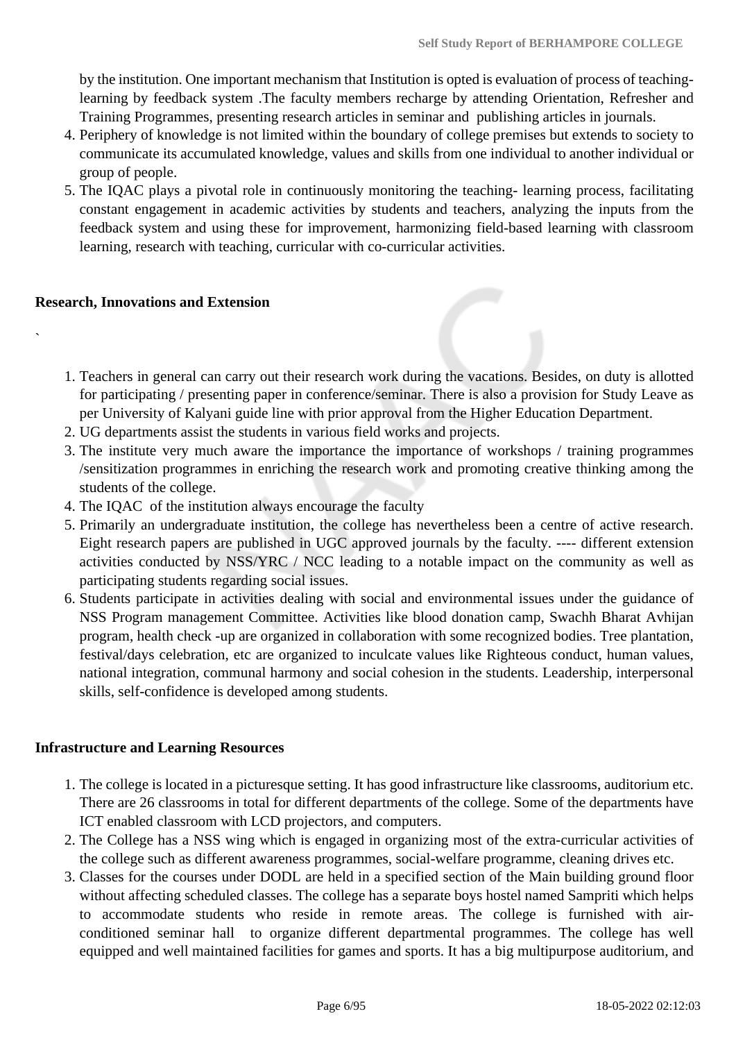by the institution. One important mechanism that Institution is opted is evaluation of process of teaching-learning by feedback system .The faculty members recharge by attending Orientation, Refresher and Training Programmes, presenting research articles in seminar and publishing articles in journals.

4. Periphery of knowledge is not limited within the boundary of college premises but extends to society to communicate its accumulated knowledge, values and skills from one individual to another individual or group of people.
5. The IQAC plays a pivotal role in continuously monitoring the teaching- learning process, facilitating constant engagement in academic activities by students and teachers, analyzing the inputs from the feedback system and using these for improvement, harmonizing field-based learning with classroom learning, research with teaching, curricular with co-curricular activities.

**Research, Innovations and Extension**

`

1. Teachers in general can carry out their research work during the vacations. Besides, on duty is allotted for participating / presenting paper in conference/seminar. There is also a provision for Study Leave as per University of Kalyani guide line with prior approval from the Higher Education Department.
2. UG departments assist the students in various field works and projects.
3. The institute very much aware the importance the importance of workshops / training programmes /sensitization programmes in enriching the research work and promoting creative thinking among the students of the college.
4. The IQAC of the institution always encourage the faculty
5. Primarily an undergraduate institution, the college has nevertheless been a centre of active research. Eight research papers are published in UGC approved journals by the faculty. ---- different extension activities conducted by NSS/YRC / NCC leading to a notable impact on the community as well as participating students regarding social issues.
6. Students participate in activities dealing with social and environmental issues under the guidance of NSS Program management Committee. Activities like blood donation camp, Swachh Bharat Avhijan program, health check -up are organized in collaboration with some recognized bodies. Tree plantation, festival/days celebration, etc are organized to inculcate values like Righteous conduct, human values, national integration, communal harmony and social cohesion in the students. Leadership, interpersonal skills, self-confidence is developed among students.

**Infrastructure and Learning Resources**

1. The college is located in a picturesque setting. It has good infrastructure like classrooms, auditorium etc. There are 26 classrooms in total for different departments of the college. Some of the departments have ICT enabled classroom with LCD projectors, and computers.
2. The College has a NSS wing which is engaged in organizing most of the extra-curricular activities of the college such as different awareness programmes, social-welfare programme, cleaning drives etc.
3. Classes for the courses under DODL are held in a specified section of the Main building ground floor without affecting scheduled classes. The college has a separate boys hostel named Sampriti which helps to accommodate students who reside in remote areas. The college is furnished with air-conditioned seminar hall to organize different departmental programmes. The college has well equipped and well maintained facilities for games and sports. It has a big multipurpose auditorium, and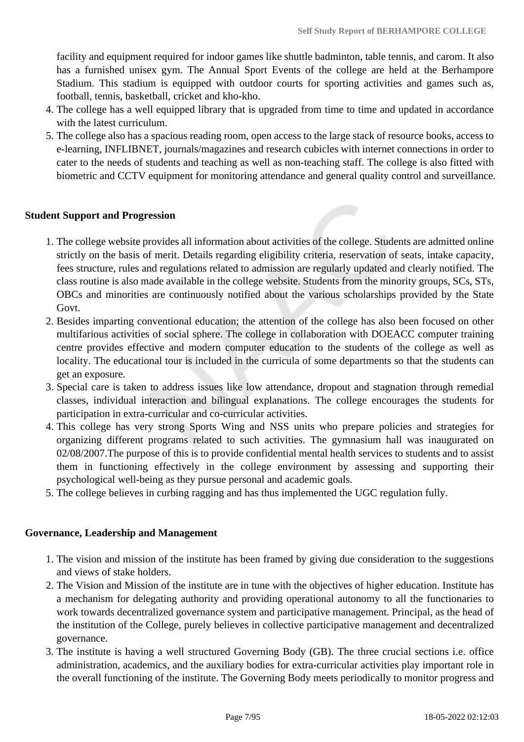facility and equipment required for indoor games like shuttle badminton, table tennis, and carom. It also has a furnished unisex gym. The Annual Sport Events of the college are held at the Berhampore Stadium. This stadium is equipped with outdoor courts for sporting activities and games such as, football, tennis, basketball, cricket and kho-kho.

4. The college has a well equipped library that is upgraded from time to time and updated in accordance with the latest curriculum.
5. The college also has a spacious reading room, open access to the large stack of resource books, access to e-learning, INFLIBNET, journals/magazines and research cubicles with internet connections in order to cater to the needs of students and teaching as well as non-teaching staff. The college is also fitted with biometric and CCTV equipment for monitoring attendance and general quality control and surveillance.

**Student Support and Progression**

1. The college website provides all information about activities of the college. Students are admitted online strictly on the basis of merit. Details regarding eligibility criteria, reservation of seats, intake capacity, fees structure, rules and regulations related to admission are regularly updated and clearly notified. The class routine is also made available in the college website. Students from the minority groups, SCs, STs, OBCs and minorities are continuously notified about the various scholarships provided by the State Govt.
2. Besides imparting conventional education; the attention of the college has also been focused on other multifarious activities of social sphere. The college in collaboration with DOEACC computer training centre provides effective and modern computer education to the students of the college as well as locality. The educational tour is included in the curricula of some departments so that the students can get an exposure.
3. Special care is taken to address issues like low attendance, dropout and stagnation through remedial classes, individual interaction and bilingual explanations. The college encourages the students for participation in extra-curricular and co-curricular activities.
4. This college has very strong Sports Wing and NSS units who prepare policies and strategies for organizing different programs related to such activities. The gymnasium hall was inaugurated on 02/08/2007.The purpose of this is to provide confidential mental health services to students and to assist them in functioning effectively in the college environment by assessing and supporting their psychological well-being as they pursue personal and academic goals.
5. The college believes in curbing ragging and has thus implemented the UGC regulation fully.

**Governance, Leadership and Management**

1. The vision and mission of the institute has been framed by giving due consideration to the suggestions and views of stake holders.
2. The Vision and Mission of the institute are in tune with the objectives of higher education. Institute has a mechanism for delegating authority and providing operational autonomy to all the functionaries to work towards decentralized governance system and participative management. Principal, as the head of the institution of the College, purely believes in collective participative management and decentralized governance.
3. The institute is having a well structured Governing Body (GB). The three crucial sections i.e. office administration, academics, and the auxiliary bodies for extra-curricular activities play important role in the overall functioning of the institute. The Governing Body meets periodically to monitor progress and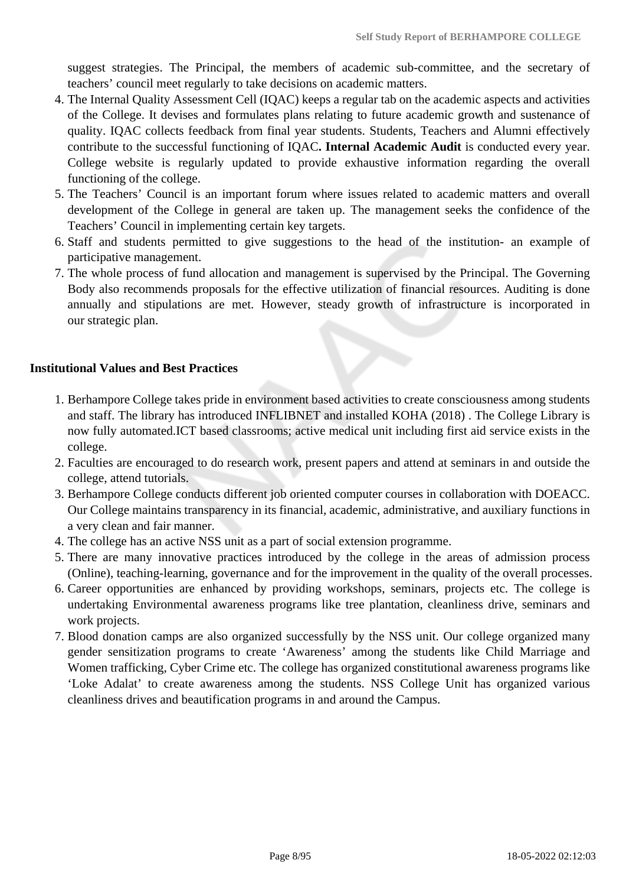suggest strategies. The Principal, the members of academic sub-committee, and the secretary of teachers' council meet regularly to take decisions on academic matters.

4. The Internal Quality Assessment Cell (IQAC) keeps a regular tab on the academic aspects and activities of the College. It devises and formulates plans relating to future academic growth and sustenance of quality. IQAC collects feedback from final year students. Students, Teachers and Alumni effectively contribute to the successful functioning of IQAC**. Internal Academic Audit** is conducted every year. College website is regularly updated to provide exhaustive information regarding the overall functioning of the college.
5. The Teachers' Council is an important forum where issues related to academic matters and overall development of the College in general are taken up. The management seeks the confidence of the Teachers' Council in implementing certain key targets.
6. Staff and students permitted to give suggestions to the head of the institution- an example of participative management.
7. The whole process of fund allocation and management is supervised by the Principal. The Governing Body also recommends proposals for the effective utilization of financial resources. Auditing is done annually and stipulations are met. However, steady growth of infrastructure is incorporated in our strategic plan.

**Institutional Values and Best Practices**

1. Berhampore College takes pride in environment based activities to create consciousness among students and staff. The library has introduced INFLIBNET and installed KOHA (2018) . The College Library is now fully automated.ICT based classrooms; active medical unit including first aid service exists in the college.
2. Faculties are encouraged to do research work, present papers and attend at seminars in and outside the college, attend tutorials.
3. Berhampore College conducts different job oriented computer courses in collaboration with DOEACC. Our College maintains transparency in its financial, academic, administrative, and auxiliary functions in a very clean and fair manner.
4. The college has an active NSS unit as a part of social extension programme.
5. There are many innovative practices introduced by the college in the areas of admission process (Online), teaching-learning, governance and for the improvement in the quality of the overall processes.
6. Career opportunities are enhanced by providing workshops, seminars, projects etc. The college is undertaking Environmental awareness programs like tree plantation, cleanliness drive, seminars and work projects.
7. Blood donation camps are also organized successfully by the NSS unit. Our college organized many gender sensitization programs to create 'Awareness' among the students like Child Marriage and Women trafficking, Cyber Crime etc. The college has organized constitutional awareness programs like 'Loke Adalat' to create awareness among the students. NSS College Unit has organized various cleanliness drives and beautification programs in and around the Campus.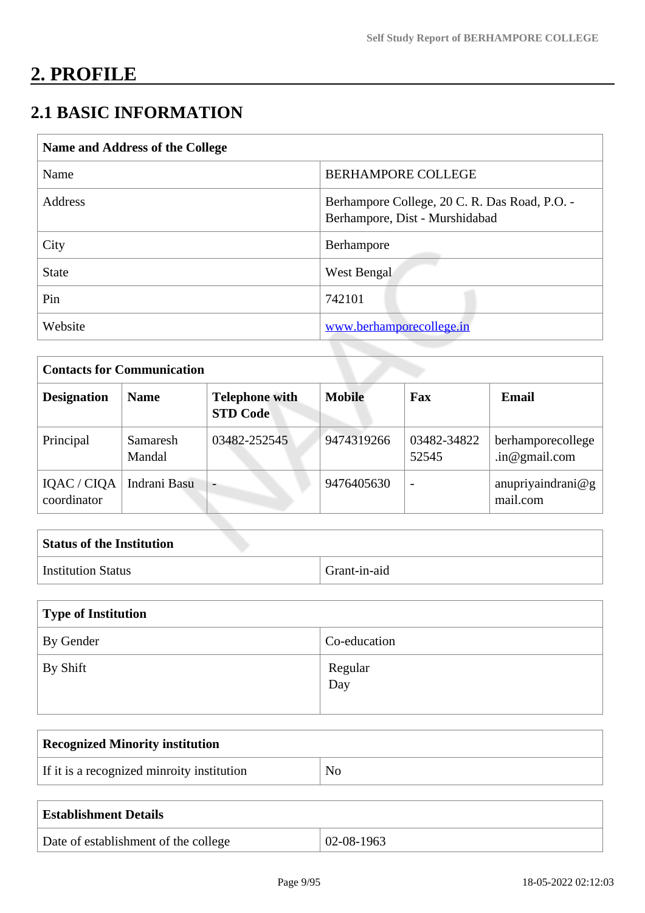# 2. PROFILE

## 2.1 BASIC INFORMATION

| Name and Address of the College | |
|---|---|
| Name | BERHAMPORE COLLEGE |
| Address | Berhampore College, 20 C. R. Das Road, P.O. - Berhampore, Dist - Murshidabad |
| City | Berhampore |
| State | West Bengal |
| Pin | 742101 |
| Website | www.berhamporecollege.in |

| Contacts for Communication | | | | | |
|---|---|---|---|---|---|
| **Designation** | **Name** | **Telephone with STD Code** | **Mobile** | **Fax** | **Email** |
| Principal | Samaresh Mandal | 03482-252545 | 9474319266 | 03482-3482252545 | berhamporecollege.in@gmail.com |
| IQAC / CIQA coordinator | Indrani Basu | - | 9476405630 | - | anupriyaindrani@gmail.com |

| Status of the Institution | |
|---|---|
| Institution Status | Grant-in-aid |

| Type of Institution | |
|---|---|
| By Gender | Co-education |
| By Shift | Regular<br>Day |

| Recognized Minority institution | |
|---|---|
| If it is a recognized minroity institution | No |

| Establishment Details | |
|---|---|
| Date of establishment of the college | 02-08-1963 |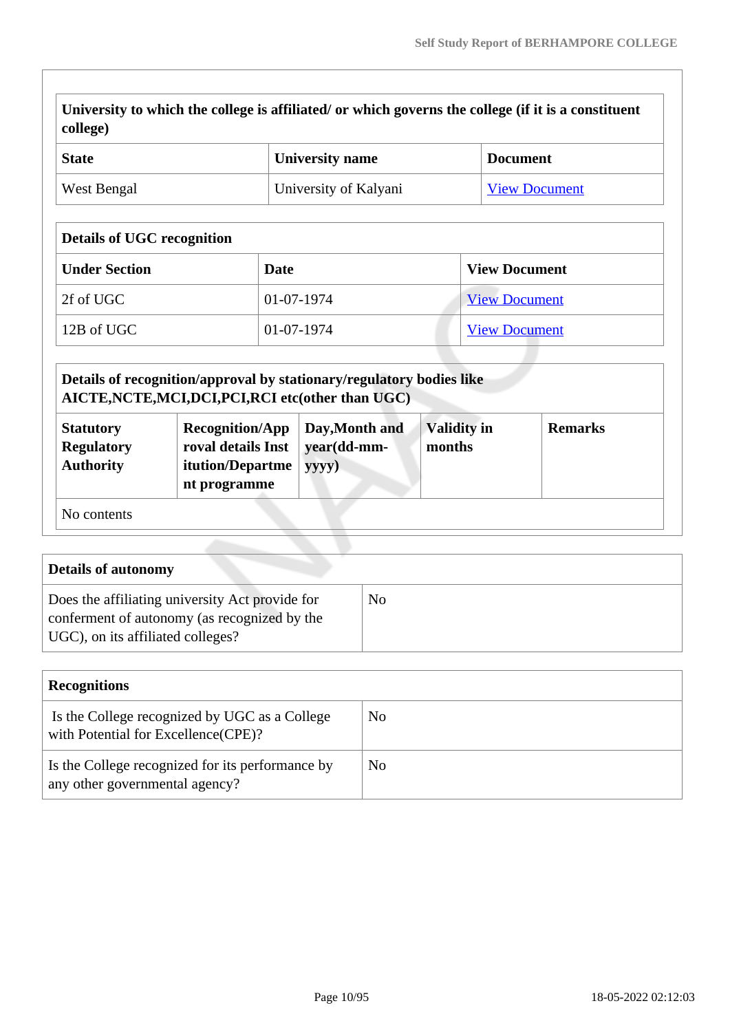| University to which the college is affiliated/ or which governs the college (if it is a constituent college) | | |
|---|---|---|
| **State** | **University name** | **Document** |
| West Bengal | University of Kalyani | View Document |

| Details of UGC recognition | | |
|---|---|---|
| **Under Section** | **Date** | **View Document** |
| 2f of UGC | 01-07-1974 | View Document |
| 12B of UGC | 01-07-1974 | View Document |

| Details of recognition/approval by stationary/regulatory bodies like AICTE,NCTE,MCI,DCI,PCI,RCI etc(other than UGC) | | | | |
|---|---|---|---|---|
| **Statutory Regulatory Authority** | **Recognition/Approval details Institution/Department programme** | **Day,Month and year(dd-mm-yyyy)** | **Validity in months** | **Remarks** |
| No contents | | | | |

| Details of autonomy | |
|---|---|
| Does the affiliating university Act provide for conferment of autonomy (as recognized by the UGC), on its affiliated colleges? | No |

| Recognitions | |
|---|---|
| Is the College recognized by UGC as a College with Potential for Excellence(CPE)? | No |
| Is the College recognized for its performance by any other governmental agency? | No |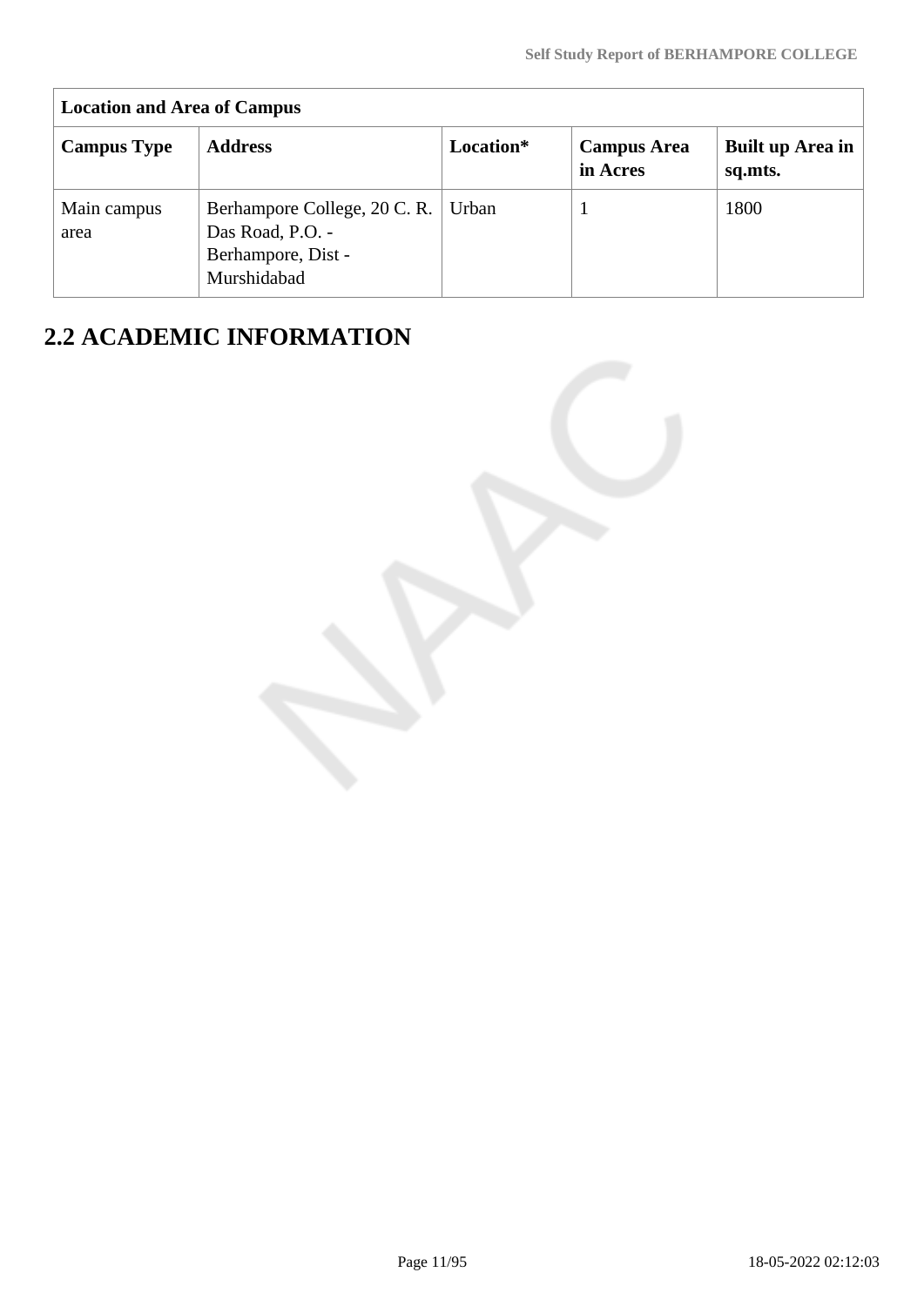| Location and Area of Campus | | | | |
|---|---|---|---|---|
| **Campus Type** | **Address** | **Location*** | **Campus Area in Acres** | **Built up Area in sq.mts.** |
| Main campus area | Berhampore College, 20 C. R. Das Road, P.O. - Berhampore, Dist - Murshidabad | Urban | 1 | 1800 |

## 2.2 ACADEMIC INFORMATION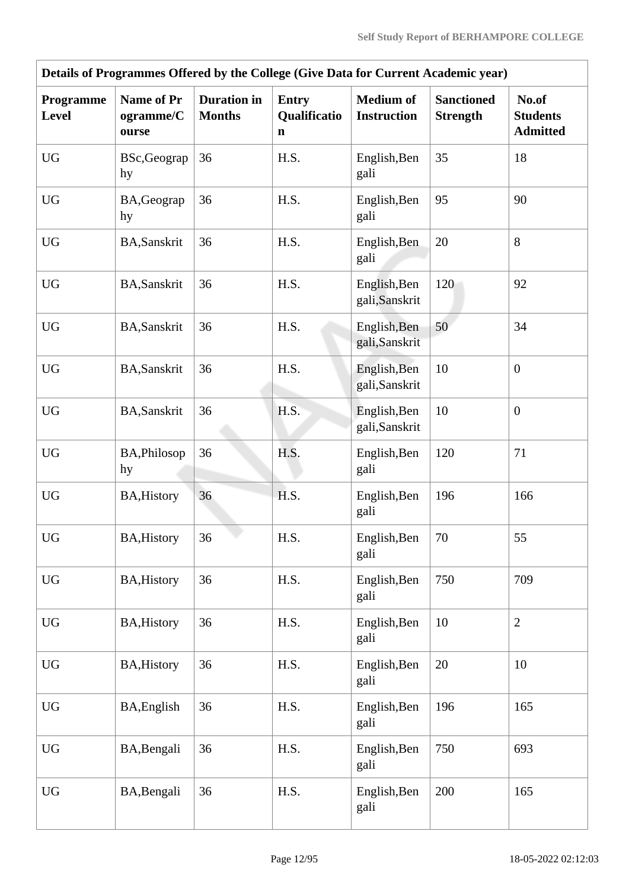| Details of Programmes Offered by the College (Give Data for Current Academic year) | | | | | | |
|---|---|---|---|---|---|---|
| **Programme Level** | **Name of Programme/Course** | **Duration in Months** | **Entry Qualification** | **Medium of Instruction** | **Sanctioned Strength** | **No.of Students Admitted** |
| UG | BSc,Geography | 36 | H.S. | English,Bengali | 35 | 18 |
| UG | BA,Geography | 36 | H.S. | English,Bengali | 95 | 90 |
| UG | BA,Sanskrit | 36 | H.S. | English,Bengali | 20 | 8 |
| UG | BA,Sanskrit | 36 | H.S. | English,Bengali,Sanskrit | 120 | 92 |
| UG | BA,Sanskrit | 36 | H.S. | English,Bengali,Sanskrit | 50 | 34 |
| UG | BA,Sanskrit | 36 | H.S. | English,Bengali,Sanskrit | 10 | 0 |
| UG | BA,Sanskrit | 36 | H.S. | English,Bengali,Sanskrit | 10 | 0 |
| UG | BA,Philosophy | 36 | H.S. | English,Bengali | 120 | 71 |
| UG | BA,History | 36 | H.S. | English,Bengali | 196 | 166 |
| UG | BA,History | 36 | H.S. | English,Bengali | 70 | 55 |
| UG | BA,History | 36 | H.S. | English,Bengali | 750 | 709 |
| UG | BA,History | 36 | H.S. | English,Bengali | 10 | 2 |
| UG | BA,History | 36 | H.S. | English,Bengali | 20 | 10 |
| UG | BA,English | 36 | H.S. | English,Bengali | 196 | 165 |
| UG | BA,Bengali | 36 | H.S. | English,Bengali | 750 | 693 |
| UG | BA,Bengali | 36 | H.S. | English,Bengali | 200 | 165 |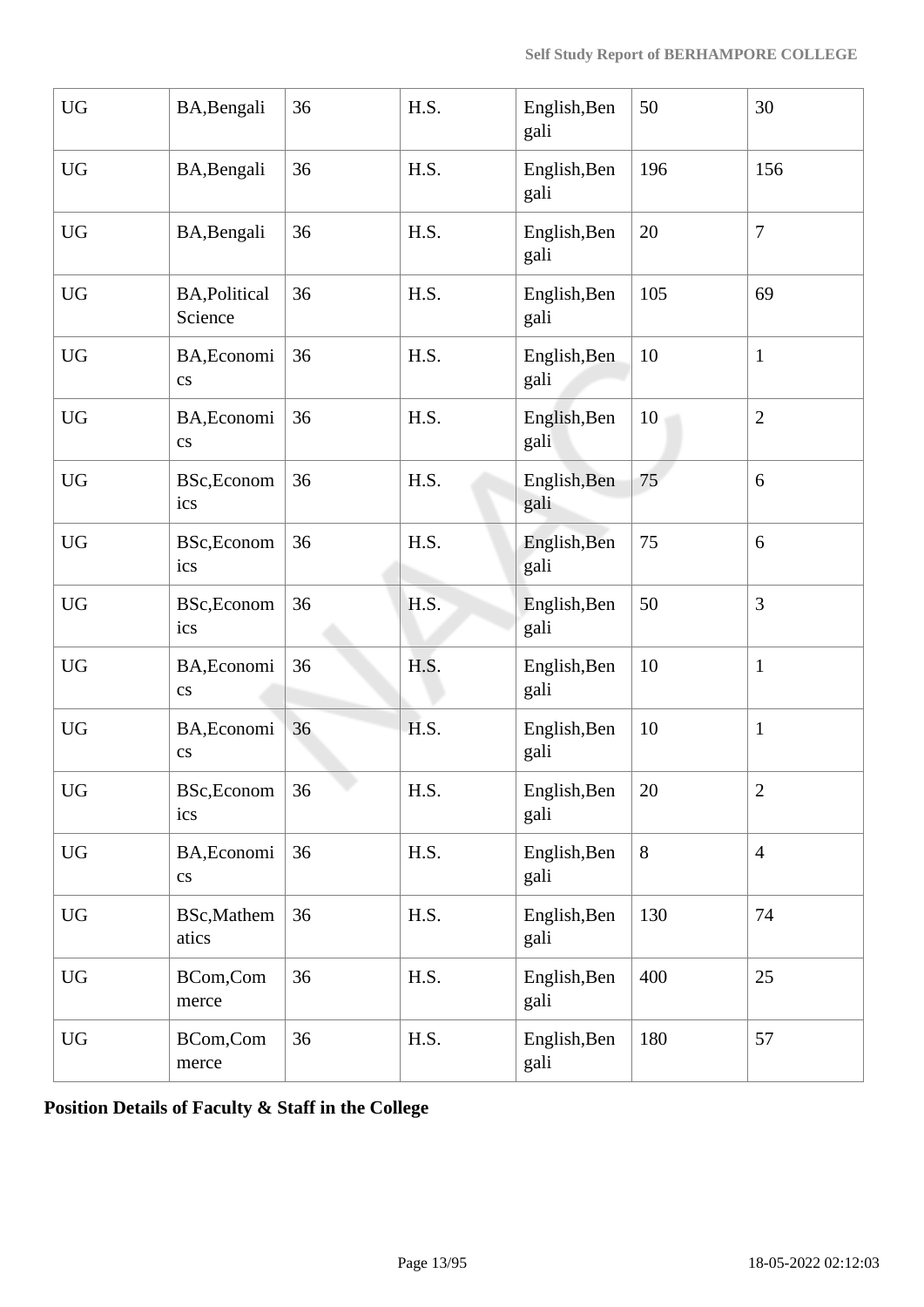| UG | BA,Bengali | 36 | H.S. | English,Bengali | 50 | 30 |
|---|---|---|---|---|---|---|
| UG | BA,Bengali | 36 | H.S. | English,Bengali | 196 | 156 |
| UG | BA,Bengali | 36 | H.S. | English,Bengali | 20 | 7 |
| UG | BA,Political Science | 36 | H.S. | English,Bengali | 105 | 69 |
| UG | BA,Economics | 36 | H.S. | English,Bengali | 10 | 1 |
| UG | BA,Economics | 36 | H.S. | English,Bengali | 10 | 2 |
| UG | BSc,Economics | 36 | H.S. | English,Bengali | 75 | 6 |
| UG | BSc,Economics | 36 | H.S. | English,Bengali | 75 | 6 |
| UG | BSc,Economics | 36 | H.S. | English,Bengali | 50 | 3 |
| UG | BA,Economics | 36 | H.S. | English,Bengali | 10 | 1 |
| UG | BA,Economics | 36 | H.S. | English,Bengali | 10 | 1 |
| UG | BSc,Economics | 36 | H.S. | English,Bengali | 20 | 2 |
| UG | BA,Economics | 36 | H.S. | English,Bengali | 8 | 4 |
| UG | BSc,Mathematics | 36 | H.S. | English,Bengali | 130 | 74 |
| UG | BCom,Commerce | 36 | H.S. | English,Bengali | 400 | 25 |
| UG | BCom,Commerce | 36 | H.S. | English,Bengali | 180 | 57 |

**Position Details of Faculty & Staff in the College**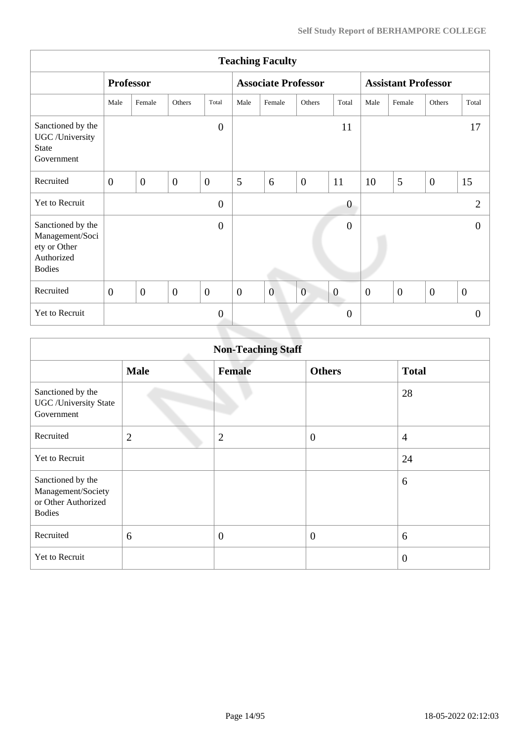| Teaching Faculty | | | | | | | | | | | | |
|---|---|---|---|---|---|---|---|---|---|---|---|---|
| | Professor | | | | Associate Professor | | | | Assistant Professor | | | |
| | Male | Female | Others | Total | Male | Female | Others | Total | Male | Female | Others | Total |
| Sanctioned by the UGC /University State Government | | | | 0 | | | | 11 | | | | 17 |
| Recruited | 0 | 0 | 0 | 0 | 5 | 6 | 0 | 11 | 10 | 5 | 0 | 15 |
| Yet to Recruit | | | | 0 | | | | 0 | | | | 2 |
| Sanctioned by the Management/Society or Other Authorized Bodies | | | | 0 | | | | 0 | | | | 0 |
| Recruited | 0 | 0 | 0 | 0 | 0 | 0 | 0 | 0 | 0 | 0 | 0 | 0 |
| Yet to Recruit | | | | 0 | | | | 0 | | | | 0 |

| Non-Teaching Staff | | | | |
|---|---|---|---|---|
| | Male | Female | Others | Total |
| Sanctioned by the UGC /University State Government | | | | 28 |
| Recruited | 2 | 2 | 0 | 4 |
| Yet to Recruit | | | | 24 |
| Sanctioned by the Management/Society or Other Authorized Bodies | | | | 6 |
| Recruited | 6 | 0 | 0 | 6 |
| Yet to Recruit | | | | 0 |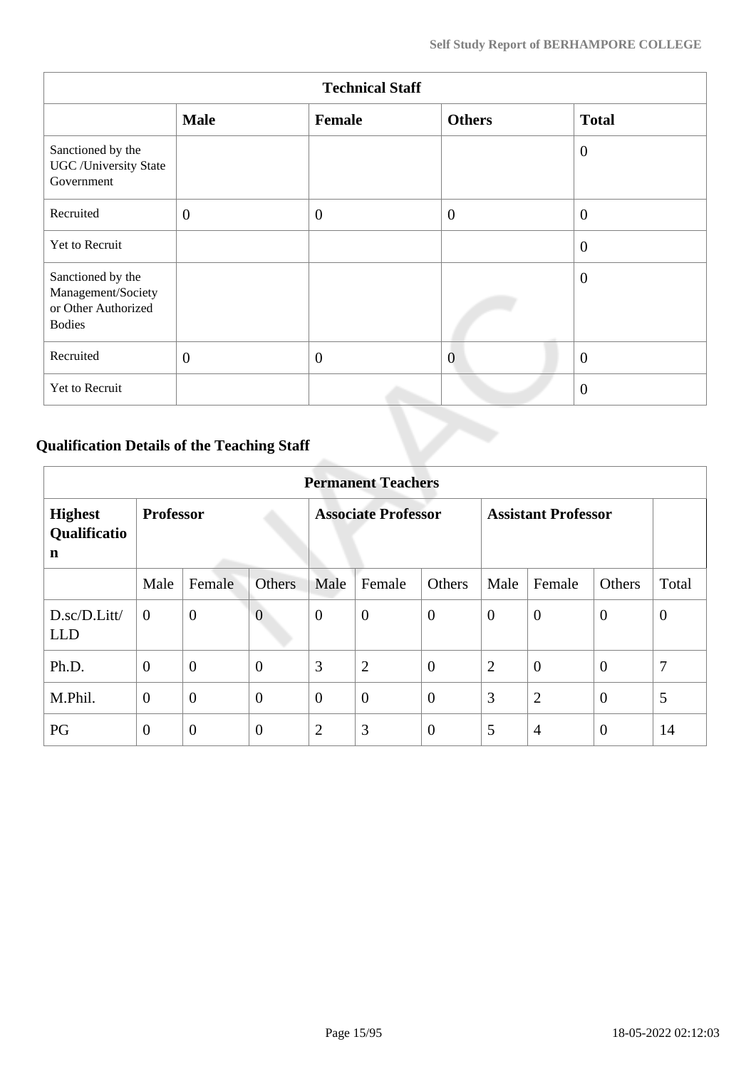| Technical Staff | | | | |
|---|---|---|---|---|
| | **Male** | **Female** | **Others** | **Total** |
| Sanctioned by the UGC /University State Government | | | | 0 |
| Recruited | 0 | 0 | 0 | 0 |
| Yet to Recruit | | | | 0 |
| Sanctioned by the Management/Society or Other Authorized Bodies | | | | 0 |
| Recruited | 0 | 0 | 0 | 0 |
| Yet to Recruit | | | | 0 |

## Qualification Details of the Teaching Staff

| Permanent Teachers | | | | | | | | | | |
|---|---|---|---|---|---|---|---|---|---|---|
| **Highest Qualification** | **Professor** | | | **Associate Professor** | | | **Assistant Professor** | | | |
| | Male | Female | Others | Male | Female | Others | Male | Female | Others | Total |
| D.sc/D.Litt/ LLD | 0 | 0 | 0 | 0 | 0 | 0 | 0 | 0 | 0 | 0 |
| Ph.D. | 0 | 0 | 0 | 3 | 2 | 0 | 2 | 0 | 0 | 7 |
| M.Phil. | 0 | 0 | 0 | 0 | 0 | 0 | 3 | 2 | 0 | 5 |
| PG | 0 | 0 | 0 | 2 | 3 | 0 | 5 | 4 | 0 | 14 |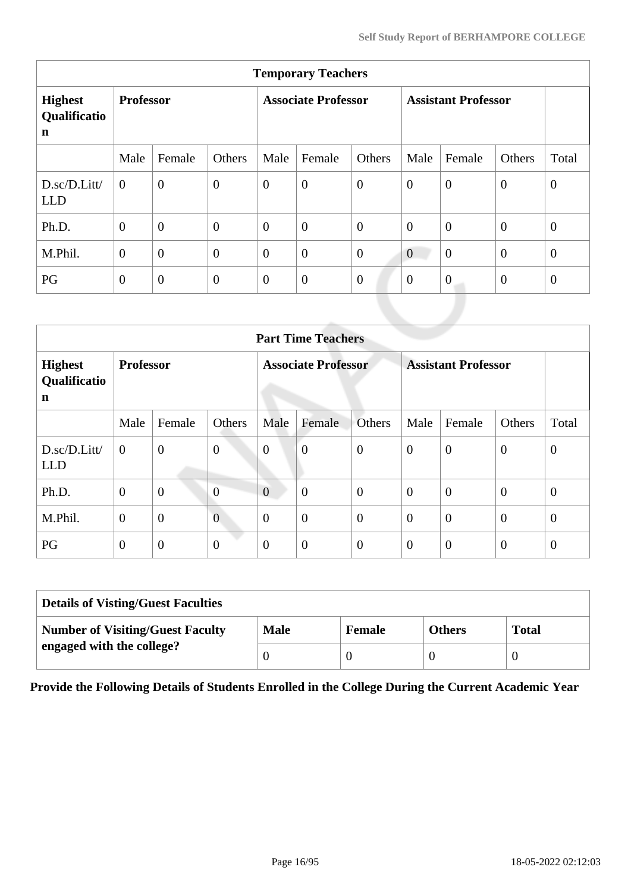| Temporary Teachers | | | | | | | | | | |
|---|---|---|---|---|---|---|---|---|---|---|
| **Highest Qualification** | **Professor** | | | **Associate Professor** | | | **Assistant Professor** | | | |
| | Male | Female | Others | Male | Female | Others | Male | Female | Others | Total |
| D.sc/D.Litt/LLD | 0 | 0 | 0 | 0 | 0 | 0 | 0 | 0 | 0 | 0 |
| Ph.D. | 0 | 0 | 0 | 0 | 0 | 0 | 0 | 0 | 0 | 0 |
| M.Phil. | 0 | 0 | 0 | 0 | 0 | 0 | 0 | 0 | 0 | 0 |
| PG | 0 | 0 | 0 | 0 | 0 | 0 | 0 | 0 | 0 | 0 |

| Part Time Teachers | | | | | | | | | | |
|---|---|---|---|---|---|---|---|---|---|---|
| **Highest Qualification** | **Professor** | | | **Associate Professor** | | | **Assistant Professor** | | | |
| | Male | Female | Others | Male | Female | Others | Male | Female | Others | Total |
| D.sc/D.Litt/LLD | 0 | 0 | 0 | 0 | 0 | 0 | 0 | 0 | 0 | 0 |
| Ph.D. | 0 | 0 | 0 | 0 | 0 | 0 | 0 | 0 | 0 | 0 |
| M.Phil. | 0 | 0 | 0 | 0 | 0 | 0 | 0 | 0 | 0 | 0 |
| PG | 0 | 0 | 0 | 0 | 0 | 0 | 0 | 0 | 0 | 0 |

| Details of Visting/Guest Faculties | | | | |
|---|---|---|---|---|
| **Number of Visiting/Guest Faculty engaged with the college?** | **Male** | **Female** | **Others** | **Total** |
| | 0 | 0 | 0 | 0 |

**Provide the Following Details of Students Enrolled in the College During the Current Academic Year**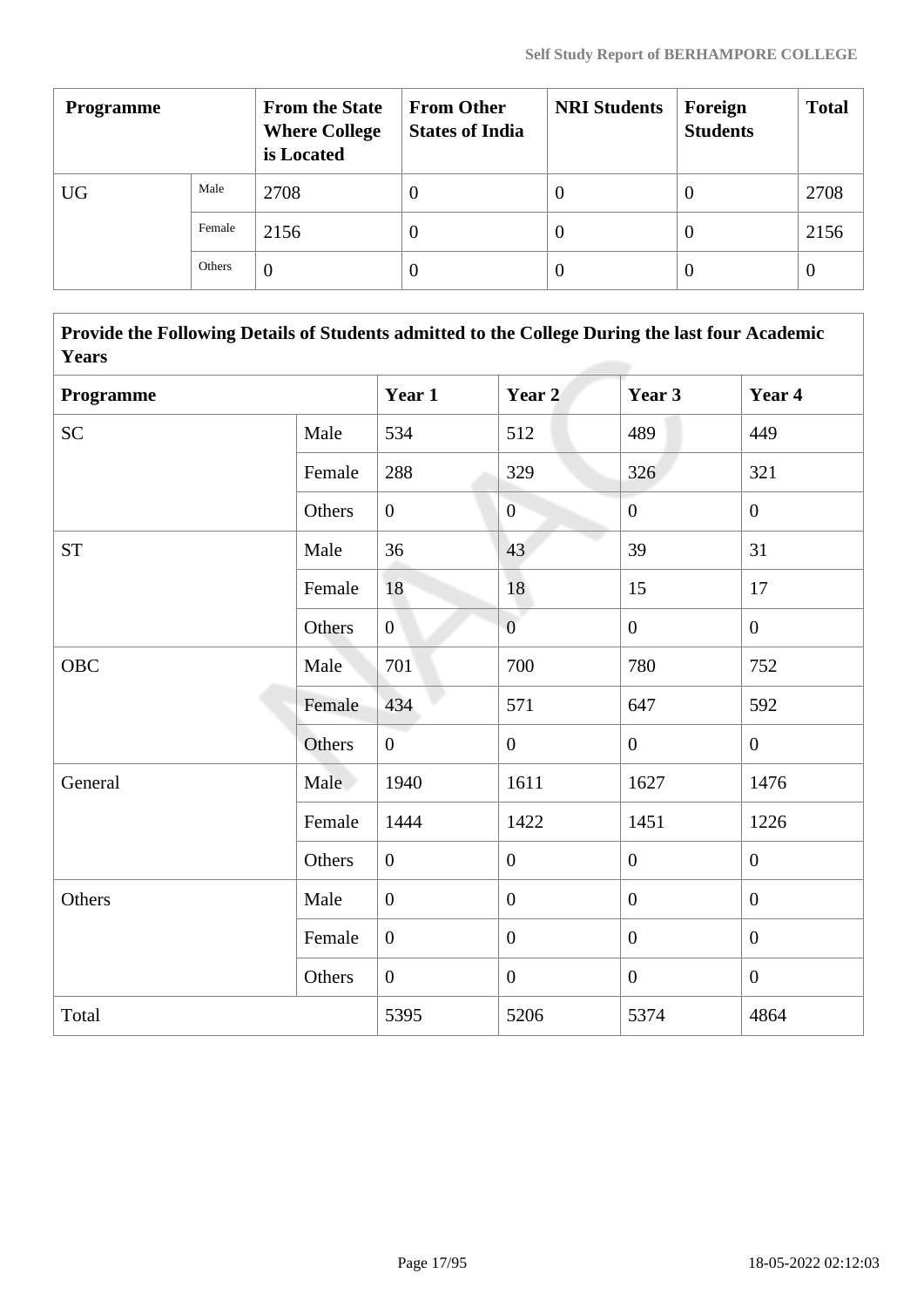| Programme | | From the State Where College is Located | From Other States of India | NRI Students | Foreign Students | Total |
|---|---|---|---|---|---|---|
| UG | Male | 2708 | 0 | 0 | 0 | 2708 |
| | Female | 2156 | 0 | 0 | 0 | 2156 |
| | Others | 0 | 0 | 0 | 0 | 0 |

| **Provide the Following Details of Students admitted to the College During the last four Academic Years** | | | | | |
|---|---|---|---|---|---|
| **Programme** | | **Year 1** | **Year 2** | **Year 3** | **Year 4** |
| SC | Male | 534 | 512 | 489 | 449 |
| | Female | 288 | 329 | 326 | 321 |
| | Others | 0 | 0 | 0 | 0 |
| ST | Male | 36 | 43 | 39 | 31 |
| | Female | 18 | 18 | 15 | 17 |
| | Others | 0 | 0 | 0 | 0 |
| OBC | Male | 701 | 700 | 780 | 752 |
| | Female | 434 | 571 | 647 | 592 |
| | Others | 0 | 0 | 0 | 0 |
| General | Male | 1940 | 1611 | 1627 | 1476 |
| | Female | 1444 | 1422 | 1451 | 1226 |
| | Others | 0 | 0 | 0 | 0 |
| Others | Male | 0 | 0 | 0 | 0 |
| | Female | 0 | 0 | 0 | 0 |
| | Others | 0 | 0 | 0 | 0 |
| Total | | 5395 | 5206 | 5374 | 4864 |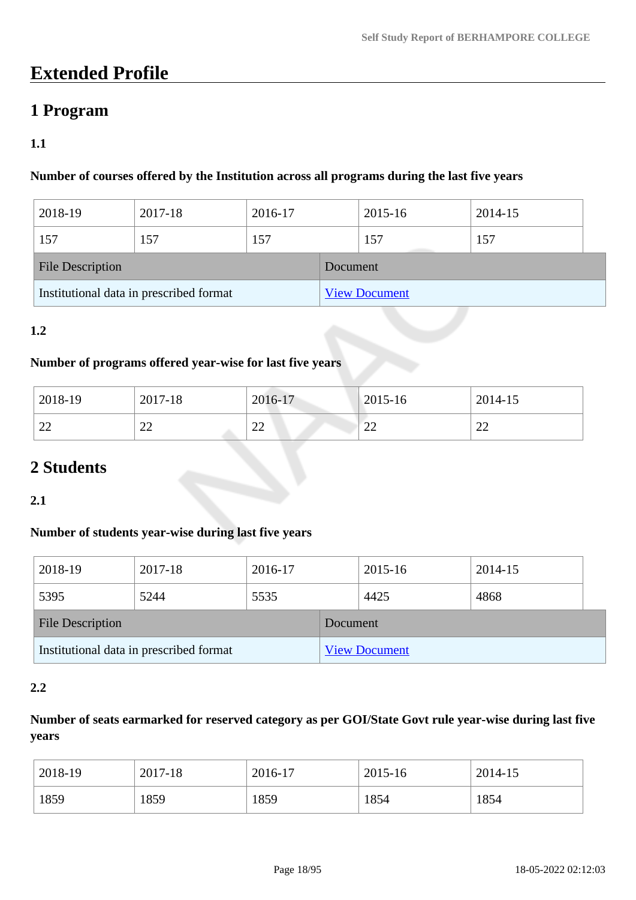# Extended Profile

## 1 Program

### 1.1

**Number of courses offered by the Institution across all programs during the last five years**

| 2018-19 | 2017-18 | 2016-17 | 2015-16 | 2014-15 |
|---|---|---|---|---|
| 157 | 157 | 157 | 157 | 157 |

| File Description | Document |
|---|---|
| Institutional data in prescribed format | View Document |

### 1.2

**Number of programs offered year-wise for last five years**

| 2018-19 | 2017-18 | 2016-17 | 2015-16 | 2014-15 |
|---|---|---|---|---|
| 22 | 22 | 22 | 22 | 22 |

## 2 Students

### 2.1

**Number of students year-wise during last five years**

| 2018-19 | 2017-18 | 2016-17 | 2015-16 | 2014-15 |
|---|---|---|---|---|
| 5395 | 5244 | 5535 | 4425 | 4868 |

| File Description | Document |
|---|---|
| Institutional data in prescribed format | View Document |

### 2.2

**Number of seats earmarked for reserved category as per GOI/State Govt rule year-wise during last five years**

| 2018-19 | 2017-18 | 2016-17 | 2015-16 | 2014-15 |
|---|---|---|---|---|
| 1859 | 1859 | 1859 | 1854 | 1854 |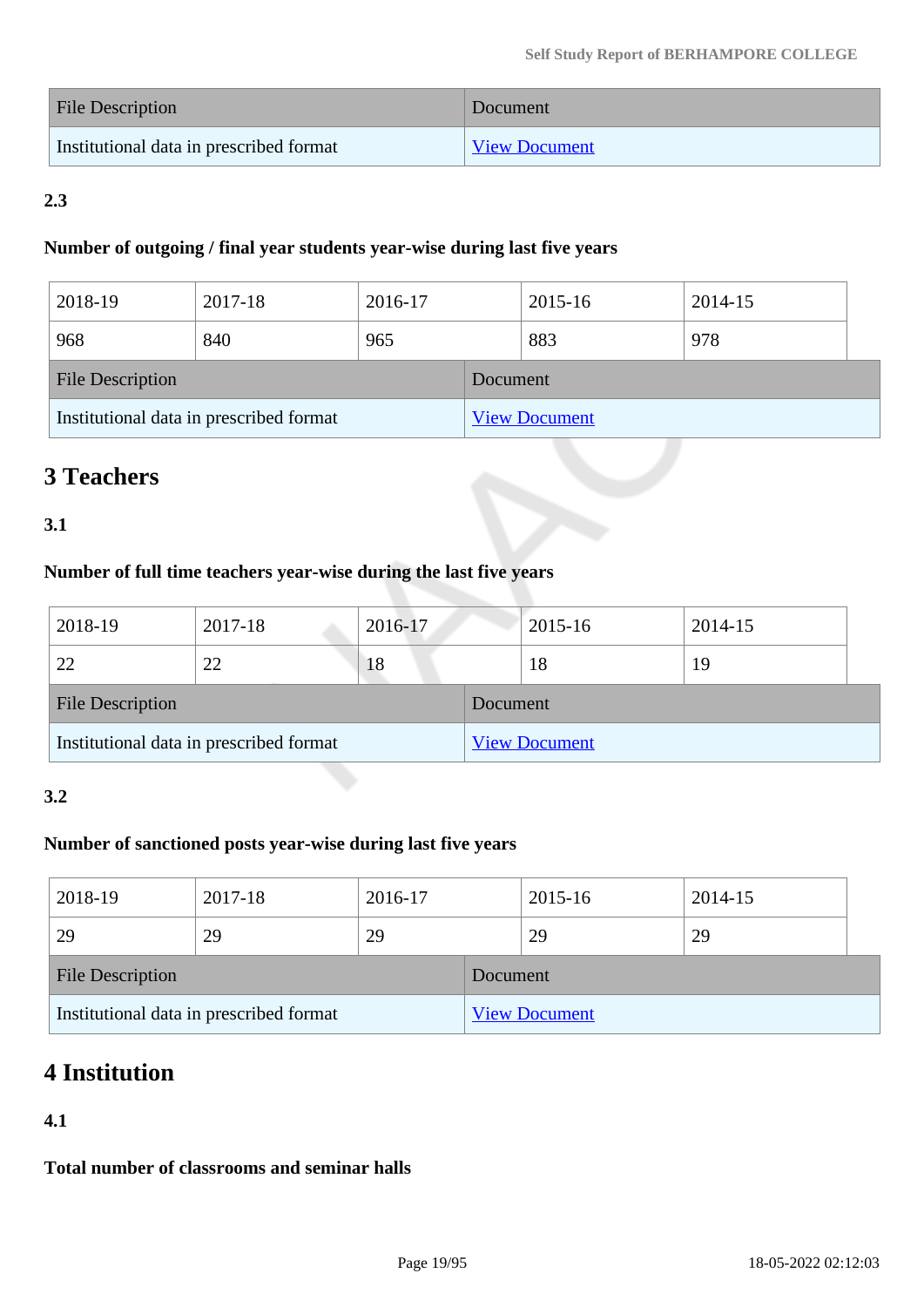| File Description | Document |
| --- | --- |
| Institutional data in prescribed format | View Document |

**2.3**

**Number of outgoing / final year students year-wise during last five years**

| 2018-19 | 2017-18 | 2016-17 | 2015-16 | 2014-15 |
| --- | --- | --- | --- | --- |
| 968 | 840 | 965 | 883 | 978 |

| File Description | Document |
| --- | --- |
| Institutional data in prescribed format | View Document |

# 3 Teachers

**3.1**

**Number of full time teachers year-wise during the last five years**

| 2018-19 | 2017-18 | 2016-17 | 2015-16 | 2014-15 |
| --- | --- | --- | --- | --- |
| 22 | 22 | 18 | 18 | 19 |

| File Description | Document |
| --- | --- |
| Institutional data in prescribed format | View Document |

**3.2**

**Number of sanctioned posts year-wise during last five years**

| 2018-19 | 2017-18 | 2016-17 | 2015-16 | 2014-15 |
| --- | --- | --- | --- | --- |
| 29 | 29 | 29 | 29 | 29 |

| File Description | Document |
| --- | --- |
| Institutional data in prescribed format | View Document |

# 4 Institution

**4.1**

**Total number of classrooms and seminar halls**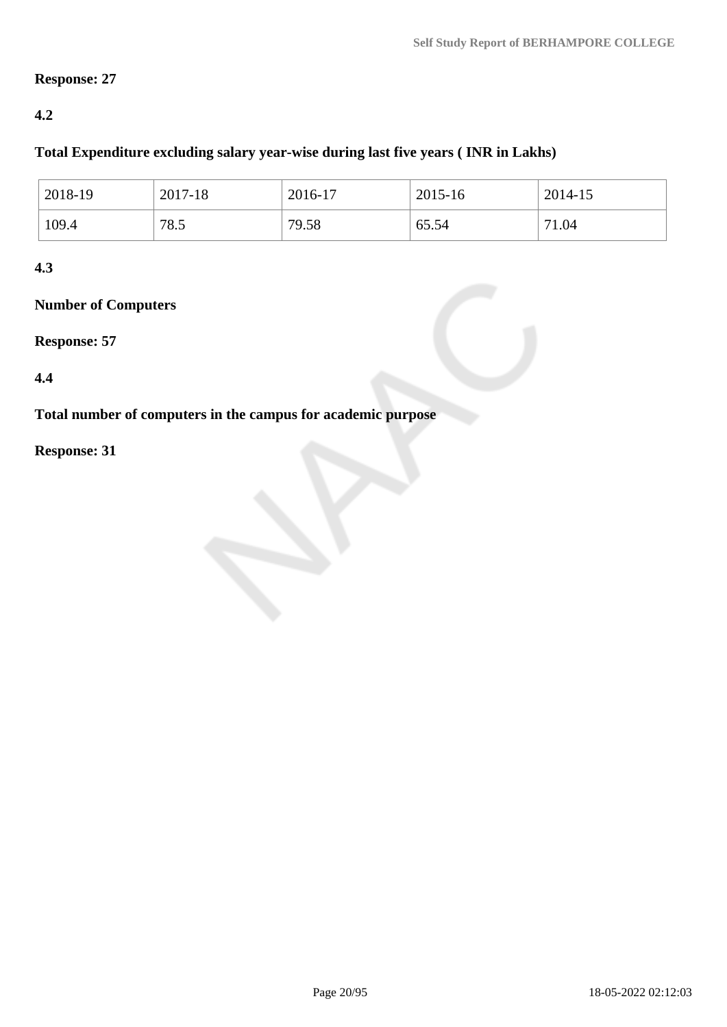**Response: 27**

**4.2**

**Total Expenditure excluding salary year-wise during last five years ( INR in Lakhs)**

| 2018-19 | 2017-18 | 2016-17 | 2015-16 | 2014-15 |
|---|---|---|---|---|
| 109.4 | 78.5 | 79.58 | 65.54 | 71.04 |

**4.3**

**Number of Computers**

**Response: 57**

**4.4**

**Total number of computers in the campus for academic purpose**

**Response: 31**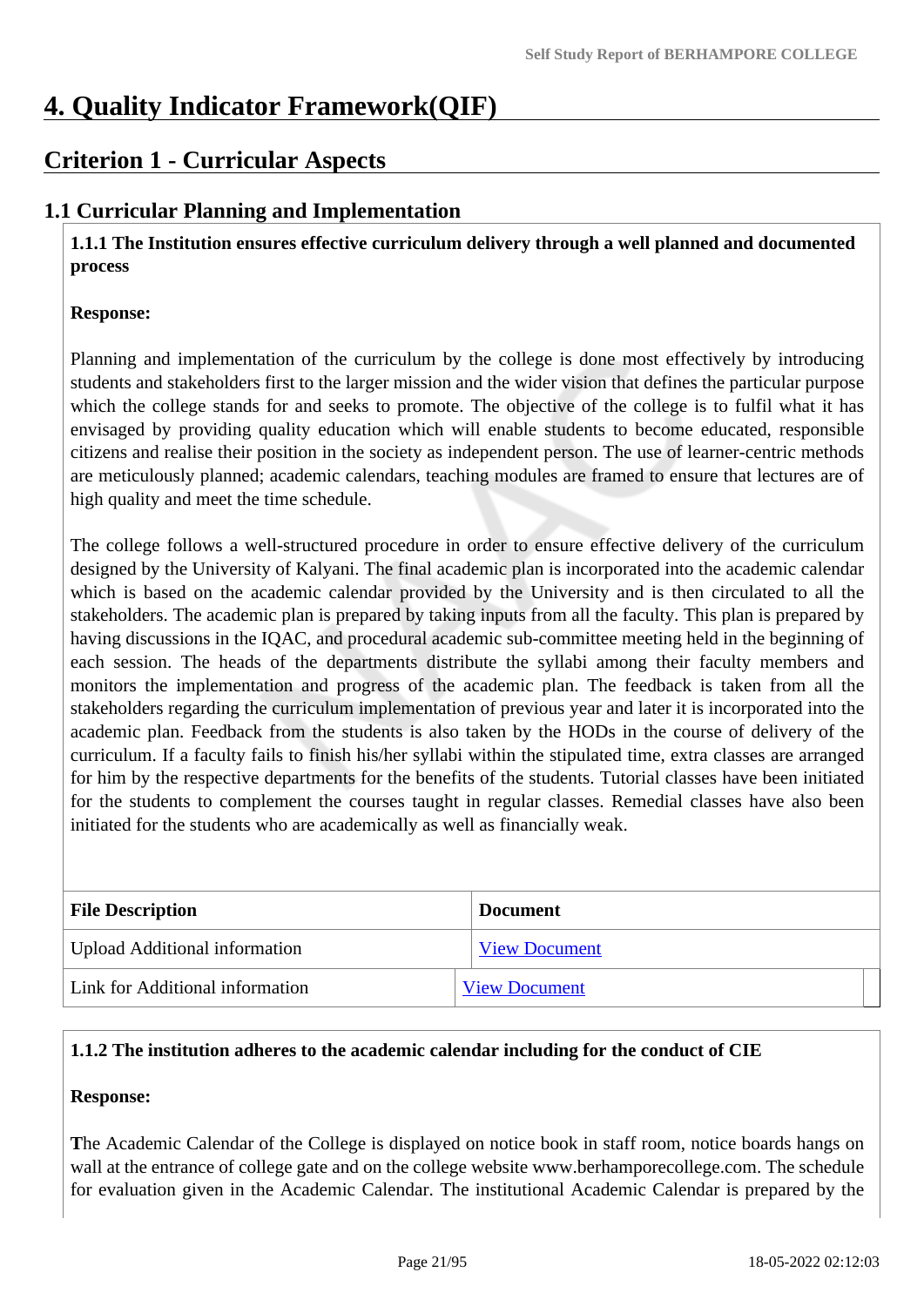# 4. Quality Indicator Framework(QIF)

## Criterion 1 - Curricular Aspects

### 1.1 Curricular Planning and Implementation

**1.1.1 The Institution ensures effective curriculum delivery through a well planned and documented process**

**Response:**

Planning and implementation of the curriculum by the college is done most effectively by introducing students and stakeholders first to the larger mission and the wider vision that defines the particular purpose which the college stands for and seeks to promote. The objective of the college is to fulfil what it has envisaged by providing quality education which will enable students to become educated, responsible citizens and realise their position in the society as independent person. The use of learner-centric methods are meticulously planned; academic calendars, teaching modules are framed to ensure that lectures are of high quality and meet the time schedule.

The college follows a well-structured procedure in order to ensure effective delivery of the curriculum designed by the University of Kalyani. The final academic plan is incorporated into the academic calendar which is based on the academic calendar provided by the University and is then circulated to all the stakeholders. The academic plan is prepared by taking inputs from all the faculty. This plan is prepared by having discussions in the IQAC, and procedural academic sub-committee meeting held in the beginning of each session. The heads of the departments distribute the syllabi among their faculty members and monitors the implementation and progress of the academic plan. The feedback is taken from all the stakeholders regarding the curriculum implementation of previous year and later it is incorporated into the academic plan. Feedback from the students is also taken by the HODs in the course of delivery of the curriculum. If a faculty fails to finish his/her syllabi within the stipulated time, extra classes are arranged for him by the respective departments for the benefits of the students. Tutorial classes have been initiated for the students to complement the courses taught in regular classes. Remedial classes have also been initiated for the students who are academically as well as financially weak.

| File Description | Document |
|---|---|
| Upload Additional information | View Document |
| Link for Additional information | View Document |

**1.1.2 The institution adheres to the academic calendar including for the conduct of CIE**

**Response:**

The Academic Calendar of the College is displayed on notice book in staff room, notice boards hangs on wall at the entrance of college gate and on the college website www.berhamporecollege.com. The schedule for evaluation given in the Academic Calendar. The institutional Academic Calendar is prepared by the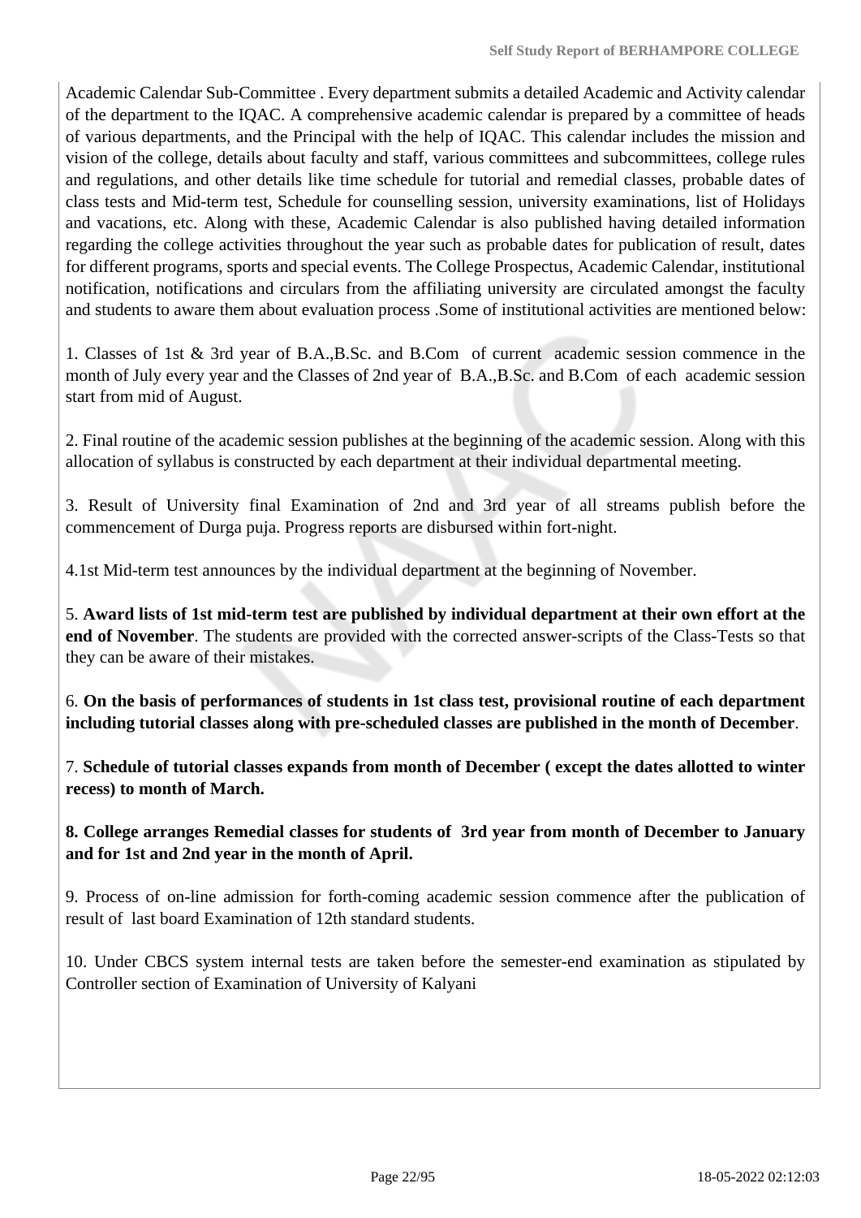Academic Calendar Sub-Committee . Every department submits a detailed Academic and Activity calendar of the department to the IQAC. A comprehensive academic calendar is prepared by a committee of heads of various departments, and the Principal with the help of IQAC. This calendar includes the mission and vision of the college, details about faculty and staff, various committees and subcommittees, college rules and regulations, and other details like time schedule for tutorial and remedial classes, probable dates of class tests and Mid-term test, Schedule for counselling session, university examinations, list of Holidays and vacations, etc. Along with these, Academic Calendar is also published having detailed information regarding the college activities throughout the year such as probable dates for publication of result, dates for different programs, sports and special events. The College Prospectus, Academic Calendar, institutional notification, notifications and circulars from the affiliating university are circulated amongst the faculty and students to aware them about evaluation process .Some of institutional activities are mentioned below:

1. Classes of 1st & 3rd year of B.A.,B.Sc. and B.Com of current academic session commence in the month of July every year and the Classes of 2nd year of B.A.,B.Sc. and B.Com of each academic session start from mid of August.

2. Final routine of the academic session publishes at the beginning of the academic session. Along with this allocation of syllabus is constructed by each department at their individual departmental meeting.

3. Result of University final Examination of 2nd and 3rd year of all streams publish before the commencement of Durga puja. Progress reports are disbursed within fort-night.

4.1st Mid-term test announces by the individual department at the beginning of November.

5. **Award lists of 1st mid-term test are published by individual department at their own effort at the end of November**. The students are provided with the corrected answer-scripts of the Class-Tests so that they can be aware of their mistakes.

6. **On the basis of performances of students in 1st class test, provisional routine of each department including tutorial classes along with pre-scheduled classes are published in the month of December**.

7. **Schedule of tutorial classes expands from month of December ( except the dates allotted to winter recess) to month of March.**

**8. College arranges Remedial classes for students of 3rd year from month of December to January and for 1st and 2nd year in the month of April.**

9. Process of on-line admission for forth-coming academic session commence after the publication of result of last board Examination of 12th standard students.

10. Under CBCS system internal tests are taken before the semester-end examination as stipulated by Controller section of Examination of University of Kalyani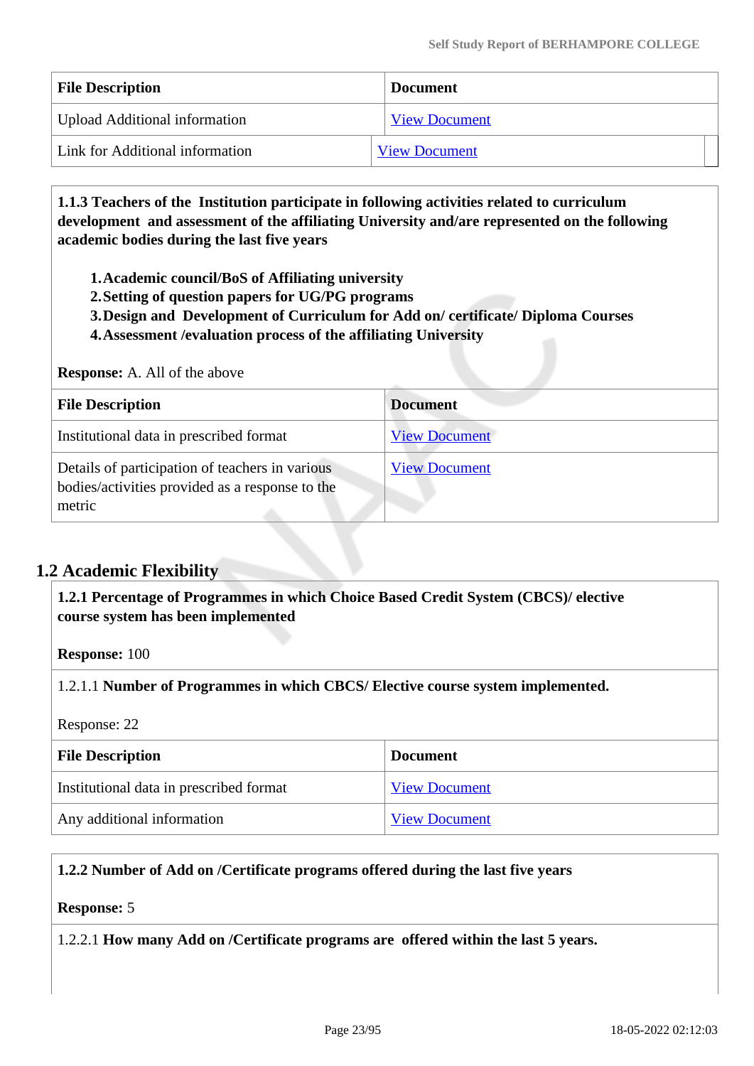| File Description | Document |
| --- | --- |
| Upload Additional information | View Document |
| Link for Additional information | View Document |

**1.1.3 Teachers of the Institution participate in following activities related to curriculum development and assessment of the affiliating University and/are represented on the following academic bodies during the last five years**

1. **Academic council/BoS of Affiliating university**
2. **Setting of question papers for UG/PG programs**
3. **Design and Development of Curriculum for Add on/ certificate/ Diploma Courses**
4. **Assessment /evaluation process of the affiliating University**

**Response:** A. All of the above

| File Description | Document |
| --- | --- |
| Institutional data in prescribed format | View Document |
| Details of participation of teachers in various bodies/activities provided as a response to the metric | View Document |

## 1.2 Academic Flexibility

**1.2.1 Percentage of Programmes in which Choice Based Credit System (CBCS)/ elective course system has been implemented**

**Response:** 100

1.2.1.1 **Number of Programmes in which CBCS/ Elective course system implemented.**

Response: 22

| File Description | Document |
| --- | --- |
| Institutional data in prescribed format | View Document |
| Any additional information | View Document |

**1.2.2 Number of Add on /Certificate programs offered during the last five years**

**Response:** 5

1.2.2.1 **How many Add on /Certificate programs are offered within the last 5 years.**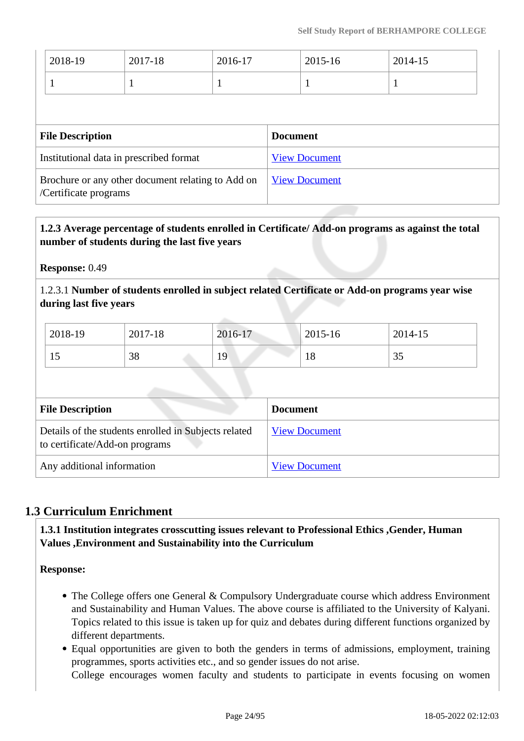| 2018-19 | 2017-18 | 2016-17 | 2015-16 | 2014-15 |
|---|---|---|---|---|
| 1 | 1 | 1 | 1 | 1 |

| File Description | Document |
|---|---|
| Institutional data in prescribed format | View Document |
| Brochure or any other document relating to Add on /Certificate programs | View Document |

**1.2.3 Average percentage of students enrolled in Certificate/ Add-on programs as against the total number of students during the last five years**

**Response:** 0.49

1.2.3.1 **Number of students enrolled in subject related Certificate or Add-on programs year wise during last five years**

| 2018-19 | 2017-18 | 2016-17 | 2015-16 | 2014-15 |
|---|---|---|---|---|
| 15 | 38 | 19 | 18 | 35 |

| File Description | Document |
|---|---|
| Details of the students enrolled in Subjects related to certificate/Add-on programs | View Document |
| Any additional information | View Document |

## 1.3 Curriculum Enrichment

**1.3.1 Institution integrates crosscutting issues relevant to Professional Ethics ,Gender, Human Values ,Environment and Sustainability into the Curriculum**

**Response:**

- The College offers one General & Compulsory Undergraduate course which address Environment and Sustainability and Human Values. The above course is affiliated to the University of Kalyani. Topics related to this issue is taken up for quiz and debates during different functions organized by different departments.
- Equal opportunities are given to both the genders in terms of admissions, employment, training programmes, sports activities etc., and so gender issues do not arise.
  College encourages women faculty and students to participate in events focusing on women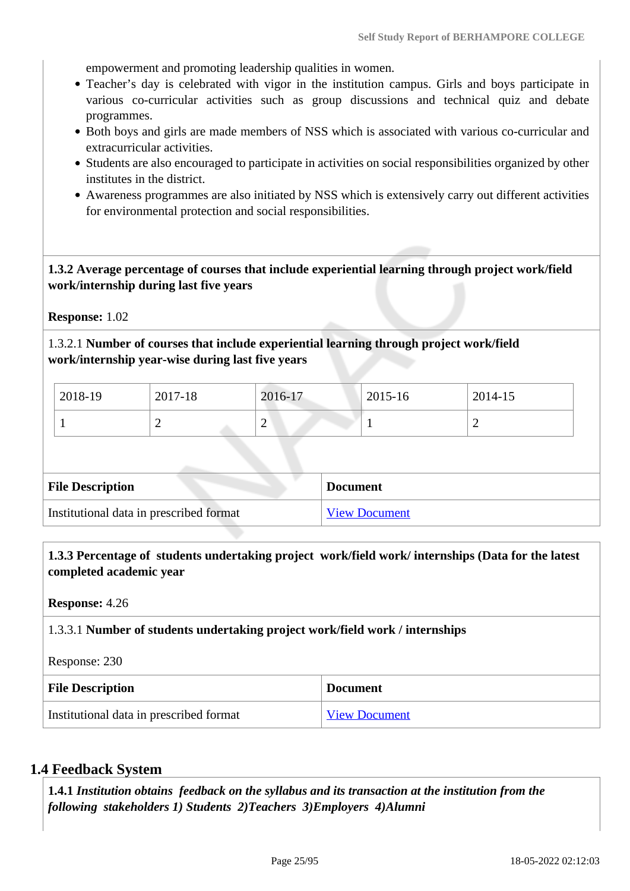empowerment and promoting leadership qualities in women.

- Teacher's day is celebrated with vigor in the institution campus. Girls and boys participate in various co-curricular activities such as group discussions and technical quiz and debate programmes.
- Both boys and girls are made members of NSS which is associated with various co-curricular and extracurricular activities.
- Students are also encouraged to participate in activities on social responsibilities organized by other institutes in the district.
- Awareness programmes are also initiated by NSS which is extensively carry out different activities for environmental protection and social responsibilities.

**1.3.2 Average percentage of courses that include experiential learning through project work/field work/internship during last five years**

**Response:** 1.02

1.3.2.1 **Number of courses that include experiential learning through project work/field work/internship year-wise during last five years**

| 2018-19 | 2017-18 | 2016-17 | 2015-16 | 2014-15 |
|---|---|---|---|---|
| 1 | 2 | 2 | 1 | 2 |

| File Description | Document |
|---|---|
| Institutional data in prescribed format | View Document |

**1.3.3 Percentage of students undertaking project work/field work/ internships (Data for the latest completed academic year**

**Response:** 4.26

1.3.3.1 **Number of students undertaking project work/field work / internships**

Response: 230

| File Description | Document |
|---|---|
| Institutional data in prescribed format | View Document |

## 1.4 Feedback System

**1.4.1** ***Institution obtains feedback on the syllabus and its transaction at the institution from the following stakeholders 1) Students 2)Teachers 3)Employers 4)Alumni***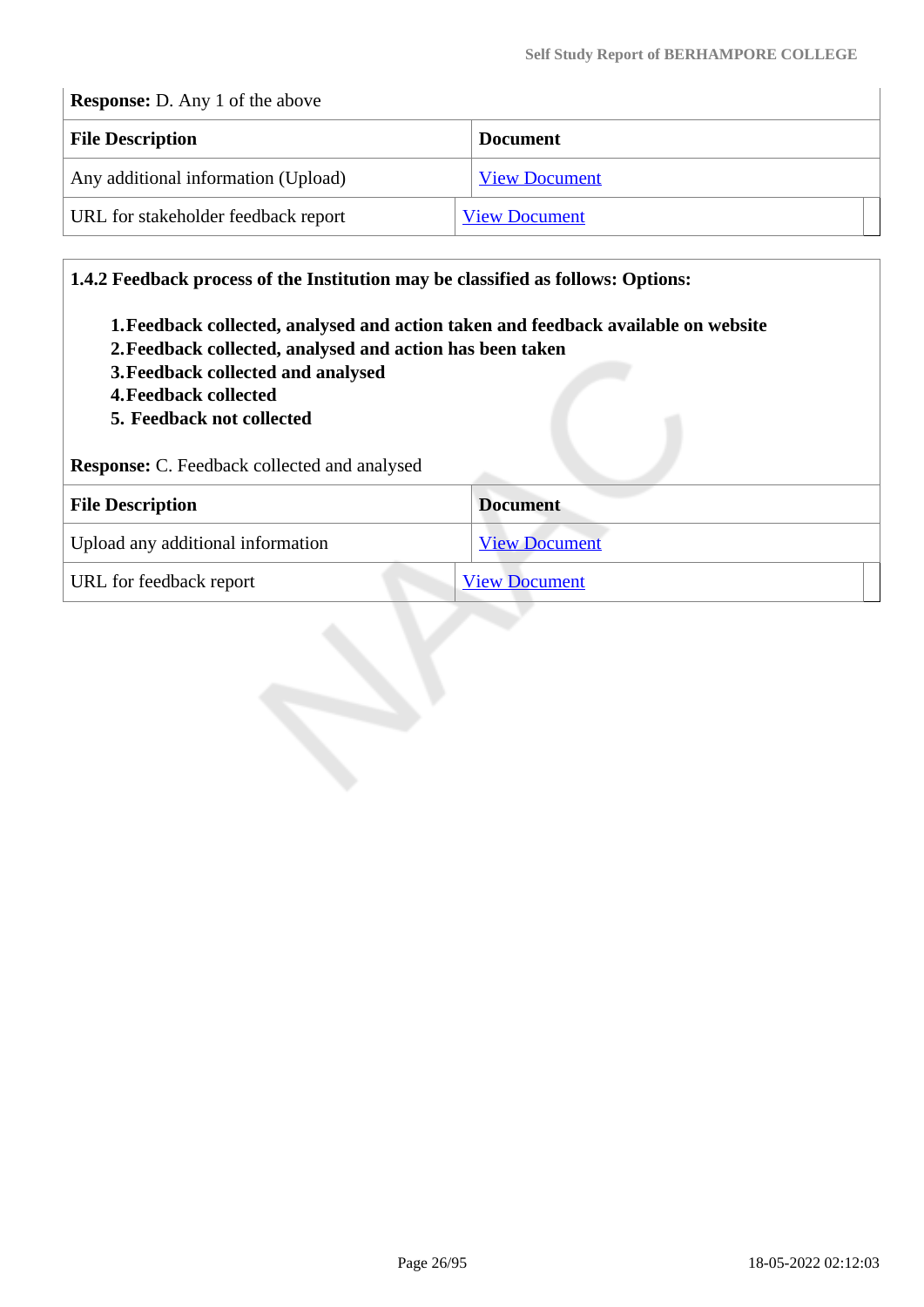**Response:** D. Any 1 of the above

| File Description | Document |
|---|---|
| Any additional information (Upload) | View Document |
| URL for stakeholder feedback report | View Document |

**1.4.2 Feedback process of the Institution may be classified as follows: Options:**

1. **Feedback collected, analysed and action taken and feedback available on website**
2. **Feedback collected, analysed and action has been taken**
3. **Feedback collected and analysed**
4. **Feedback collected**
5. **Feedback not collected**

**Response:** C. Feedback collected and analysed

| File Description | Document |
|---|---|
| Upload any additional information | View Document |
| URL for feedback report | View Document |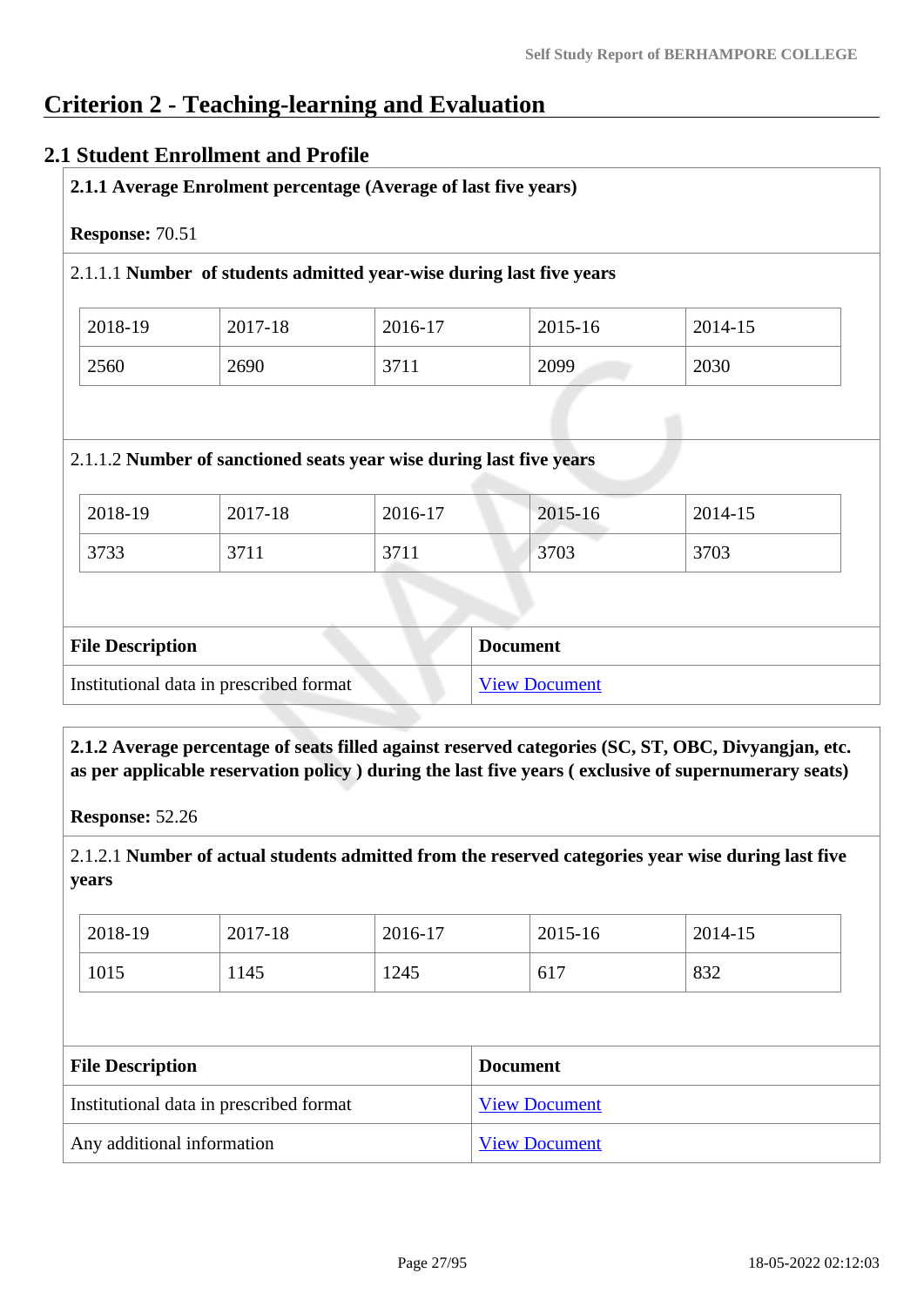# Criterion 2 - Teaching-learning and Evaluation

## 2.1 Student Enrollment and Profile

**2.1.1 Average Enrolment percentage (Average of last five years)**

**Response:** 70.51

2.1.1.1 **Number of students admitted year-wise during last five years**

| 2018-19 | 2017-18 | 2016-17 | 2015-16 | 2014-15 |
|---|---|---|---|---|
| 2560 | 2690 | 3711 | 2099 | 2030 |

2.1.1.2 **Number of sanctioned seats year wise during last five years**

| 2018-19 | 2017-18 | 2016-17 | 2015-16 | 2014-15 |
|---|---|---|---|---|
| 3733 | 3711 | 3711 | 3703 | 3703 |

| File Description | Document |
|---|---|
| Institutional data in prescribed format | View Document |

**2.1.2 Average percentage of seats filled against reserved categories (SC, ST, OBC, Divyangjan, etc. as per applicable reservation policy ) during the last five years ( exclusive of supernumerary seats)**

**Response:** 52.26

2.1.2.1 **Number of actual students admitted from the reserved categories year wise during last five years**

| 2018-19 | 2017-18 | 2016-17 | 2015-16 | 2014-15 |
|---|---|---|---|---|
| 1015 | 1145 | 1245 | 617 | 832 |

| File Description | Document |
|---|---|
| Institutional data in prescribed format | View Document |
| Any additional information | View Document |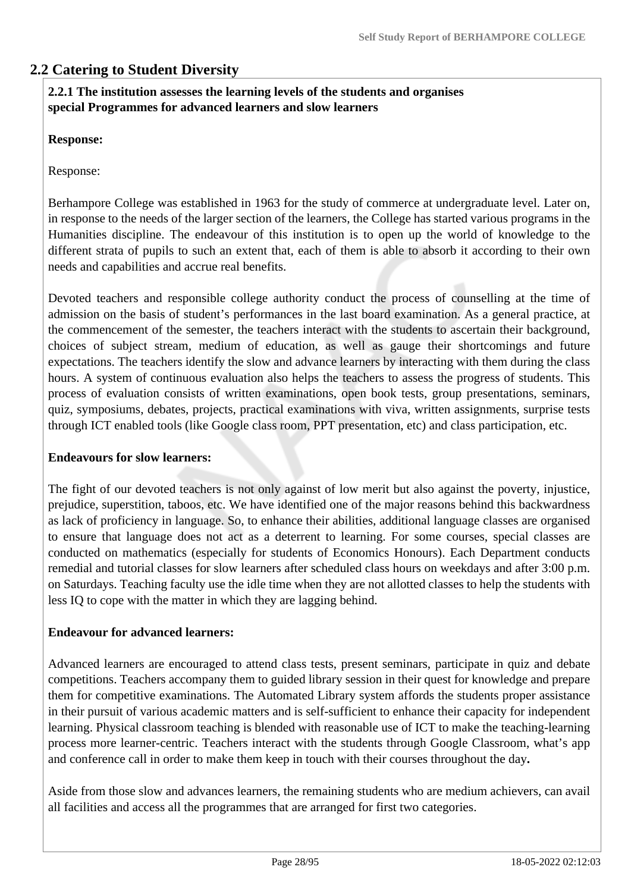## 2.2 Catering to Student Diversity

**2.2.1 The institution assesses the learning levels of the students and organises special Programmes for advanced learners and slow learners**

**Response:**

Response:

Berhampore College was established in 1963 for the study of commerce at undergraduate level. Later on, in response to the needs of the larger section of the learners, the College has started various programs in the Humanities discipline. The endeavour of this institution is to open up the world of knowledge to the different strata of pupils to such an extent that, each of them is able to absorb it according to their own needs and capabilities and accrue real benefits.

Devoted teachers and responsible college authority conduct the process of counselling at the time of admission on the basis of student's performances in the last board examination. As a general practice, at the commencement of the semester, the teachers interact with the students to ascertain their background, choices of subject stream, medium of education, as well as gauge their shortcomings and future expectations. The teachers identify the slow and advance learners by interacting with them during the class hours. A system of continuous evaluation also helps the teachers to assess the progress of students. This process of evaluation consists of written examinations, open book tests, group presentations, seminars, quiz, symposiums, debates, projects, practical examinations with viva, written assignments, surprise tests through ICT enabled tools (like Google class room, PPT presentation, etc) and class participation, etc.

**Endeavours for slow learners:**

The fight of our devoted teachers is not only against of low merit but also against the poverty, injustice, prejudice, superstition, taboos, etc. We have identified one of the major reasons behind this backwardness as lack of proficiency in language. So, to enhance their abilities, additional language classes are organised to ensure that language does not act as a deterrent to learning. For some courses, special classes are conducted on mathematics (especially for students of Economics Honours). Each Department conducts remedial and tutorial classes for slow learners after scheduled class hours on weekdays and after 3:00 p.m. on Saturdays. Teaching faculty use the idle time when they are not allotted classes to help the students with less IQ to cope with the matter in which they are lagging behind.

**Endeavour for advanced learners:**

Advanced learners are encouraged to attend class tests, present seminars, participate in quiz and debate competitions. Teachers accompany them to guided library session in their quest for knowledge and prepare them for competitive examinations. The Automated Library system affords the students proper assistance in their pursuit of various academic matters and is self-sufficient to enhance their capacity for independent learning. Physical classroom teaching is blended with reasonable use of ICT to make the teaching-learning process more learner-centric. Teachers interact with the students through Google Classroom, what's app and conference call in order to make them keep in touch with their courses throughout the day**.**

Aside from those slow and advances learners, the remaining students who are medium achievers, can avail all facilities and access all the programmes that are arranged for first two categories.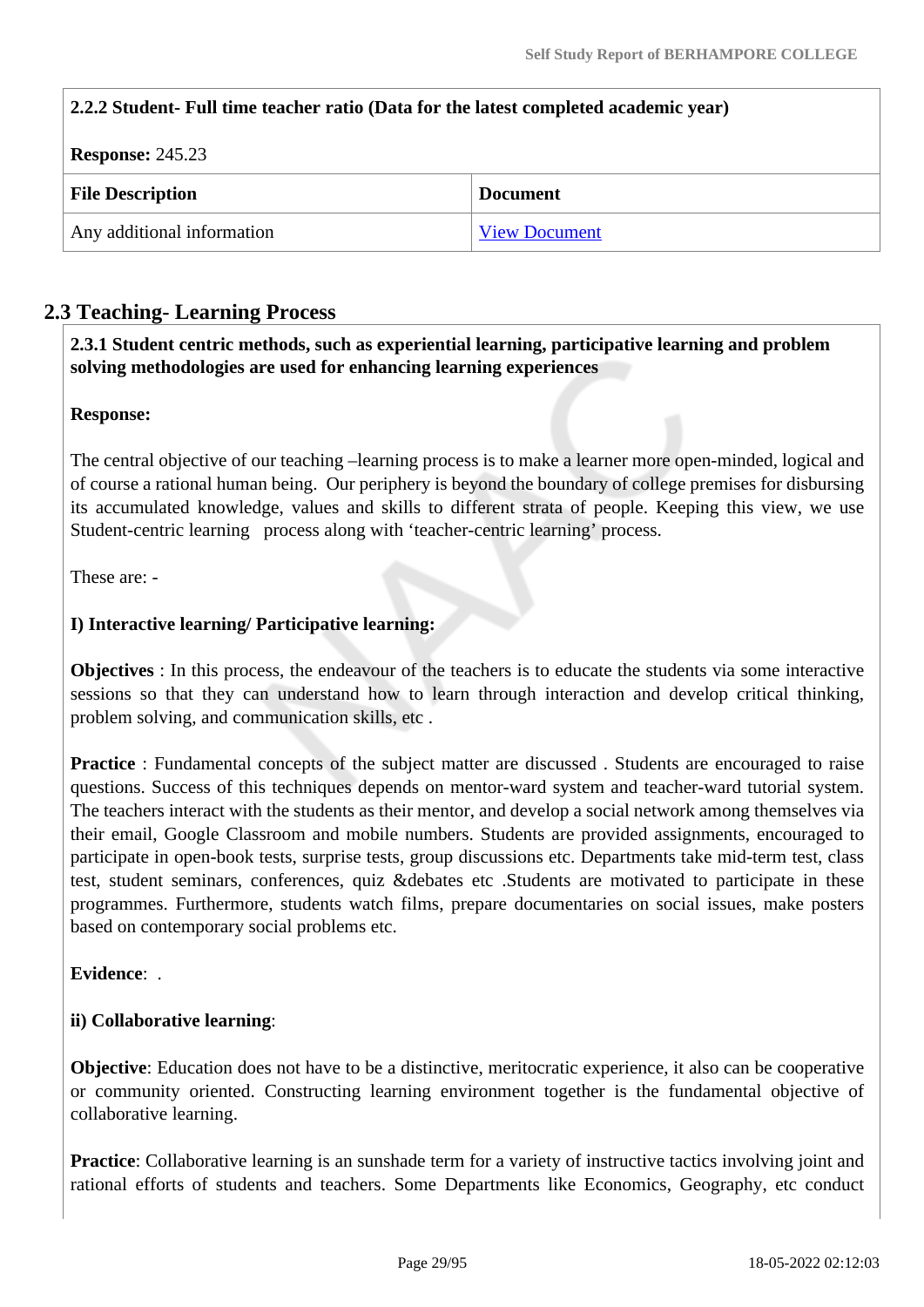**2.2.2 Student- Full time teacher ratio (Data for the latest completed academic year)**

**Response:** 245.23

| File Description | Document |
| --- | --- |
| Any additional information | View Document |

## 2.3 Teaching- Learning Process

**2.3.1 Student centric methods, such as experiential learning, participative learning and problem solving methodologies are used for enhancing learning experiences**

**Response:**

The central objective of our teaching –learning process is to make a learner more open-minded, logical and of course a rational human being. Our periphery is beyond the boundary of college premises for disbursing its accumulated knowledge, values and skills to different strata of people. Keeping this view, we use Student-centric learning process along with 'teacher-centric learning' process.

These are: -

**I) Interactive learning/ Participative learning:**

**Objectives** : In this process, the endeavour of the teachers is to educate the students via some interactive sessions so that they can understand how to learn through interaction and develop critical thinking, problem solving, and communication skills, etc .

**Practice** : Fundamental concepts of the subject matter are discussed . Students are encouraged to raise questions. Success of this techniques depends on mentor-ward system and teacher-ward tutorial system. The teachers interact with the students as their mentor, and develop a social network among themselves via their email, Google Classroom and mobile numbers. Students are provided assignments, encouraged to participate in open-book tests, surprise tests, group discussions etc. Departments take mid-term test, class test, student seminars, conferences, quiz &debates etc .Students are motivated to participate in these programmes. Furthermore, students watch films, prepare documentaries on social issues, make posters based on contemporary social problems etc.

**Evidence**: .

**ii) Collaborative learning**:

**Objective**: Education does not have to be a distinctive, meritocratic experience, it also can be cooperative or community oriented. Constructing learning environment together is the fundamental objective of collaborative learning.

**Practice**: Collaborative learning is an sunshade term for a variety of instructive tactics involving joint and rational efforts of students and teachers. Some Departments like Economics, Geography, etc conduct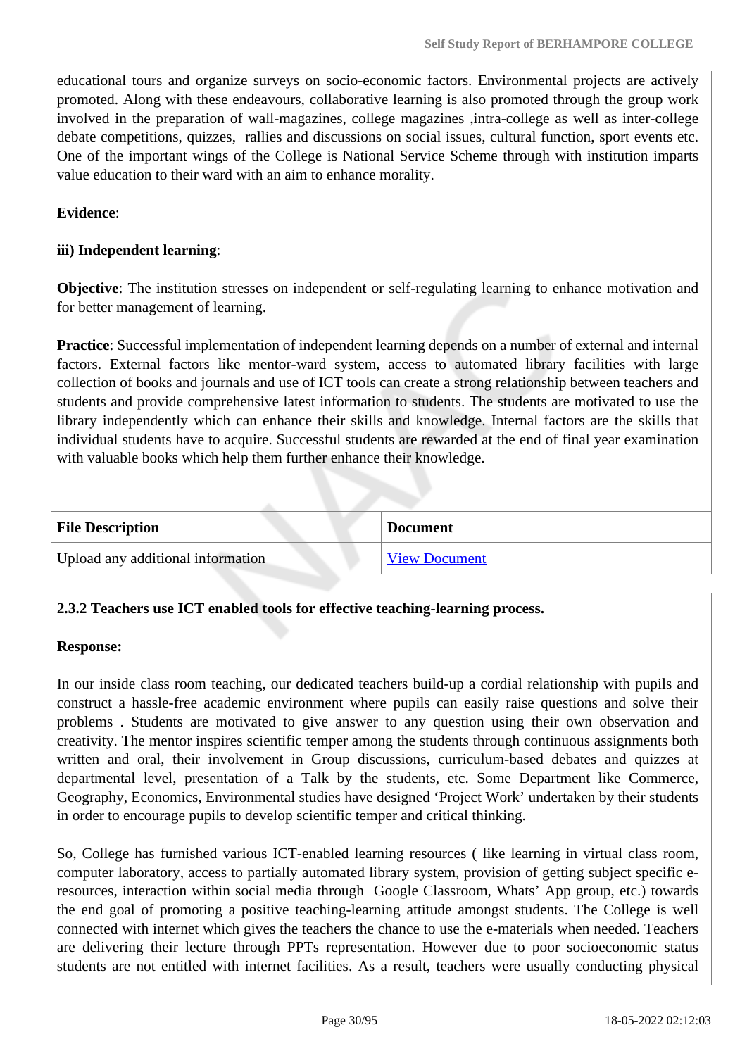educational tours and organize surveys on socio-economic factors. Environmental projects are actively promoted. Along with these endeavours, collaborative learning is also promoted through the group work involved in the preparation of wall-magazines, college magazines ,intra-college as well as inter-college debate competitions, quizzes, rallies and discussions on social issues, cultural function, sport events etc. One of the important wings of the College is National Service Scheme through with institution imparts value education to their ward with an aim to enhance morality.

**Evidence**:

**iii) Independent learning**:

**Objective**: The institution stresses on independent or self-regulating learning to enhance motivation and for better management of learning.

**Practice**: Successful implementation of independent learning depends on a number of external and internal factors. External factors like mentor-ward system, access to automated library facilities with large collection of books and journals and use of ICT tools can create a strong relationship between teachers and students and provide comprehensive latest information to students. The students are motivated to use the library independently which can enhance their skills and knowledge. Internal factors are the skills that individual students have to acquire. Successful students are rewarded at the end of final year examination with valuable books which help them further enhance their knowledge.

| File Description | Document |
|---|---|
| Upload any additional information | View Document |

**2.3.2 Teachers use ICT enabled tools for effective teaching-learning process.**

**Response:**

In our inside class room teaching, our dedicated teachers build-up a cordial relationship with pupils and construct a hassle-free academic environment where pupils can easily raise questions and solve their problems . Students are motivated to give answer to any question using their own observation and creativity. The mentor inspires scientific temper among the students through continuous assignments both written and oral, their involvement in Group discussions, curriculum-based debates and quizzes at departmental level, presentation of a Talk by the students, etc. Some Department like Commerce, Geography, Economics, Environmental studies have designed 'Project Work' undertaken by their students in order to encourage pupils to develop scientific temper and critical thinking.

So, College has furnished various ICT-enabled learning resources ( like learning in virtual class room, computer laboratory, access to partially automated library system, provision of getting subject specific e-resources, interaction within social media through Google Classroom, Whats' App group, etc.) towards the end goal of promoting a positive teaching-learning attitude amongst students. The College is well connected with internet which gives the teachers the chance to use the e-materials when needed. Teachers are delivering their lecture through PPTs representation. However due to poor socioeconomic status students are not entitled with internet facilities. As a result, teachers were usually conducting physical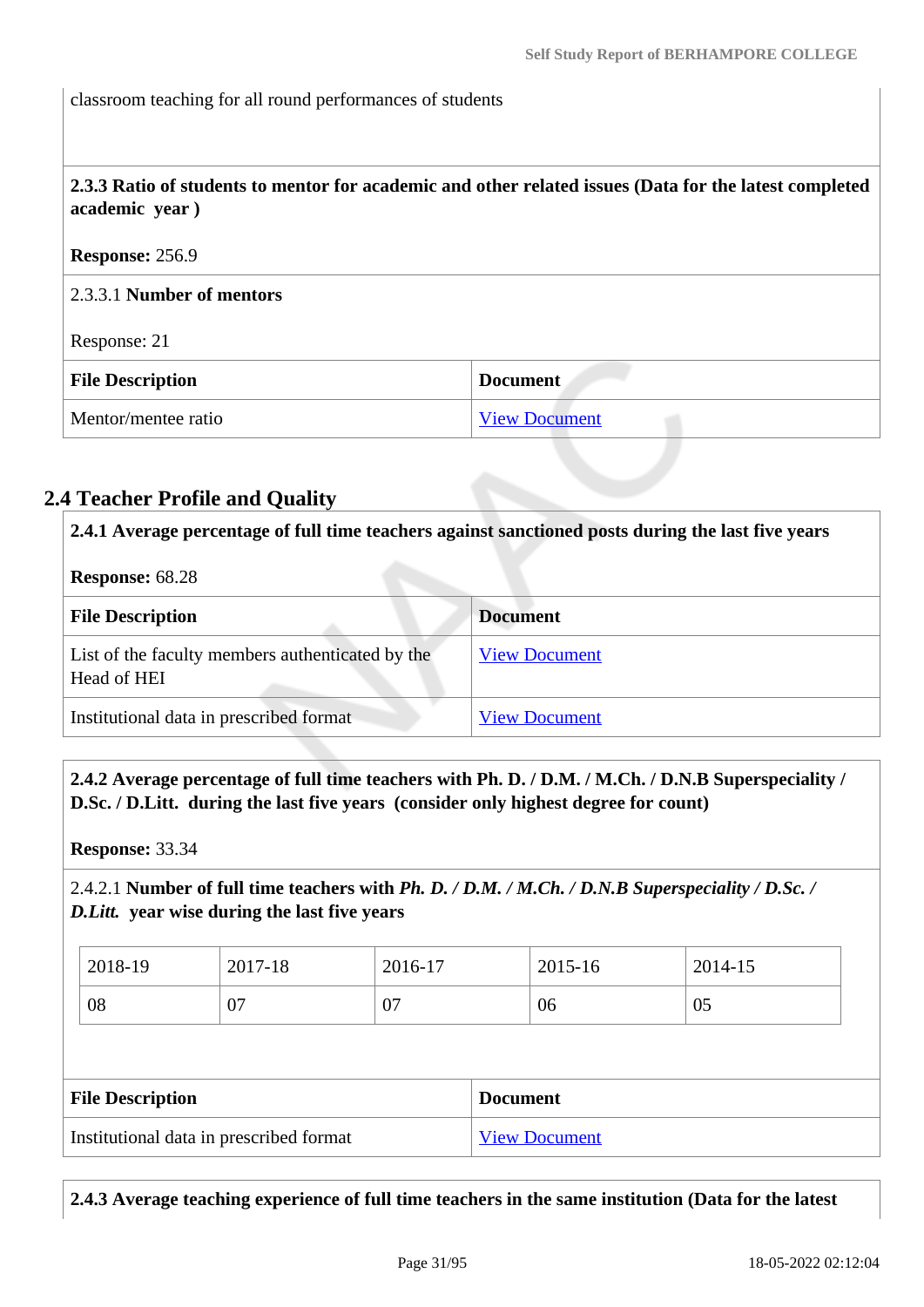classroom teaching for all round performances of students

**2.3.3 Ratio of students to mentor for academic and other related issues (Data for the latest completed academic year )**

**Response:** 256.9

2.3.3.1 **Number of mentors**

Response: 21

| File Description | Document |
|---|---|
| Mentor/mentee ratio | View Document |

## 2.4 Teacher Profile and Quality

**2.4.1 Average percentage of full time teachers against sanctioned posts during the last five years**

**Response:** 68.28

| File Description | Document |
|---|---|
| List of the faculty members authenticated by the Head of HEI | View Document |
| Institutional data in prescribed format | View Document |

**2.4.2 Average percentage of full time teachers with Ph. D. / D.M. / M.Ch. / D.N.B Superspeciality / D.Sc. / D.Litt. during the last five years (consider only highest degree for count)**

**Response:** 33.34

2.4.2.1 **Number of full time teachers with *Ph. D. / D.M. / M.Ch. / D.N.B Superspeciality / D.Sc. / D.Litt.* year wise during the last five years**

| 2018-19 | 2017-18 | 2016-17 | 2015-16 | 2014-15 |
|---|---|---|---|---|
| 08 | 07 | 07 | 06 | 05 |

| File Description | Document |
|---|---|
| Institutional data in prescribed format | View Document |

**2.4.3 Average teaching experience of full time teachers in the same institution (Data for the latest**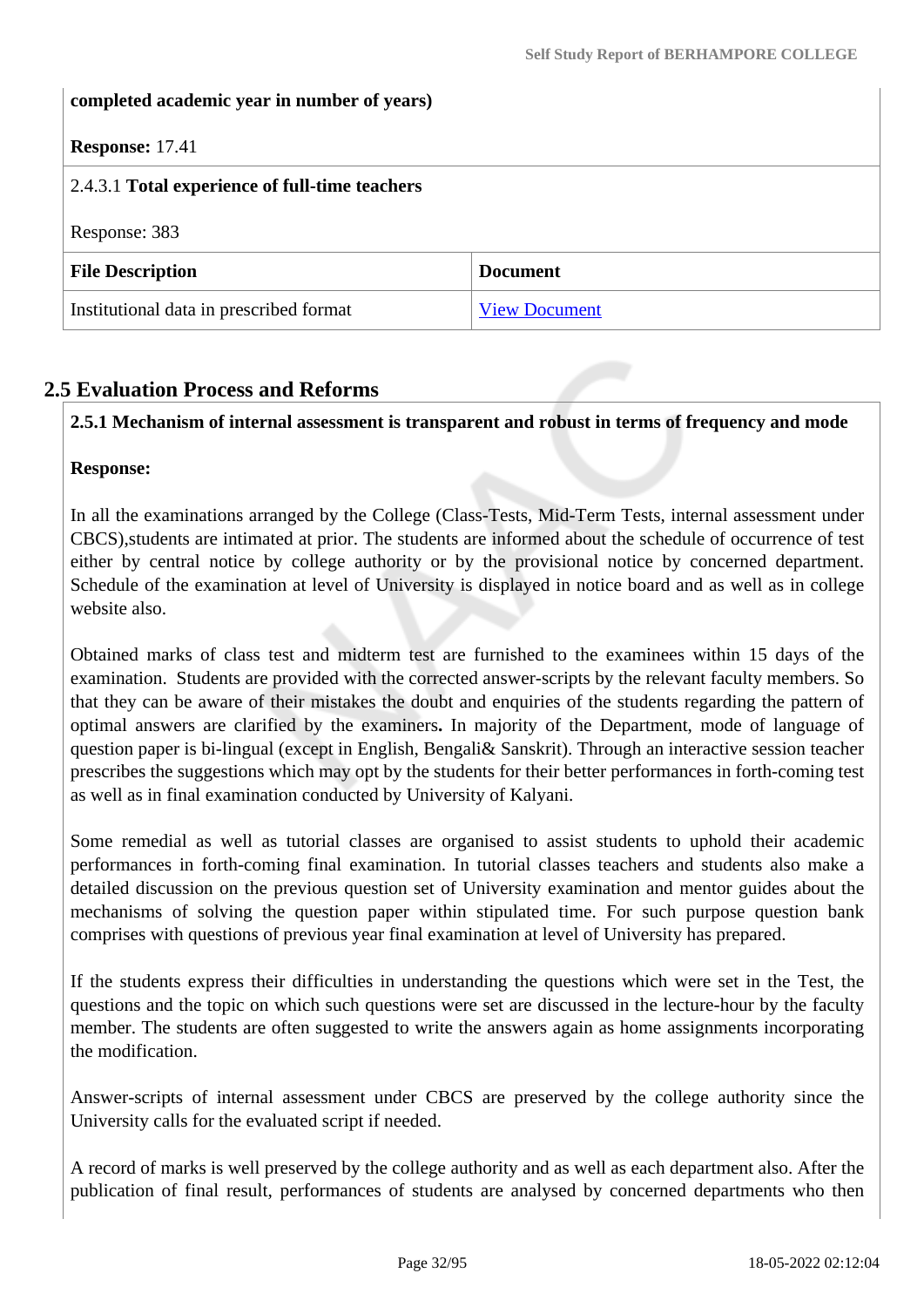**completed academic year in number of years)**

**Response:** 17.41

2.4.3.1 **Total experience of full-time teachers**

Response: 383

| File Description | Document |
|---|---|
| Institutional data in prescribed format | View Document |

## 2.5 Evaluation Process and Reforms

**2.5.1 Mechanism of internal assessment is transparent and robust in terms of frequency and mode**

**Response:**

In all the examinations arranged by the College (Class-Tests, Mid-Term Tests, internal assessment under CBCS),students are intimated at prior. The students are informed about the schedule of occurrence of test either by central notice by college authority or by the provisional notice by concerned department. Schedule of the examination at level of University is displayed in notice board and as well as in college website also.

Obtained marks of class test and midterm test are furnished to the examinees within 15 days of the examination. Students are provided with the corrected answer-scripts by the relevant faculty members. So that they can be aware of their mistakes the doubt and enquiries of the students regarding the pattern of optimal answers are clarified by the examiners**.** In majority of the Department, mode of language of question paper is bi-lingual (except in English, Bengali& Sanskrit). Through an interactive session teacher prescribes the suggestions which may opt by the students for their better performances in forth-coming test as well as in final examination conducted by University of Kalyani.

Some remedial as well as tutorial classes are organised to assist students to uphold their academic performances in forth-coming final examination. In tutorial classes teachers and students also make a detailed discussion on the previous question set of University examination and mentor guides about the mechanisms of solving the question paper within stipulated time. For such purpose question bank comprises with questions of previous year final examination at level of University has prepared.

If the students express their difficulties in understanding the questions which were set in the Test, the questions and the topic on which such questions were set are discussed in the lecture-hour by the faculty member. The students are often suggested to write the answers again as home assignments incorporating the modification.

Answer-scripts of internal assessment under CBCS are preserved by the college authority since the University calls for the evaluated script if needed.

A record of marks is well preserved by the college authority and as well as each department also. After the publication of final result, performances of students are analysed by concerned departments who then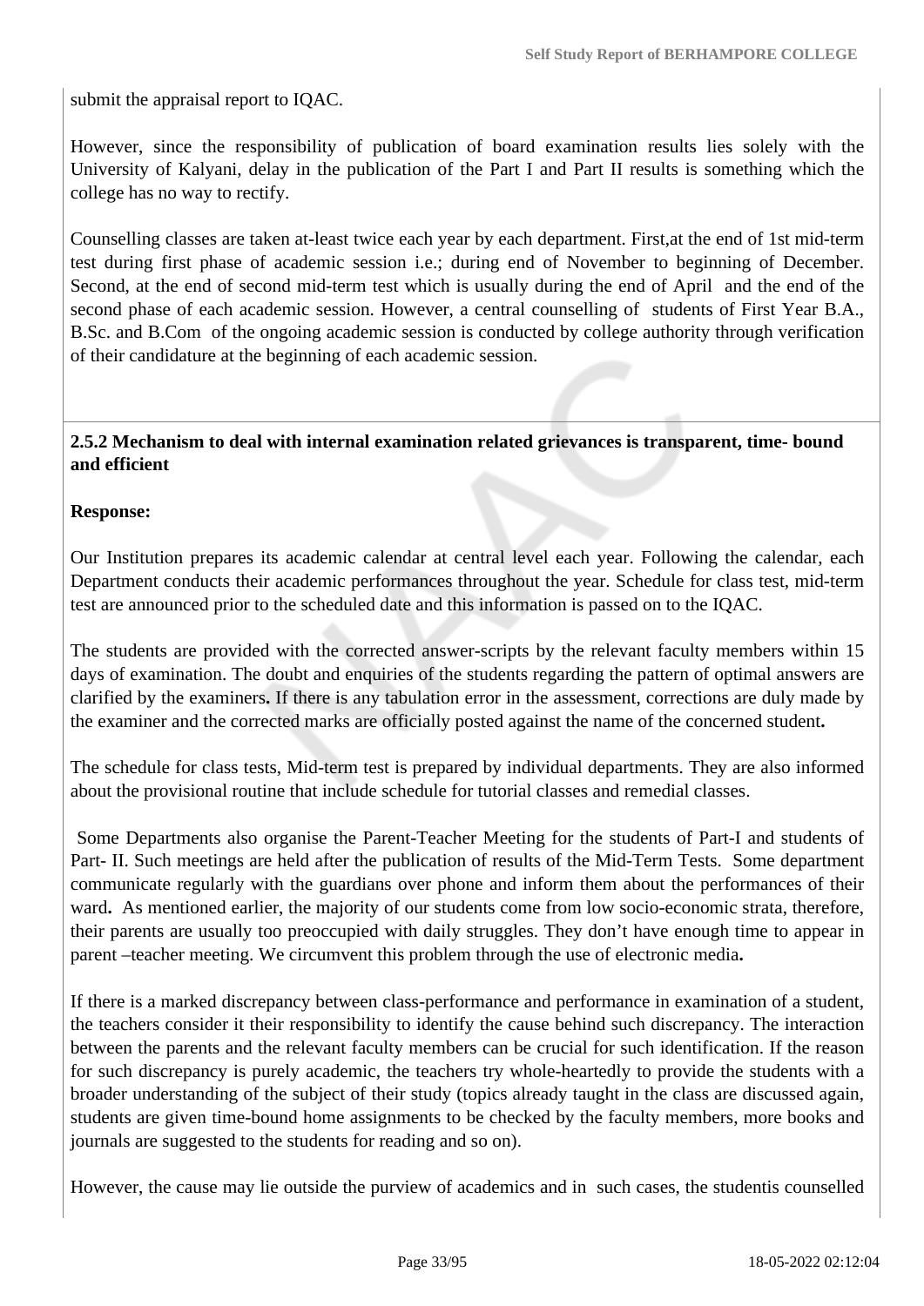submit the appraisal report to IQAC.

However, since the responsibility of publication of board examination results lies solely with the University of Kalyani, delay in the publication of the Part I and Part II results is something which the college has no way to rectify.

Counselling classes are taken at-least twice each year by each department. First,at the end of 1st mid-term test during first phase of academic session i.e.; during end of November to beginning of December. Second, at the end of second mid-term test which is usually during the end of April and the end of the second phase of each academic session. However, a central counselling of students of First Year B.A., B.Sc. and B.Com of the ongoing academic session is conducted by college authority through verification of their candidature at the beginning of each academic session.

**2.5.2 Mechanism to deal with internal examination related grievances is transparent, time- bound and efficient**

**Response:**

Our Institution prepares its academic calendar at central level each year. Following the calendar, each Department conducts their academic performances throughout the year. Schedule for class test, mid-term test are announced prior to the scheduled date and this information is passed on to the IQAC.

The students are provided with the corrected answer-scripts by the relevant faculty members within 15 days of examination. The doubt and enquiries of the students regarding the pattern of optimal answers are clarified by the examiners**.** If there is any tabulation error in the assessment, corrections are duly made by the examiner and the corrected marks are officially posted against the name of the concerned student**.**

The schedule for class tests, Mid-term test is prepared by individual departments. They are also informed about the provisional routine that include schedule for tutorial classes and remedial classes.

Some Departments also organise the Parent-Teacher Meeting for the students of Part-I and students of Part- II. Such meetings are held after the publication of results of the Mid-Term Tests. Some department communicate regularly with the guardians over phone and inform them about the performances of their ward**.** As mentioned earlier, the majority of our students come from low socio-economic strata, therefore, their parents are usually too preoccupied with daily struggles. They don't have enough time to appear in parent –teacher meeting. We circumvent this problem through the use of electronic media**.**

If there is a marked discrepancy between class-performance and performance in examination of a student, the teachers consider it their responsibility to identify the cause behind such discrepancy. The interaction between the parents and the relevant faculty members can be crucial for such identification. If the reason for such discrepancy is purely academic, the teachers try whole-heartedly to provide the students with a broader understanding of the subject of their study (topics already taught in the class are discussed again, students are given time-bound home assignments to be checked by the faculty members, more books and journals are suggested to the students for reading and so on).

However, the cause may lie outside the purview of academics and in such cases, the studentis counselled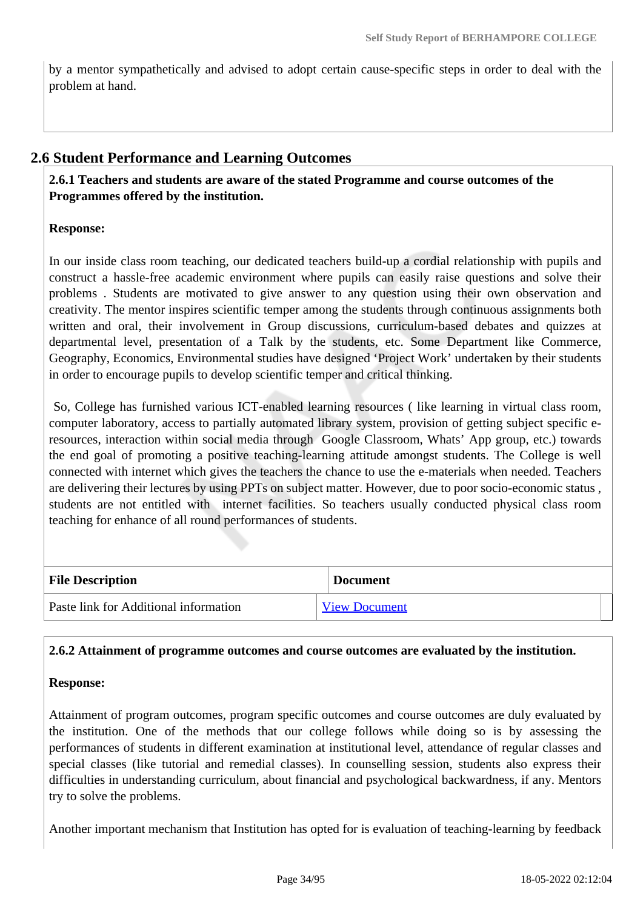by a mentor sympathetically and advised to adopt certain cause-specific steps in order to deal with the problem at hand.

## 2.6 Student Performance and Learning Outcomes

**2.6.1 Teachers and students are aware of the stated Programme and course outcomes of the Programmes offered by the institution.**

**Response:**

In our inside class room teaching, our dedicated teachers build-up a cordial relationship with pupils and construct a hassle-free academic environment where pupils can easily raise questions and solve their problems . Students are motivated to give answer to any question using their own observation and creativity. The mentor inspires scientific temper among the students through continuous assignments both written and oral, their involvement in Group discussions, curriculum-based debates and quizzes at departmental level, presentation of a Talk by the students, etc. Some Department like Commerce, Geography, Economics, Environmental studies have designed 'Project Work' undertaken by their students in order to encourage pupils to develop scientific temper and critical thinking.

So, College has furnished various ICT-enabled learning resources ( like learning in virtual class room, computer laboratory, access to partially automated library system, provision of getting subject specific e-resources, interaction within social media through Google Classroom, Whats' App group, etc.) towards the end goal of promoting a positive teaching-learning attitude amongst students. The College is well connected with internet which gives the teachers the chance to use the e-materials when needed. Teachers are delivering their lectures by using PPTs on subject matter. However, due to poor socio-economic status , students are not entitled with internet facilities. So teachers usually conducted physical class room teaching for enhance of all round performances of students.

| File Description | Document |
|---|---|
| Paste link for Additional information | View Document |

**2.6.2 Attainment of programme outcomes and course outcomes are evaluated by the institution.**

**Response:**

Attainment of program outcomes, program specific outcomes and course outcomes are duly evaluated by the institution. One of the methods that our college follows while doing so is by assessing the performances of students in different examination at institutional level, attendance of regular classes and special classes (like tutorial and remedial classes). In counselling session, students also express their difficulties in understanding curriculum, about financial and psychological backwardness, if any. Mentors try to solve the problems.

Another important mechanism that Institution has opted for is evaluation of teaching-learning by feedback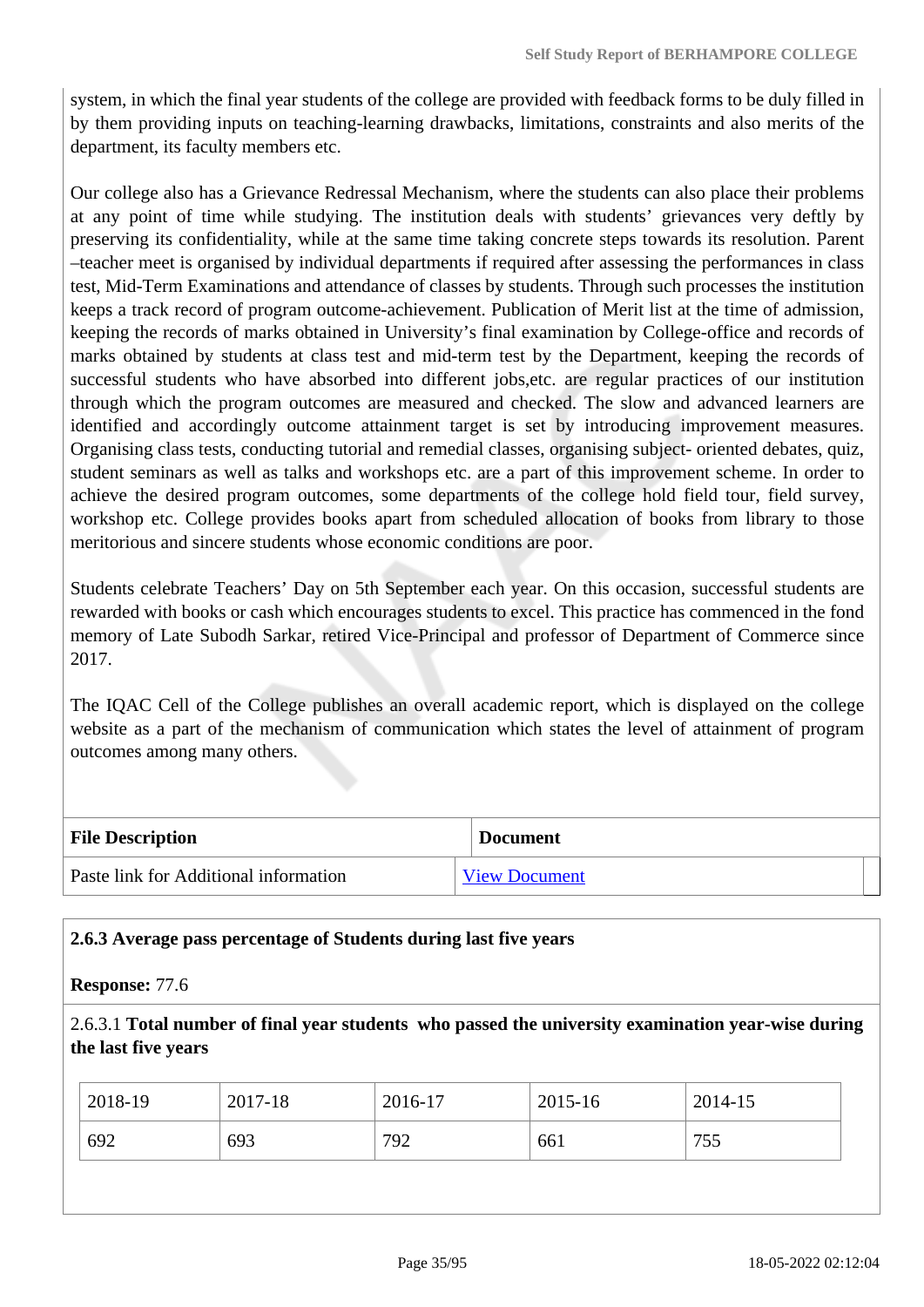system, in which the final year students of the college are provided with feedback forms to be duly filled in by them providing inputs on teaching-learning drawbacks, limitations, constraints and also merits of the department, its faculty members etc.

Our college also has a Grievance Redressal Mechanism, where the students can also place their problems at any point of time while studying. The institution deals with students' grievances very deftly by preserving its confidentiality, while at the same time taking concrete steps towards its resolution. Parent –teacher meet is organised by individual departments if required after assessing the performances in class test, Mid-Term Examinations and attendance of classes by students. Through such processes the institution keeps a track record of program outcome-achievement. Publication of Merit list at the time of admission, keeping the records of marks obtained in University's final examination by College-office and records of marks obtained by students at class test and mid-term test by the Department, keeping the records of successful students who have absorbed into different jobs,etc. are regular practices of our institution through which the program outcomes are measured and checked. The slow and advanced learners are identified and accordingly outcome attainment target is set by introducing improvement measures. Organising class tests, conducting tutorial and remedial classes, organising subject- oriented debates, quiz, student seminars as well as talks and workshops etc. are a part of this improvement scheme. In order to achieve the desired program outcomes, some departments of the college hold field tour, field survey, workshop etc. College provides books apart from scheduled allocation of books from library to those meritorious and sincere students whose economic conditions are poor.

Students celebrate Teachers' Day on 5th September each year. On this occasion, successful students are rewarded with books or cash which encourages students to excel. This practice has commenced in the fond memory of Late Subodh Sarkar, retired Vice-Principal and professor of Department of Commerce since 2017.

The IQAC Cell of the College publishes an overall academic report, which is displayed on the college website as a part of the mechanism of communication which states the level of attainment of program outcomes among many others.

| File Description | Document |
|---|---|
| Paste link for Additional information | View Document |

**2.6.3 Average pass percentage of Students during last five years**

**Response:** 77.6

2.6.3.1 **Total number of final year students who passed the university examination year-wise during the last five years**

| 2018-19 | 2017-18 | 2016-17 | 2015-16 | 2014-15 |
|---|---|---|---|---|
| 692 | 693 | 792 | 661 | 755 |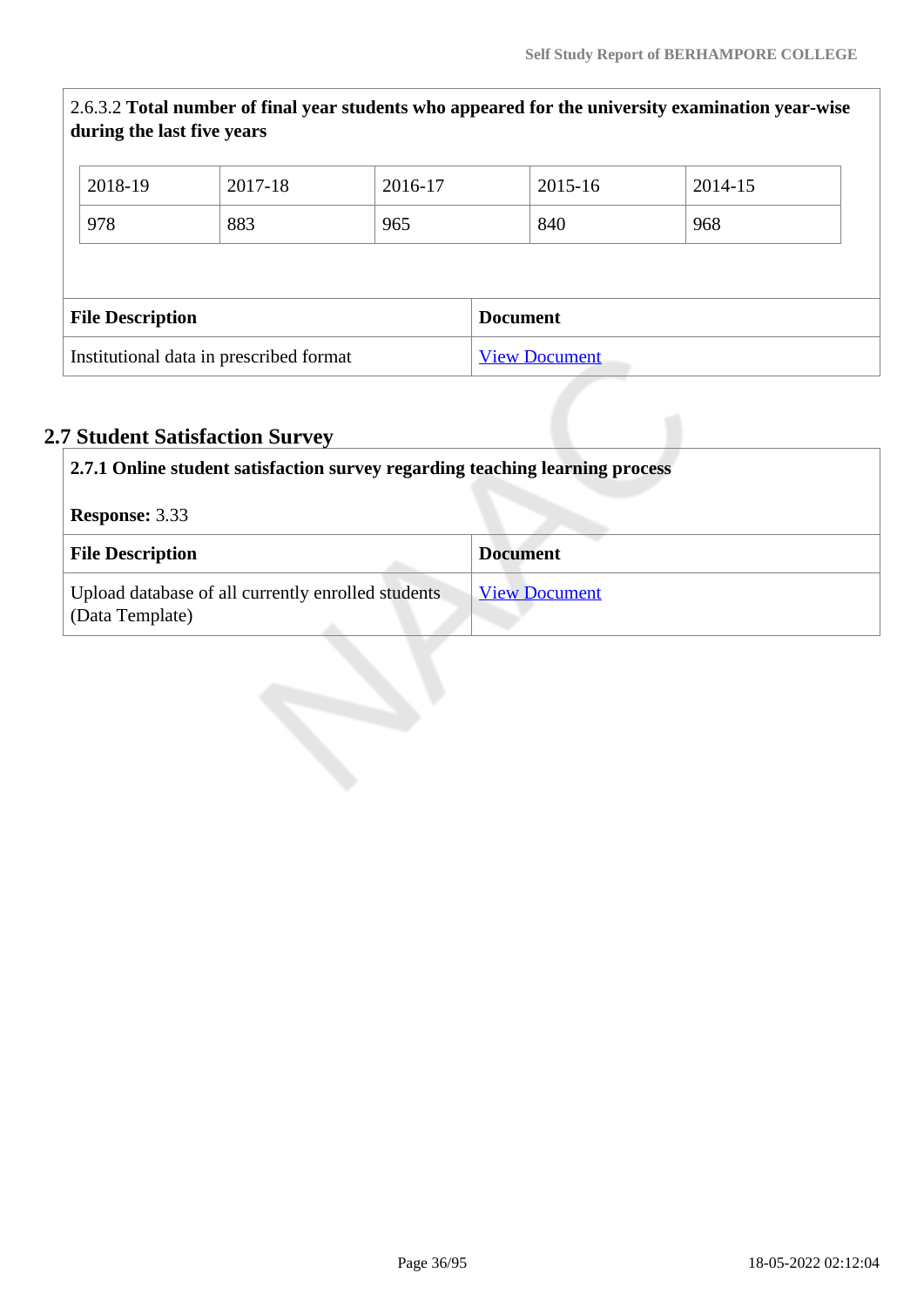2.6.3.2 **Total number of final year students who appeared for the university examination year-wise during the last five years**

| 2018-19 | 2017-18 | 2016-17 | 2015-16 | 2014-15 |
|---|---|---|---|---|
| 978 | 883 | 965 | 840 | 968 |

| File Description | Document |
|---|---|
| Institutional data in prescribed format | View Document |

## 2.7 Student Satisfaction Survey

**2.7.1 Online student satisfaction survey regarding teaching learning process**

**Response:** 3.33

| File Description | Document |
|---|---|
| Upload database of all currently enrolled students (Data Template) | View Document |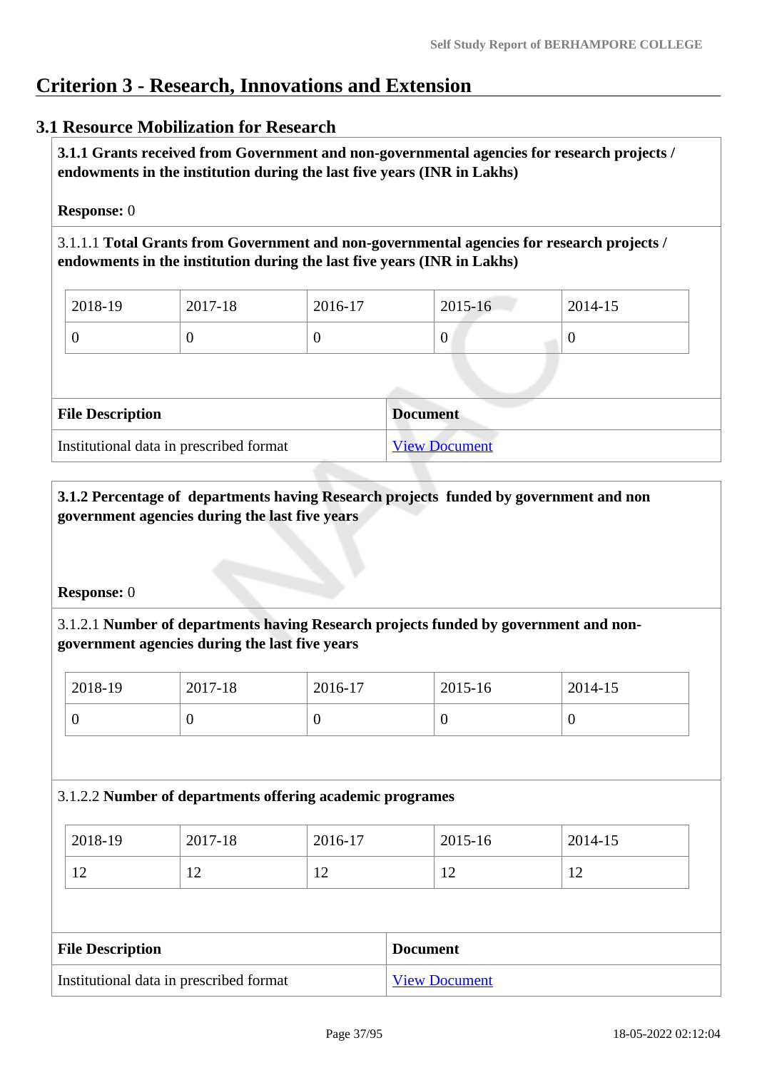# Criterion 3 - Research, Innovations and Extension

## 3.1 Resource Mobilization for Research

**3.1.1 Grants received from Government and non-governmental agencies for research projects / endowments in the institution during the last five years (INR in Lakhs)**

**Response:** 0

3.1.1.1 **Total Grants from Government and non-governmental agencies for research projects / endowments in the institution during the last five years (INR in Lakhs)**

| 2018-19 | 2017-18 | 2016-17 | 2015-16 | 2014-15 |
|---|---|---|---|---|
| 0 | 0 | 0 | 0 | 0 |

| File Description | Document |
|---|---|
| Institutional data in prescribed format | View Document |

**3.1.2 Percentage of departments having Research projects funded by government and non government agencies during the last five years**

**Response:** 0

3.1.2.1 **Number of departments having Research projects funded by government and non-government agencies during the last five years**

| 2018-19 | 2017-18 | 2016-17 | 2015-16 | 2014-15 |
|---|---|---|---|---|
| 0 | 0 | 0 | 0 | 0 |

3.1.2.2 **Number of departments offering academic programes**

| 2018-19 | 2017-18 | 2016-17 | 2015-16 | 2014-15 |
|---|---|---|---|---|
| 12 | 12 | 12 | 12 | 12 |

| File Description | Document |
|---|---|
| Institutional data in prescribed format | View Document |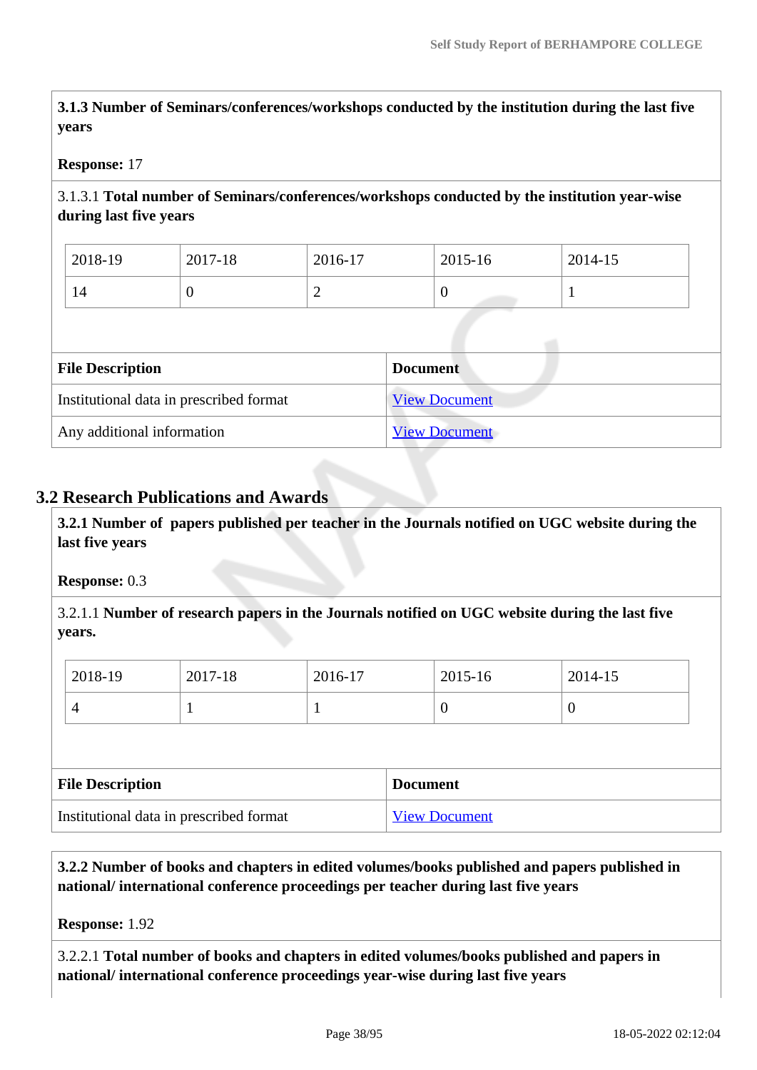**3.1.3 Number of Seminars/conferences/workshops conducted by the institution during the last five years**

**Response:** 17

3.1.3.1 **Total number of Seminars/conferences/workshops conducted by the institution year-wise during last five years**

| 2018-19 | 2017-18 | 2016-17 | 2015-16 | 2014-15 |
|---|---|---|---|---|
| 14 | 0 | 2 | 0 | 1 |

| File Description | Document |
|---|---|
| Institutional data in prescribed format | View Document |
| Any additional information | View Document |

## 3.2 Research Publications and Awards

**3.2.1 Number of papers published per teacher in the Journals notified on UGC website during the last five years**

**Response:** 0.3

3.2.1.1 **Number of research papers in the Journals notified on UGC website during the last five years.**

| 2018-19 | 2017-18 | 2016-17 | 2015-16 | 2014-15 |
|---|---|---|---|---|
| 4 | 1 | 1 | 0 | 0 |

| File Description | Document |
|---|---|
| Institutional data in prescribed format | View Document |

**3.2.2 Number of books and chapters in edited volumes/books published and papers published in national/ international conference proceedings per teacher during last five years**

**Response:** 1.92

3.2.2.1 **Total number of books and chapters in edited volumes/books published and papers in national/ international conference proceedings year-wise during last five years**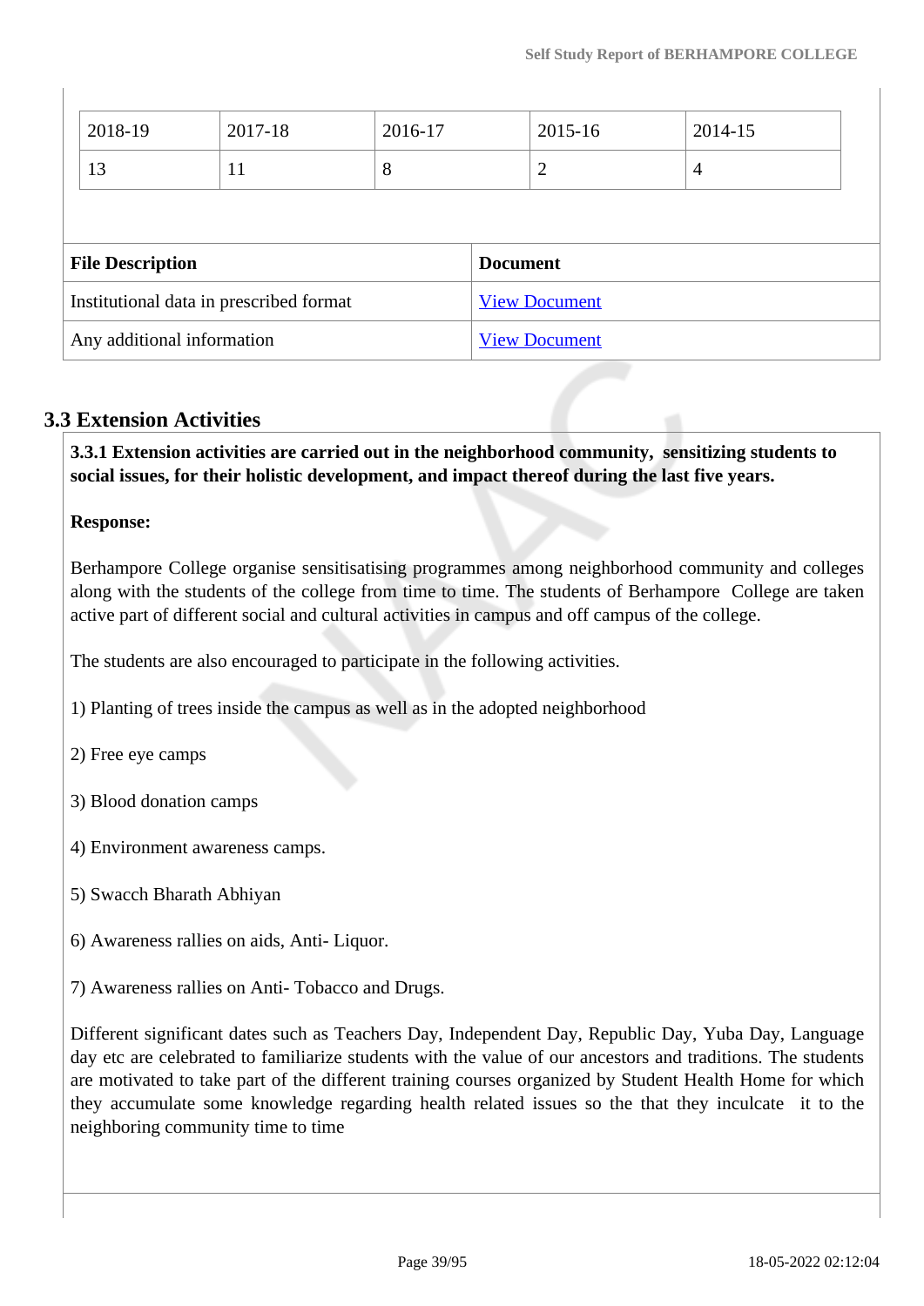| 2018-19 | 2017-18 | 2016-17 | 2015-16 | 2014-15 |
|---|---|---|---|---|
| 13 | 11 | 8 | 2 | 4 |

| File Description | Document |
|---|---|
| Institutional data in prescribed format | View Document |
| Any additional information | View Document |

## 3.3 Extension Activities

**3.3.1 Extension activities are carried out in the neighborhood community, sensitizing students to social issues, for their holistic development, and impact thereof during the last five years.**

**Response:**

Berhampore College organise sensitisatising programmes among neighborhood community and colleges along with the students of the college from time to time. The students of Berhampore College are taken active part of different social and cultural activities in campus and off campus of the college.

The students are also encouraged to participate in the following activities.

1) Planting of trees inside the campus as well as in the adopted neighborhood

2) Free eye camps

3) Blood donation camps

4) Environment awareness camps.

5) Swacch Bharath Abhiyan

6) Awareness rallies on aids, Anti- Liquor.

7) Awareness rallies on Anti- Tobacco and Drugs.

Different significant dates such as Teachers Day, Independent Day, Republic Day, Yuba Day, Language day etc are celebrated to familiarize students with the value of our ancestors and traditions. The students are motivated to take part of the different training courses organized by Student Health Home for which they accumulate some knowledge regarding health related issues so the that they inculcate it to the neighboring community time to time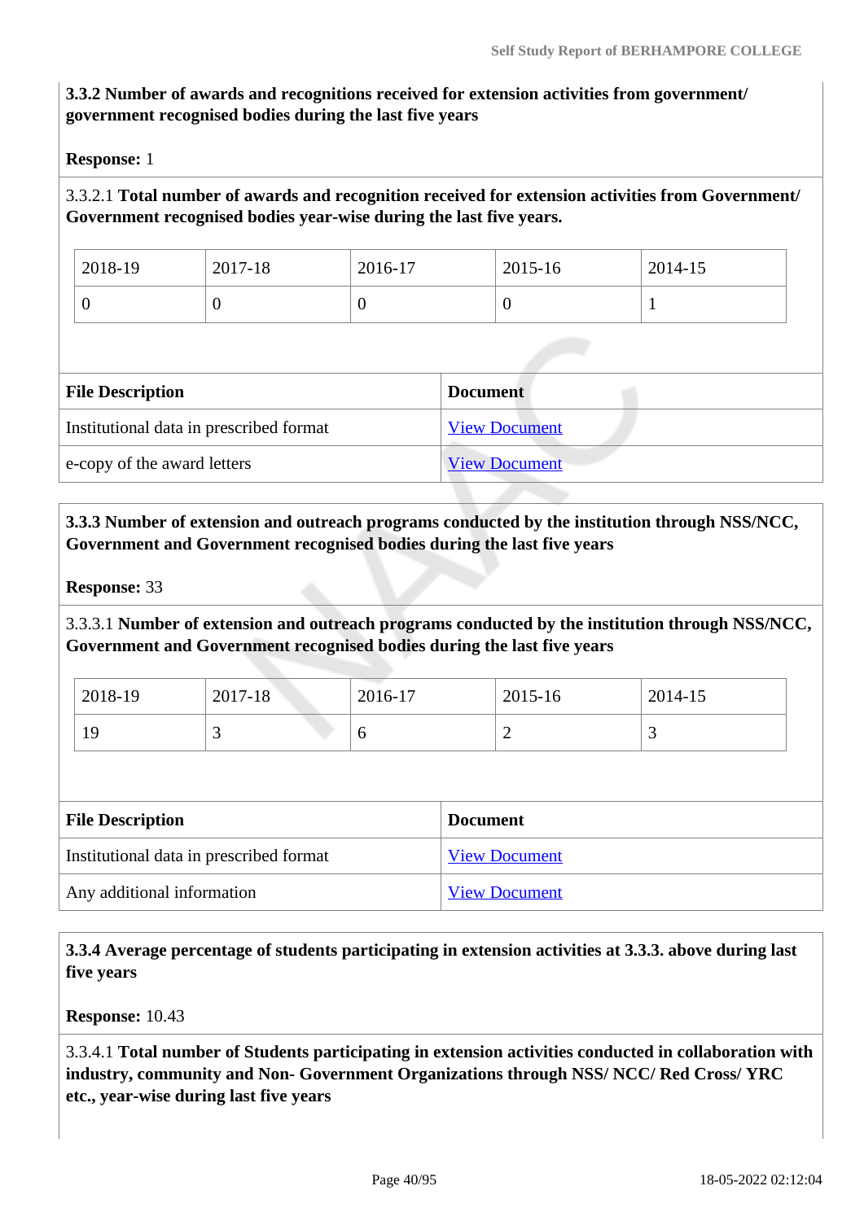**3.3.2 Number of awards and recognitions received for extension activities from government/ government recognised bodies during the last five years**

**Response:** 1

3.3.2.1 **Total number of awards and recognition received for extension activities from Government/ Government recognised bodies year-wise during the last five years.**

| 2018-19 | 2017-18 | 2016-17 | 2015-16 | 2014-15 |
|---|---|---|---|---|
| 0 | 0 | 0 | 0 | 1 |

| File Description | Document |
|---|---|
| Institutional data in prescribed format | View Document |
| e-copy of the award letters | View Document |

**3.3.3 Number of extension and outreach programs conducted by the institution through NSS/NCC, Government and Government recognised bodies during the last five years**

**Response:** 33

3.3.3.1 **Number of extension and outreach programs conducted by the institution through NSS/NCC, Government and Government recognised bodies during the last five years**

| 2018-19 | 2017-18 | 2016-17 | 2015-16 | 2014-15 |
|---|---|---|---|---|
| 19 | 3 | 6 | 2 | 3 |

| File Description | Document |
|---|---|
| Institutional data in prescribed format | View Document |
| Any additional information | View Document |

**3.3.4 Average percentage of students participating in extension activities at 3.3.3. above during last five years**

**Response:** 10.43

3.3.4.1 **Total number of Students participating in extension activities conducted in collaboration with industry, community and Non- Government Organizations through NSS/ NCC/ Red Cross/ YRC etc., year-wise during last five years**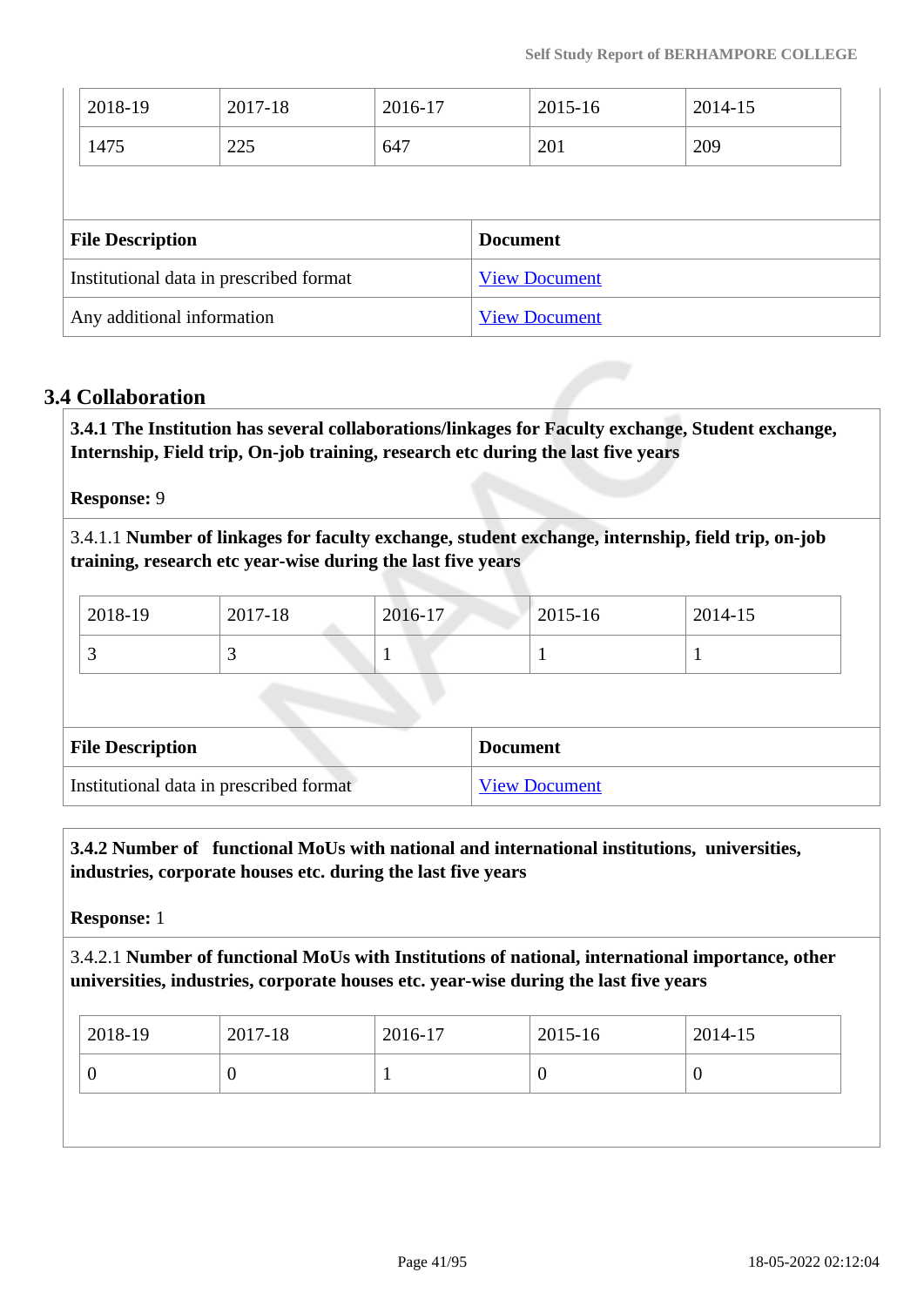| 2018-19 | 2017-18 | 2016-17 | 2015-16 | 2014-15 |
|---|---|---|---|---|
| 1475 | 225 | 647 | 201 | 209 |

| File Description | Document |
|---|---|
| Institutional data in prescribed format | View Document |
| Any additional information | View Document |

## 3.4 Collaboration

**3.4.1 The Institution has several collaborations/linkages for Faculty exchange, Student exchange, Internship, Field trip, On-job training, research etc during the last five years**

**Response:** 9

3.4.1.1 **Number of linkages for faculty exchange, student exchange, internship, field trip, on-job training, research etc year-wise during the last five years**

| 2018-19 | 2017-18 | 2016-17 | 2015-16 | 2014-15 |
|---|---|---|---|---|
| 3 | 3 | 1 | 1 | 1 |

| File Description | Document |
|---|---|
| Institutional data in prescribed format | View Document |

**3.4.2 Number of functional MoUs with national and international institutions, universities, industries, corporate houses etc. during the last five years**

**Response:** 1

3.4.2.1 **Number of functional MoUs with Institutions of national, international importance, other universities, industries, corporate houses etc. year-wise during the last five years**

| 2018-19 | 2017-18 | 2016-17 | 2015-16 | 2014-15 |
|---|---|---|---|---|
| 0 | 0 | 1 | 0 | 0 |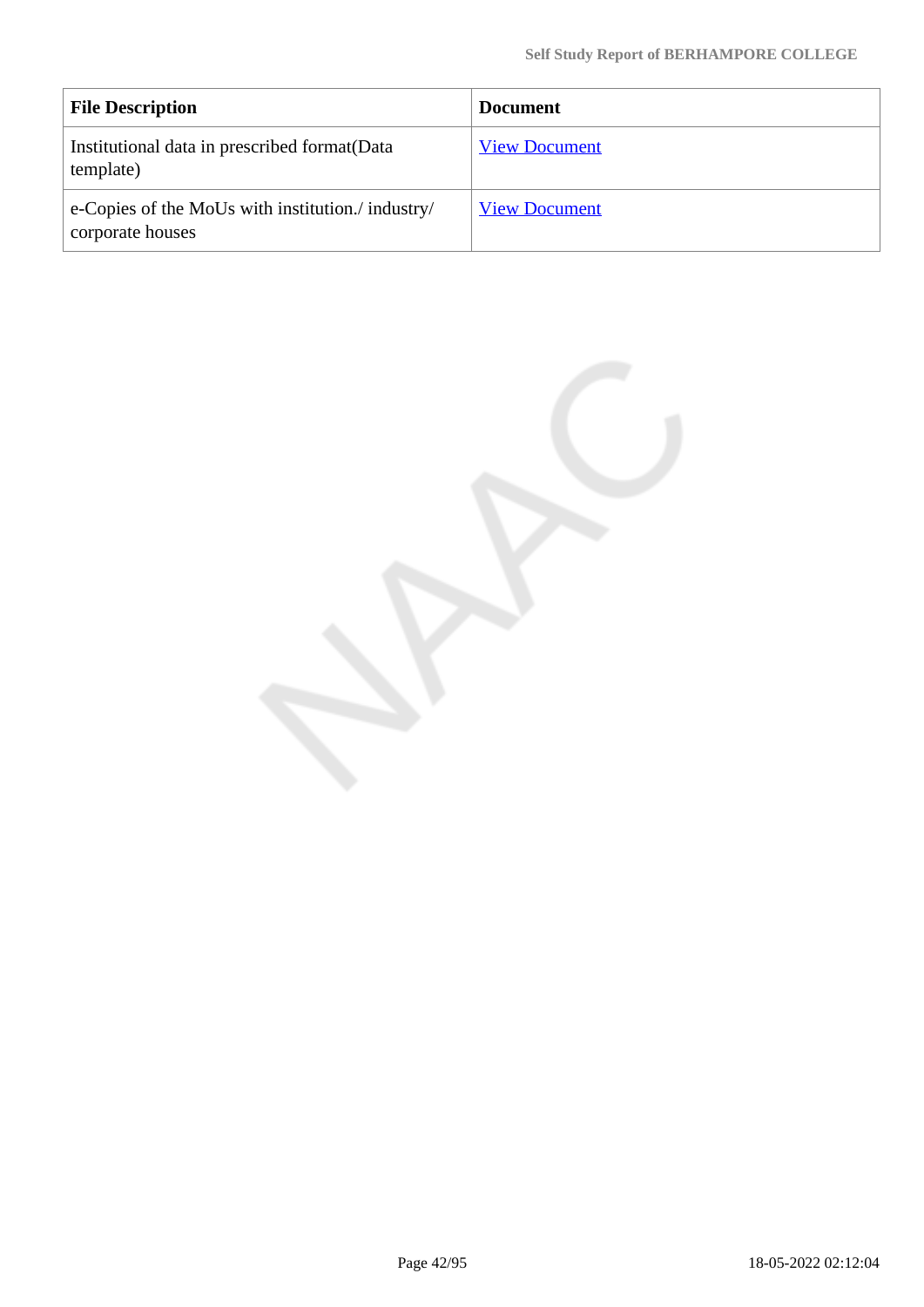| File Description | Document |
| --- | --- |
| Institutional data in prescribed format(Data template) | View Document |
| e-Copies of the MoUs with institution./ industry/ corporate houses | View Document |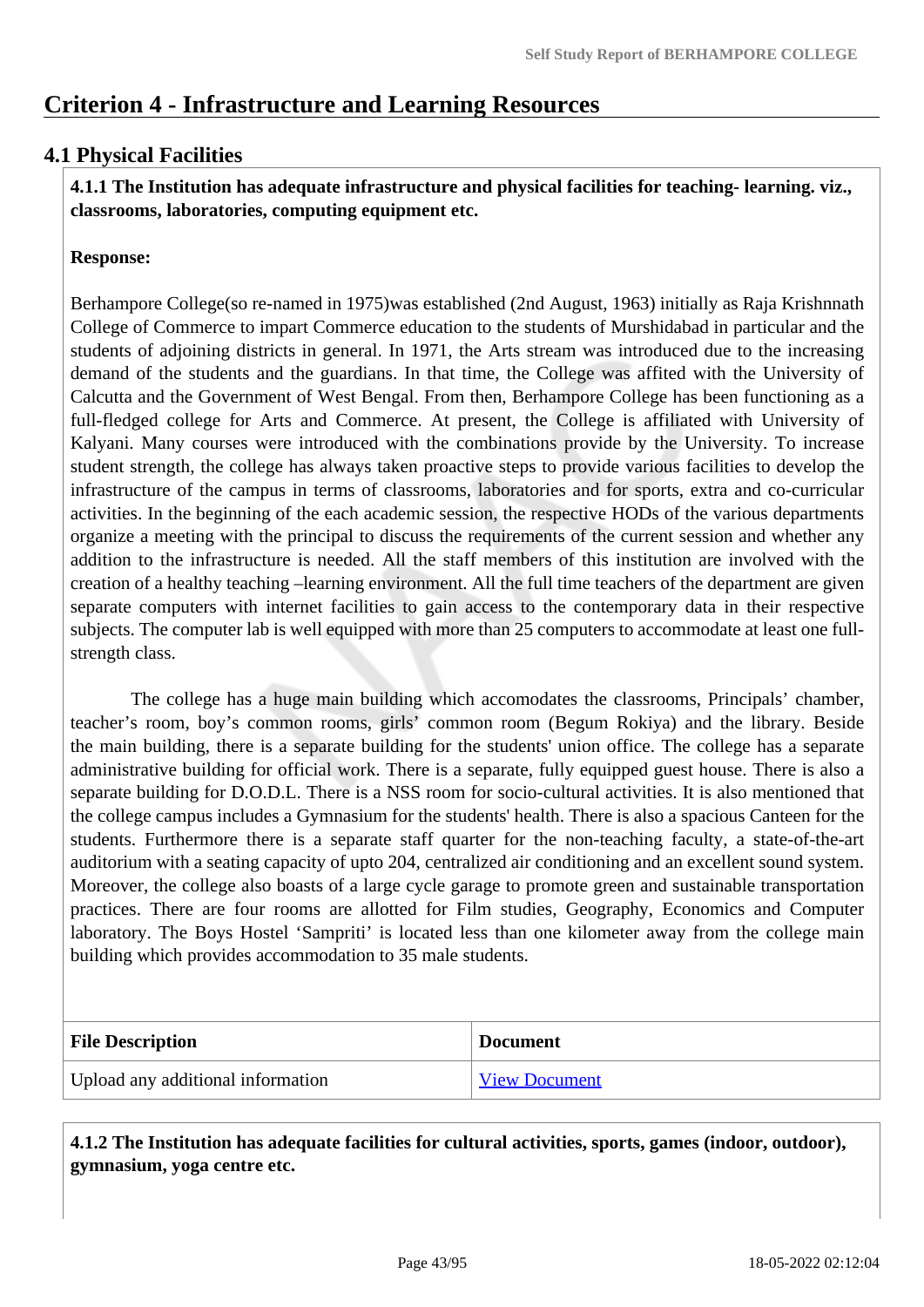# Criterion 4 - Infrastructure and Learning Resources

## 4.1 Physical Facilities

**4.1.1 The Institution has adequate infrastructure and physical facilities for teaching- learning. viz., classrooms, laboratories, computing equipment etc.**

**Response:**

Berhampore College(so re-named in 1975)was established (2nd August, 1963) initially as Raja Krishnnath College of Commerce to impart Commerce education to the students of Murshidabad in particular and the students of adjoining districts in general. In 1971, the Arts stream was introduced due to the increasing demand of the students and the guardians. In that time, the College was affited with the University of Calcutta and the Government of West Bengal. From then, Berhampore College has been functioning as a full-fledged college for Arts and Commerce. At present, the College is affiliated with University of Kalyani. Many courses were introduced with the combinations provide by the University. To increase student strength, the college has always taken proactive steps to provide various facilities to develop the infrastructure of the campus in terms of classrooms, laboratories and for sports, extra and co-curricular activities. In the beginning of the each academic session, the respective HODs of the various departments organize a meeting with the principal to discuss the requirements of the current session and whether any addition to the infrastructure is needed. All the staff members of this institution are involved with the creation of a healthy teaching –learning environment. All the full time teachers of the department are given separate computers with internet facilities to gain access to the contemporary data in their respective subjects. The computer lab is well equipped with more than 25 computers to accommodate at least one full-strength class.

The college has a huge main building which accomodates the classrooms, Principals' chamber, teacher's room, boy's common rooms, girls' common room (Begum Rokiya) and the library. Beside the main building, there is a separate building for the students' union office. The college has a separate administrative building for official work. There is a separate, fully equipped guest house. There is also a separate building for D.O.D.L. There is a NSS room for socio-cultural activities. It is also mentioned that the college campus includes a Gymnasium for the students' health. There is also a spacious Canteen for the students. Furthermore there is a separate staff quarter for the non-teaching faculty, a state-of-the-art auditorium with a seating capacity of upto 204, centralized air conditioning and an excellent sound system. Moreover, the college also boasts of a large cycle garage to promote green and sustainable transportation practices. There are four rooms are allotted for Film studies, Geography, Economics and Computer laboratory. The Boys Hostel 'Sampriti' is located less than one kilometer away from the college main building which provides accommodation to 35 male students.

| File Description | Document |
| --- | --- |
| Upload any additional information | View Document |

**4.1.2 The Institution has adequate facilities for cultural activities, sports, games (indoor, outdoor), gymnasium, yoga centre etc.**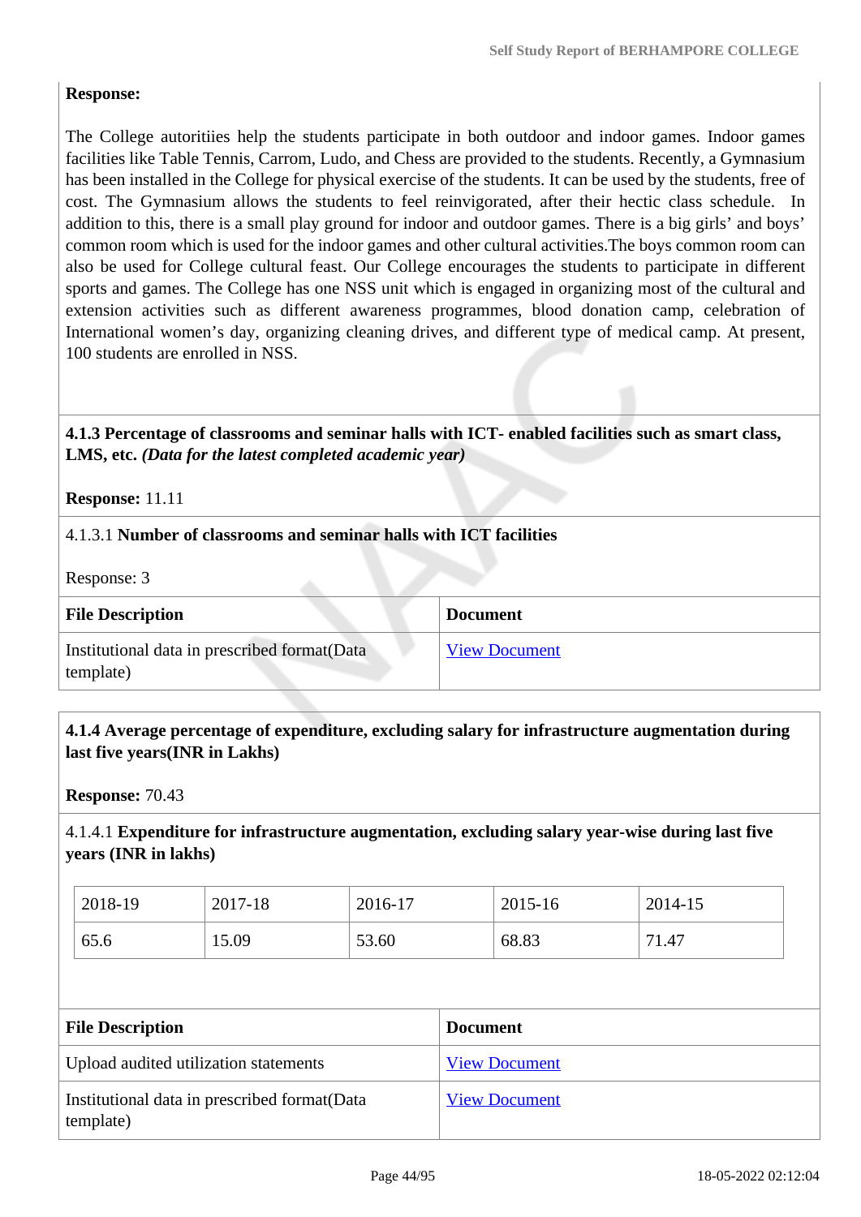**Response:**

The College autoritiies help the students participate in both outdoor and indoor games. Indoor games facilities like Table Tennis, Carrom, Ludo, and Chess are provided to the students. Recently, a Gymnasium has been installed in the College for physical exercise of the students. It can be used by the students, free of cost. The Gymnasium allows the students to feel reinvigorated, after their hectic class schedule. In addition to this, there is a small play ground for indoor and outdoor games. There is a big girls' and boys' common room which is used for the indoor games and other cultural activities.The boys common room can also be used for College cultural feast. Our College encourages the students to participate in different sports and games. The College has one NSS unit which is engaged in organizing most of the cultural and extension activities such as different awareness programmes, blood donation camp, celebration of International women's day, organizing cleaning drives, and different type of medical camp. At present, 100 students are enrolled in NSS.

**4.1.3 Percentage of classrooms and seminar halls with ICT- enabled facilities such as smart class, LMS, etc.** ***(Data for the latest completed academic year)***

**Response:** 11.11

4.1.3.1 **Number of classrooms and seminar halls with ICT facilities**

Response: 3

| File Description | Document |
|---|---|
| Institutional data in prescribed format(Data template) | View Document |

**4.1.4 Average percentage of expenditure, excluding salary for infrastructure augmentation during last five years(INR in Lakhs)**

**Response:** 70.43

4.1.4.1 **Expenditure for infrastructure augmentation, excluding salary year-wise during last five years (INR in lakhs)**

| 2018-19 | 2017-18 | 2016-17 | 2015-16 | 2014-15 |
|---|---|---|---|---|
| 65.6 | 15.09 | 53.60 | 68.83 | 71.47 |

| File Description | Document |
|---|---|
| Upload audited utilization statements | View Document |
| Institutional data in prescribed format(Data template) | View Document |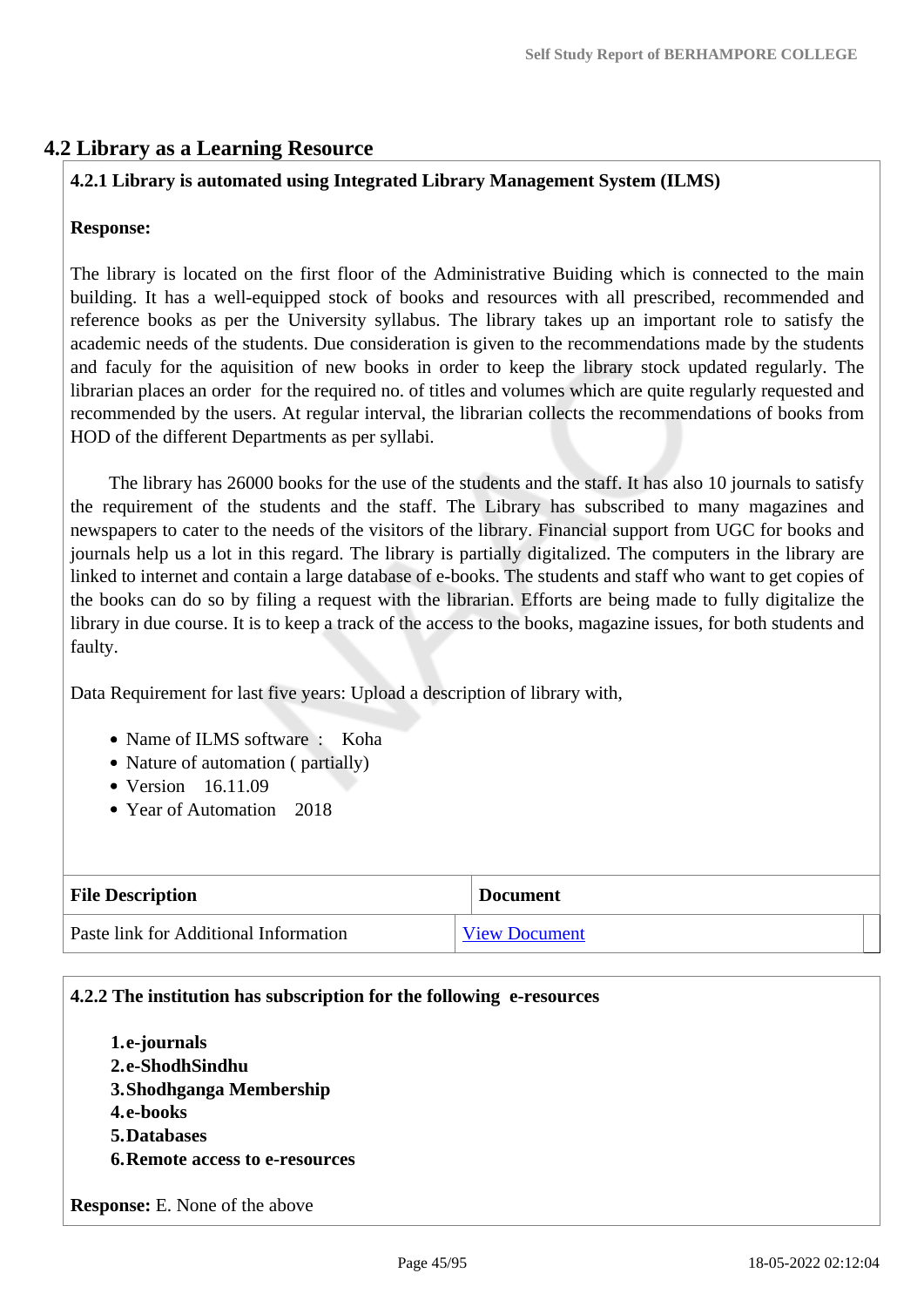## 4.2 Library as a Learning Resource

**4.2.1 Library is automated using Integrated Library Management System (ILMS)**

**Response:**

The library is located on the first floor of the Administrative Buiding which is connected to the main building. It has a well-equipped stock of books and resources with all prescribed, recommended and reference books as per the University syllabus. The library takes up an important role to satisfy the academic needs of the students. Due consideration is given to the recommendations made by the students and faculy for the aquisition of new books in order to keep the library stock updated regularly. The librarian places an order for the required no. of titles and volumes which are quite regularly requested and recommended by the users. At regular interval, the librarian collects the recommendations of books from HOD of the different Departments as per syllabi.

The library has 26000 books for the use of the students and the staff. It has also 10 journals to satisfy the requirement of the students and the staff. The Library has subscribed to many magazines and newspapers to cater to the needs of the visitors of the library. Financial support from UGC for books and journals help us a lot in this regard. The library is partially digitalized. The computers in the library are linked to internet and contain a large database of e-books. The students and staff who want to get copies of the books can do so by filing a request with the librarian. Efforts are being made to fully digitalize the library in due course. It is to keep a track of the access to the books, magazine issues, for both students and faulty.

Data Requirement for last five years: Upload a description of library with,

- Name of ILMS software : Koha
- Nature of automation ( partially)
- Version 16.11.09
- Year of Automation 2018

| File Description | Document |
|---|---|
| Paste link for Additional Information | View Document |

**4.2.2 The institution has subscription for the following e-resources**

1. **e-journals**
2. **e-ShodhSindhu**
3. **Shodhganga Membership**
4. **e-books**
5. **Databases**
6. **Remote access to e-resources**

**Response:** E. None of the above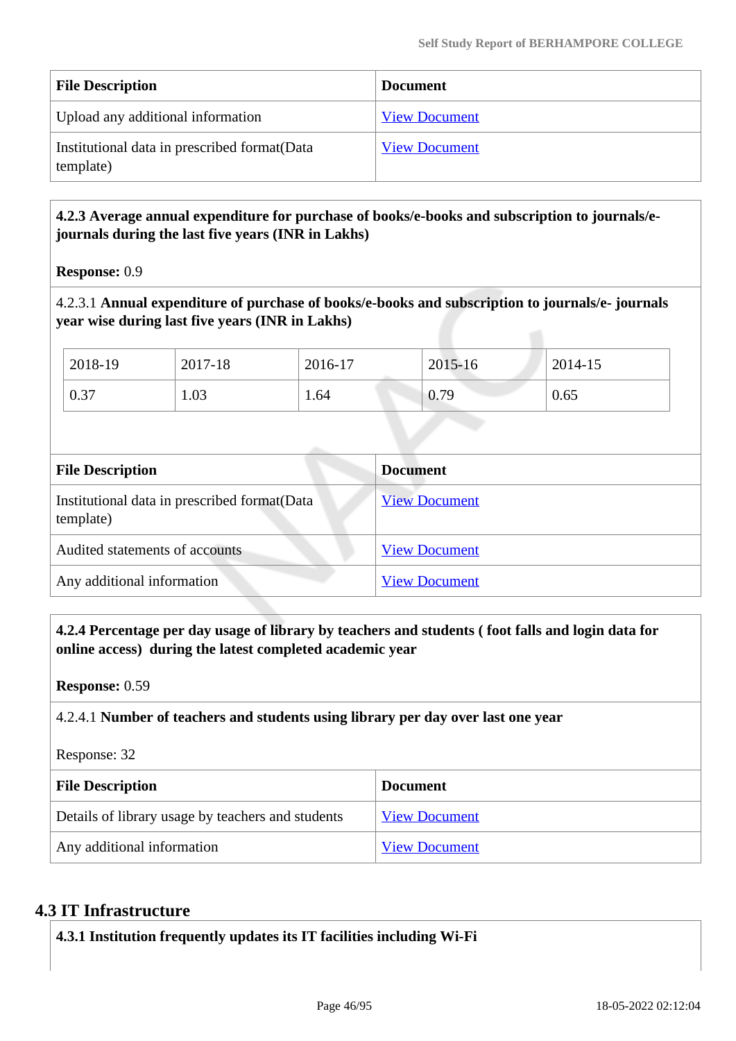| File Description | Document |
|---|---|
| Upload any additional information | View Document |
| Institutional data in prescribed format(Data template) | View Document |

**4.2.3 Average annual expenditure for purchase of books/e-books and subscription to journals/e-journals during the last five years (INR in Lakhs)**

**Response:** 0.9

4.2.3.1 **Annual expenditure of purchase of books/e-books and subscription to journals/e- journals year wise during last five years (INR in Lakhs)**

| 2018-19 | 2017-18 | 2016-17 | 2015-16 | 2014-15 |
|---|---|---|---|---|
| 0.37 | 1.03 | 1.64 | 0.79 | 0.65 |

| File Description | Document |
|---|---|
| Institutional data in prescribed format(Data template) | View Document |
| Audited statements of accounts | View Document |
| Any additional information | View Document |

**4.2.4 Percentage per day usage of library by teachers and students ( foot falls and login data for online access) during the latest completed academic year**

**Response:** 0.59

4.2.4.1 **Number of teachers and students using library per day over last one year**

Response: 32

| File Description | Document |
|---|---|
| Details of library usage by teachers and students | View Document |
| Any additional information | View Document |

## 4.3 IT Infrastructure

**4.3.1 Institution frequently updates its IT facilities including Wi-Fi**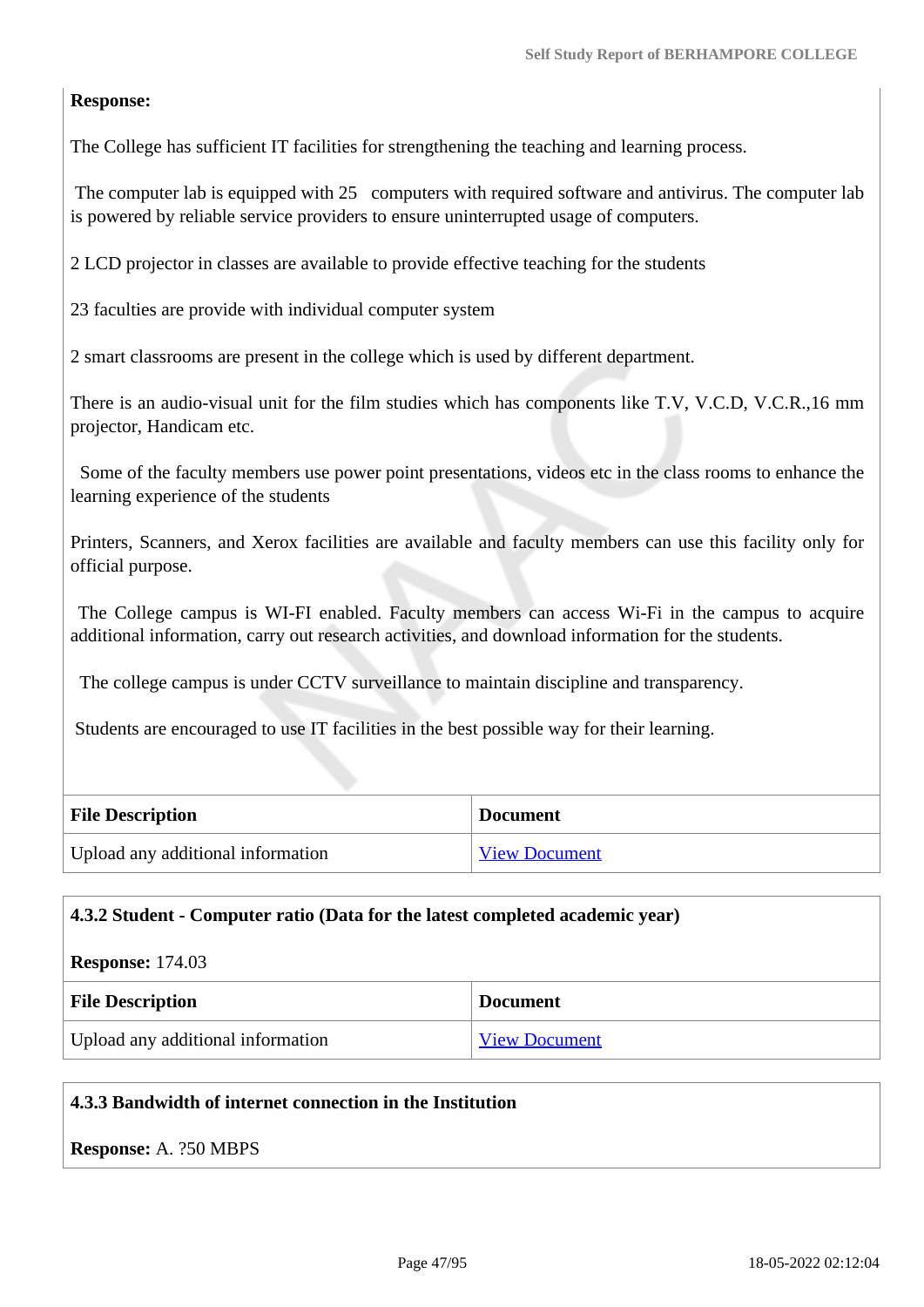**Response:**

The College has sufficient IT facilities for strengthening the teaching and learning process.

The computer lab is equipped with 25 computers with required software and antivirus. The computer lab is powered by reliable service providers to ensure uninterrupted usage of computers.

2 LCD projector in classes are available to provide effective teaching for the students

23 faculties are provide with individual computer system

2 smart classrooms are present in the college which is used by different department.

There is an audio-visual unit for the film studies which has components like T.V, V.C.D, V.C.R.,16 mm projector, Handicam etc.

Some of the faculty members use power point presentations, videos etc in the class rooms to enhance the learning experience of the students

Printers, Scanners, and Xerox facilities are available and faculty members can use this facility only for official purpose.

The College campus is WI-FI enabled. Faculty members can access Wi-Fi in the campus to acquire additional information, carry out research activities, and download information for the students.

The college campus is under CCTV surveillance to maintain discipline and transparency.

Students are encouraged to use IT facilities in the best possible way for their learning.

| File Description | Document |
| --- | --- |
| Upload any additional information | View Document |

**4.3.2 Student - Computer ratio (Data for the latest completed academic year)**

**Response:** 174.03

| File Description | Document |
| --- | --- |
| Upload any additional information | View Document |

**4.3.3 Bandwidth of internet connection in the Institution**

**Response:** A. ?50 MBPS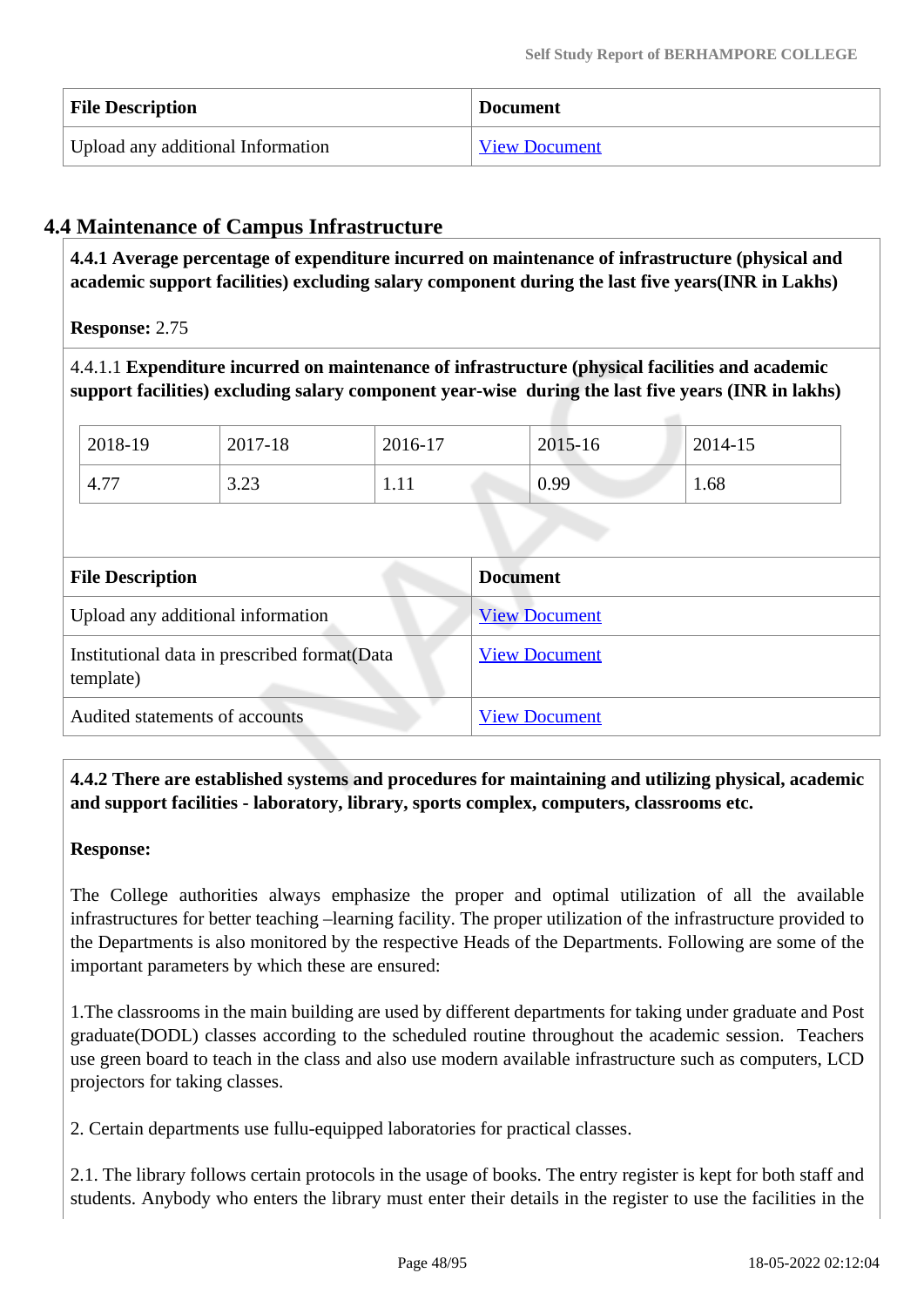| File Description | Document |
|---|---|
| Upload any additional Information | View Document |

## 4.4 Maintenance of Campus Infrastructure

**4.4.1 Average percentage of expenditure incurred on maintenance of infrastructure (physical and academic support facilities) excluding salary component during the last five years(INR in Lakhs)**

**Response:** 2.75

4.4.1.1 **Expenditure incurred on maintenance of infrastructure (physical facilities and academic support facilities) excluding salary component year-wise during the last five years (INR in lakhs)**

| 2018-19 | 2017-18 | 2016-17 | 2015-16 | 2014-15 |
|---|---|---|---|---|
| 4.77 | 3.23 | 1.11 | 0.99 | 1.68 |

| File Description | Document |
|---|---|
| Upload any additional information | View Document |
| Institutional data in prescribed format(Data template) | View Document |
| Audited statements of accounts | View Document |

**4.4.2 There are established systems and procedures for maintaining and utilizing physical, academic and support facilities - laboratory, library, sports complex, computers, classrooms etc.**

**Response:**

The College authorities always emphasize the proper and optimal utilization of all the available infrastructures for better teaching –learning facility. The proper utilization of the infrastructure provided to the Departments is also monitored by the respective Heads of the Departments. Following are some of the important parameters by which these are ensured:

1.The classrooms in the main building are used by different departments for taking under graduate and Post graduate(DODL) classes according to the scheduled routine throughout the academic session. Teachers use green board to teach in the class and also use modern available infrastructure such as computers, LCD projectors for taking classes.

2. Certain departments use fullu-equipped laboratories for practical classes.

2.1. The library follows certain protocols in the usage of books. The entry register is kept for both staff and students. Anybody who enters the library must enter their details in the register to use the facilities in the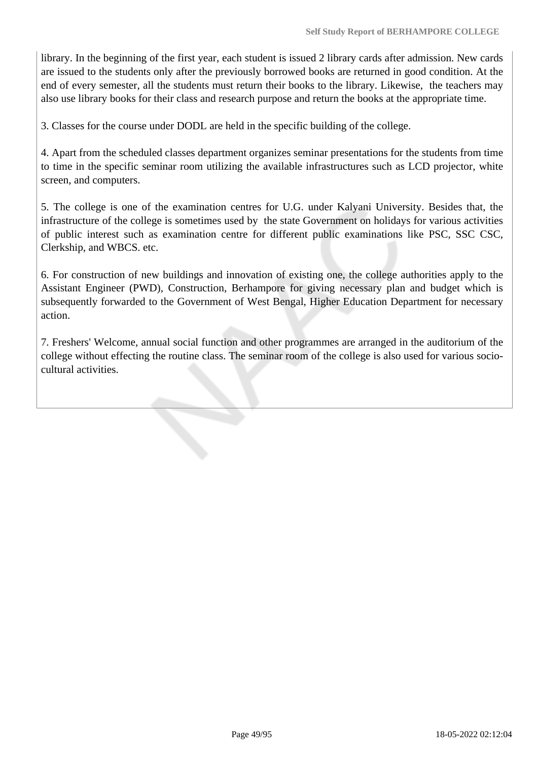library. In the beginning of the first year, each student is issued 2 library cards after admission. New cards are issued to the students only after the previously borrowed books are returned in good condition. At the end of every semester, all the students must return their books to the library. Likewise, the teachers may also use library books for their class and research purpose and return the books at the appropriate time.

3. Classes for the course under DODL are held in the specific building of the college.

4. Apart from the scheduled classes department organizes seminar presentations for the students from time to time in the specific seminar room utilizing the available infrastructures such as LCD projector, white screen, and computers.

5. The college is one of the examination centres for U.G. under Kalyani University. Besides that, the infrastructure of the college is sometimes used by the state Government on holidays for various activities of public interest such as examination centre for different public examinations like PSC, SSC CSC, Clerkship, and WBCS. etc.

6. For construction of new buildings and innovation of existing one, the college authorities apply to the Assistant Engineer (PWD), Construction, Berhampore for giving necessary plan and budget which is subsequently forwarded to the Government of West Bengal, Higher Education Department for necessary action.

7. Freshers' Welcome, annual social function and other programmes are arranged in the auditorium of the college without effecting the routine class. The seminar room of the college is also used for various socio-cultural activities.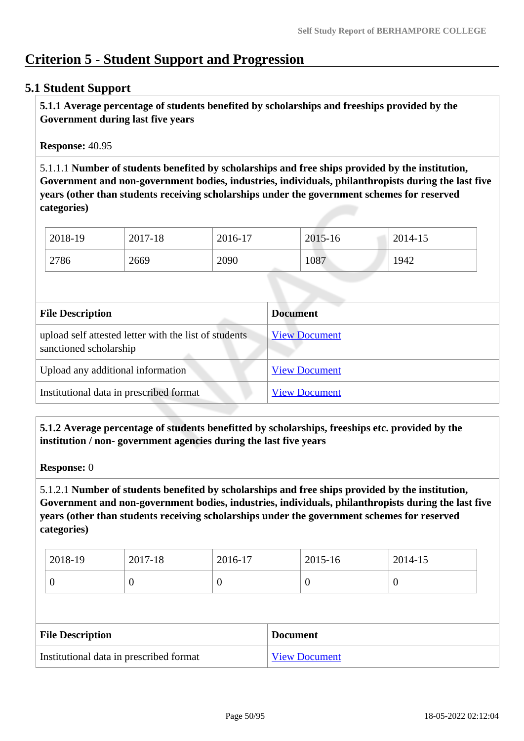# Criterion 5 - Student Support and Progression

## 5.1 Student Support

**5.1.1 Average percentage of students benefited by scholarships and freeships provided by the Government during last five years**

**Response:** 40.95

5.1.1.1 **Number of students benefited by scholarships and free ships provided by the institution, Government and non-government bodies, industries, individuals, philanthropists during the last five years (other than students receiving scholarships under the government schemes for reserved categories)**

| 2018-19 | 2017-18 | 2016-17 | 2015-16 | 2014-15 |
|---|---|---|---|---|
| 2786 | 2669 | 2090 | 1087 | 1942 |

| File Description | Document |
|---|---|
| upload self attested letter with the list of students sanctioned scholarship | View Document |
| Upload any additional information | View Document |
| Institutional data in prescribed format | View Document |

**5.1.2 Average percentage of students benefitted by scholarships, freeships etc. provided by the institution / non- government agencies during the last five years**

**Response:** 0

5.1.2.1 **Number of students benefited by scholarships and free ships provided by the institution, Government and non-government bodies, industries, individuals, philanthropists during the last five years (other than students receiving scholarships under the government schemes for reserved categories)**

| 2018-19 | 2017-18 | 2016-17 | 2015-16 | 2014-15 |
|---|---|---|---|---|
| 0 | 0 | 0 | 0 | 0 |

| File Description | Document |
|---|---|
| Institutional data in prescribed format | View Document |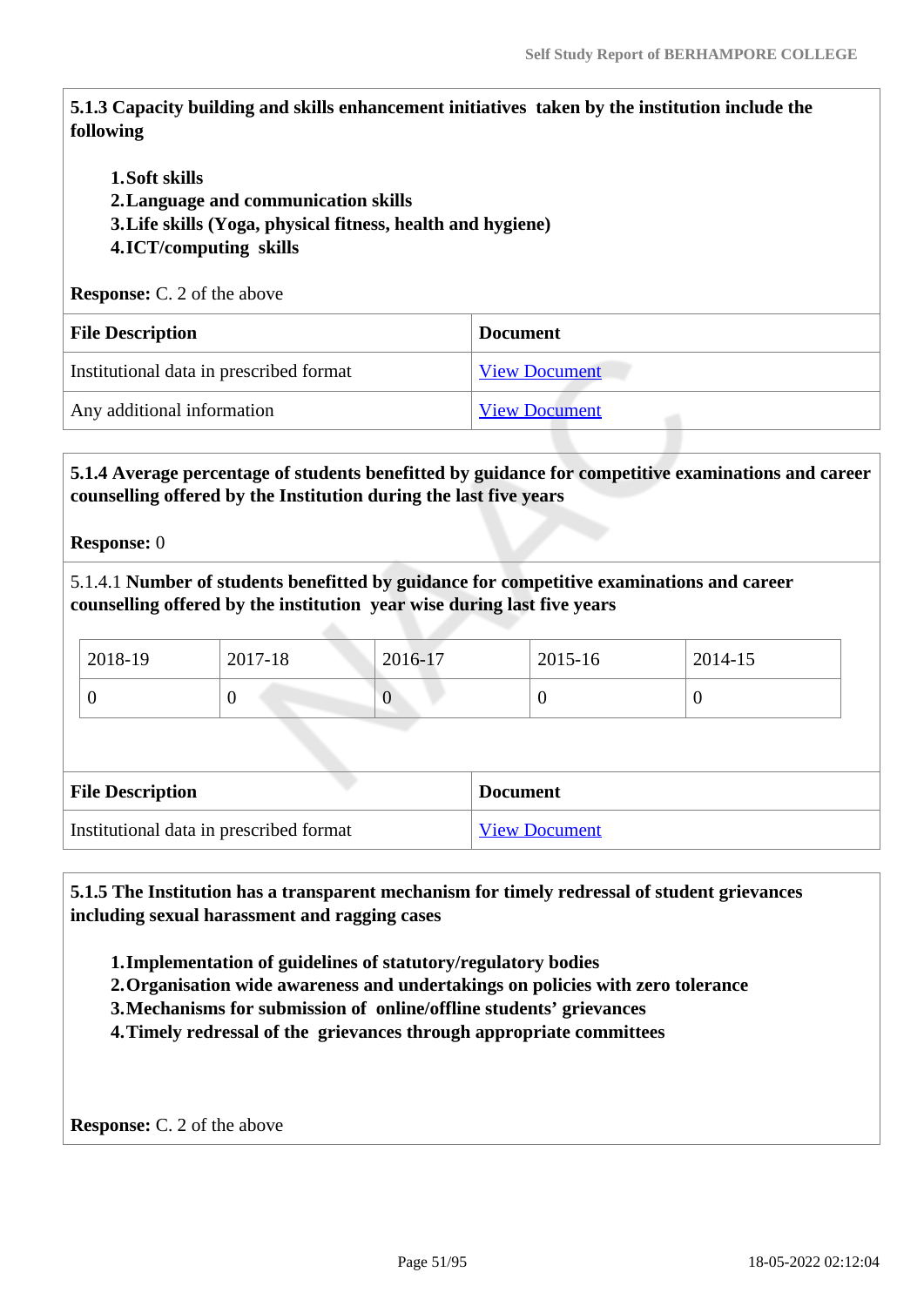**5.1.3 Capacity building and skills enhancement initiatives taken by the institution include the following**

1. **Soft skills**
2. **Language and communication skills**
3. **Life skills (Yoga, physical fitness, health and hygiene)**
4. **ICT/computing skills**

**Response:** C. 2 of the above

| File Description | Document |
|---|---|
| Institutional data in prescribed format | View Document |
| Any additional information | View Document |

**5.1.4 Average percentage of students benefitted by guidance for competitive examinations and career counselling offered by the Institution during the last five years**

**Response:** 0

5.1.4.1 **Number of students benefitted by guidance for competitive examinations and career counselling offered by the institution year wise during last five years**

| 2018-19 | 2017-18 | 2016-17 | 2015-16 | 2014-15 |
|---|---|---|---|---|
| 0 | 0 | 0 | 0 | 0 |

| File Description | Document |
|---|---|
| Institutional data in prescribed format | View Document |

**5.1.5 The Institution has a transparent mechanism for timely redressal of student grievances including sexual harassment and ragging cases**

1. **Implementation of guidelines of statutory/regulatory bodies**
2. **Organisation wide awareness and undertakings on policies with zero tolerance**
3. **Mechanisms for submission of online/offline students' grievances**
4. **Timely redressal of the grievances through appropriate committees**

**Response:** C. 2 of the above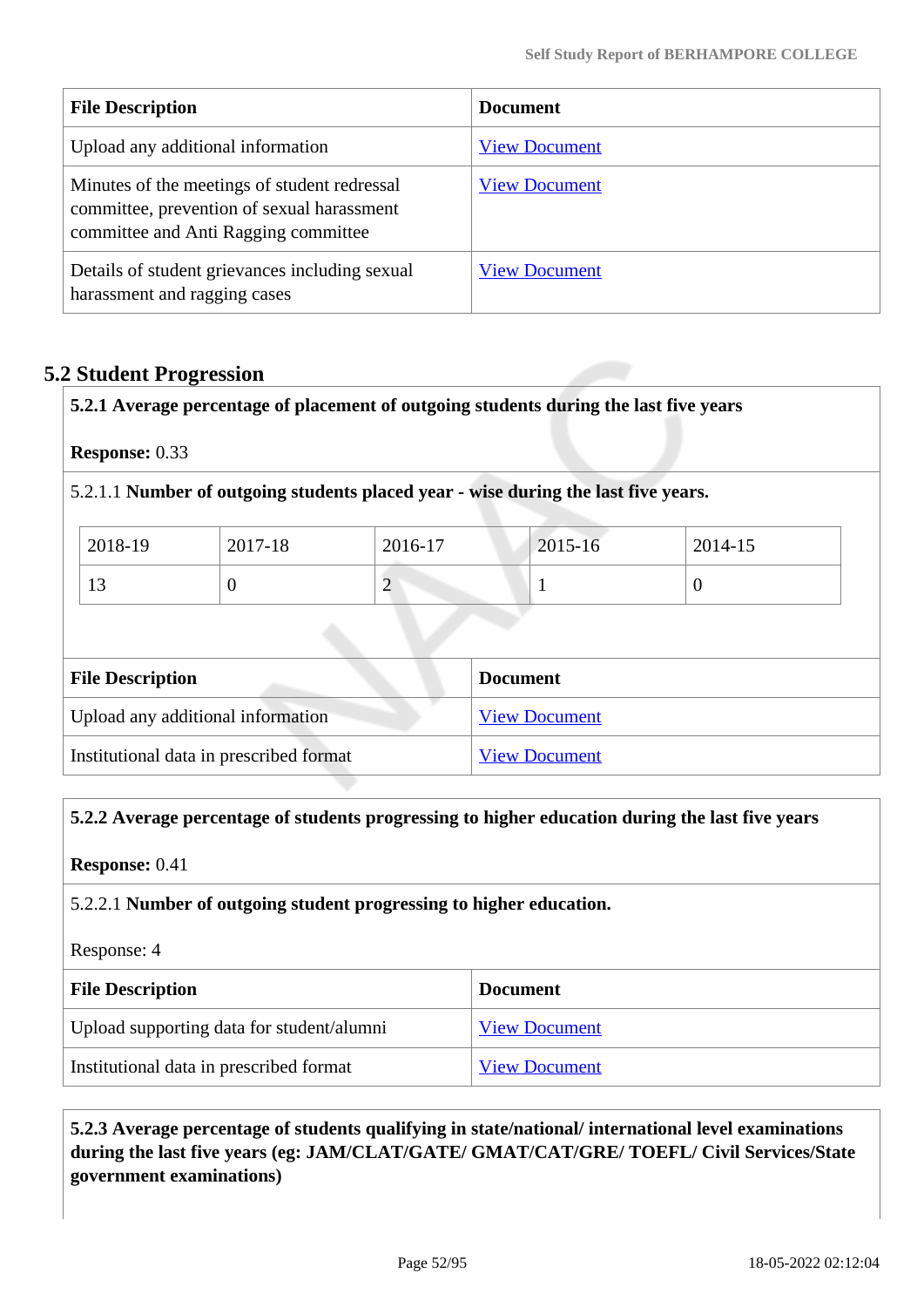| File Description | Document |
|---|---|
| Upload any additional information | View Document |
| Minutes of the meetings of student redressal committee, prevention of sexual harassment committee and Anti Ragging committee | View Document |
| Details of student grievances including sexual harassment and ragging cases | View Document |

## 5.2 Student Progression

**5.2.1 Average percentage of placement of outgoing students during the last five years**

**Response:** 0.33

5.2.1.1 **Number of outgoing students placed year - wise during the last five years.**

| 2018-19 | 2017-18 | 2016-17 | 2015-16 | 2014-15 |
|---|---|---|---|---|
| 13 | 0 | 2 | 1 | 0 |

| File Description | Document |
|---|---|
| Upload any additional information | View Document |
| Institutional data in prescribed format | View Document |

**5.2.2 Average percentage of students progressing to higher education during the last five years**

**Response:** 0.41

5.2.2.1 **Number of outgoing student progressing to higher education.**

Response: 4

| File Description | Document |
|---|---|
| Upload supporting data for student/alumni | View Document |
| Institutional data in prescribed format | View Document |

**5.2.3 Average percentage of students qualifying in state/national/ international level examinations during the last five years (eg: JAM/CLAT/GATE/ GMAT/CAT/GRE/ TOEFL/ Civil Services/State government examinations)**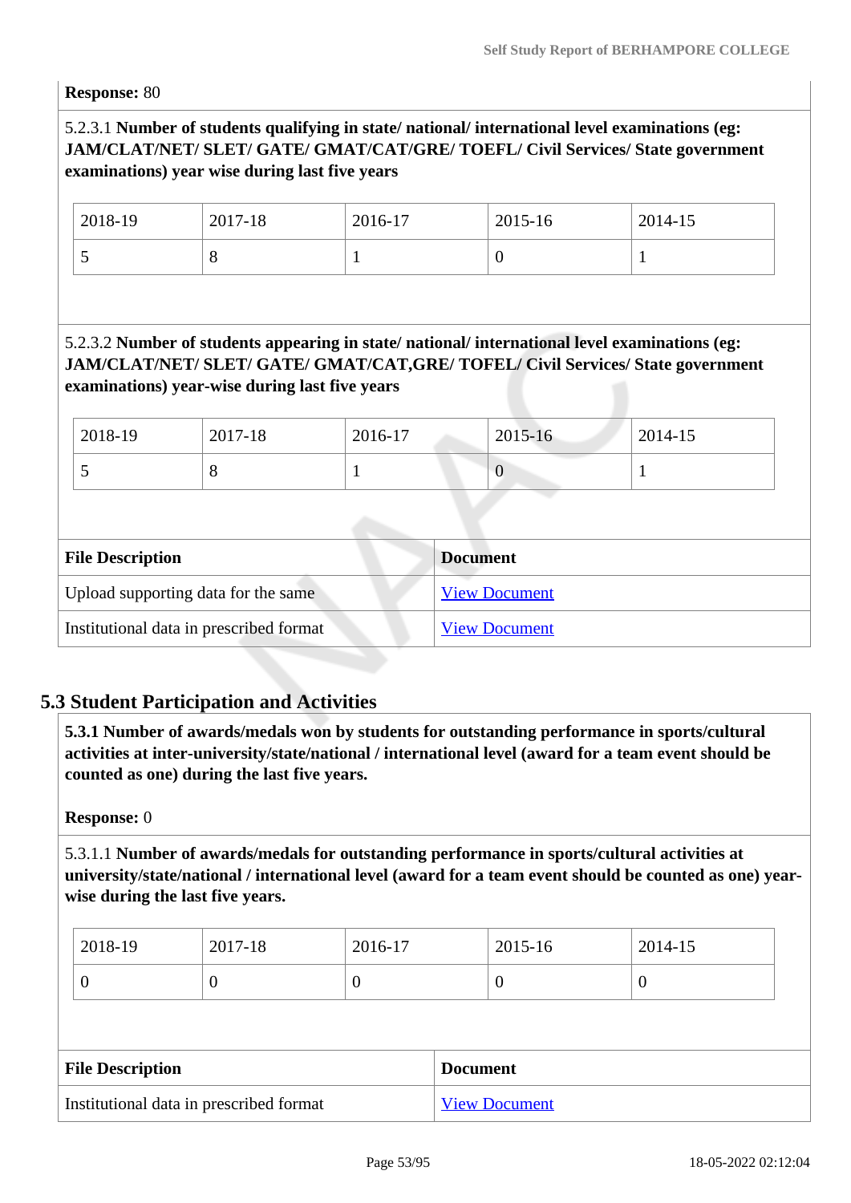**Response:** 80

5.2.3.1 **Number of students qualifying in state/ national/ international level examinations (eg: JAM/CLAT/NET/ SLET/ GATE/ GMAT/CAT/GRE/ TOEFL/ Civil Services/ State government examinations) year wise during last five years**

| 2018-19 | 2017-18 | 2016-17 | 2015-16 | 2014-15 |
|---|---|---|---|---|
| 5 | 8 | 1 | 0 | 1 |

5.2.3.2 **Number of students appearing in state/ national/ international level examinations (eg: JAM/CLAT/NET/ SLET/ GATE/ GMAT/CAT,GRE/ TOFEL/ Civil Services/ State government examinations) year-wise during last five years**

| 2018-19 | 2017-18 | 2016-17 | 2015-16 | 2014-15 |
|---|---|---|---|---|
| 5 | 8 | 1 | 0 | 1 |

| File Description | Document |
|---|---|
| Upload supporting data for the same | View Document |
| Institutional data in prescribed format | View Document |

## 5.3 Student Participation and Activities

**5.3.1 Number of awards/medals won by students for outstanding performance in sports/cultural activities at inter-university/state/national / international level (award for a team event should be counted as one) during the last five years.**

**Response:** 0

5.3.1.1 **Number of awards/medals for outstanding performance in sports/cultural activities at university/state/national / international level (award for a team event should be counted as one) year-wise during the last five years.**

| 2018-19 | 2017-18 | 2016-17 | 2015-16 | 2014-15 |
|---|---|---|---|---|
| 0 | 0 | 0 | 0 | 0 |

| File Description | Document |
|---|---|
| Institutional data in prescribed format | View Document |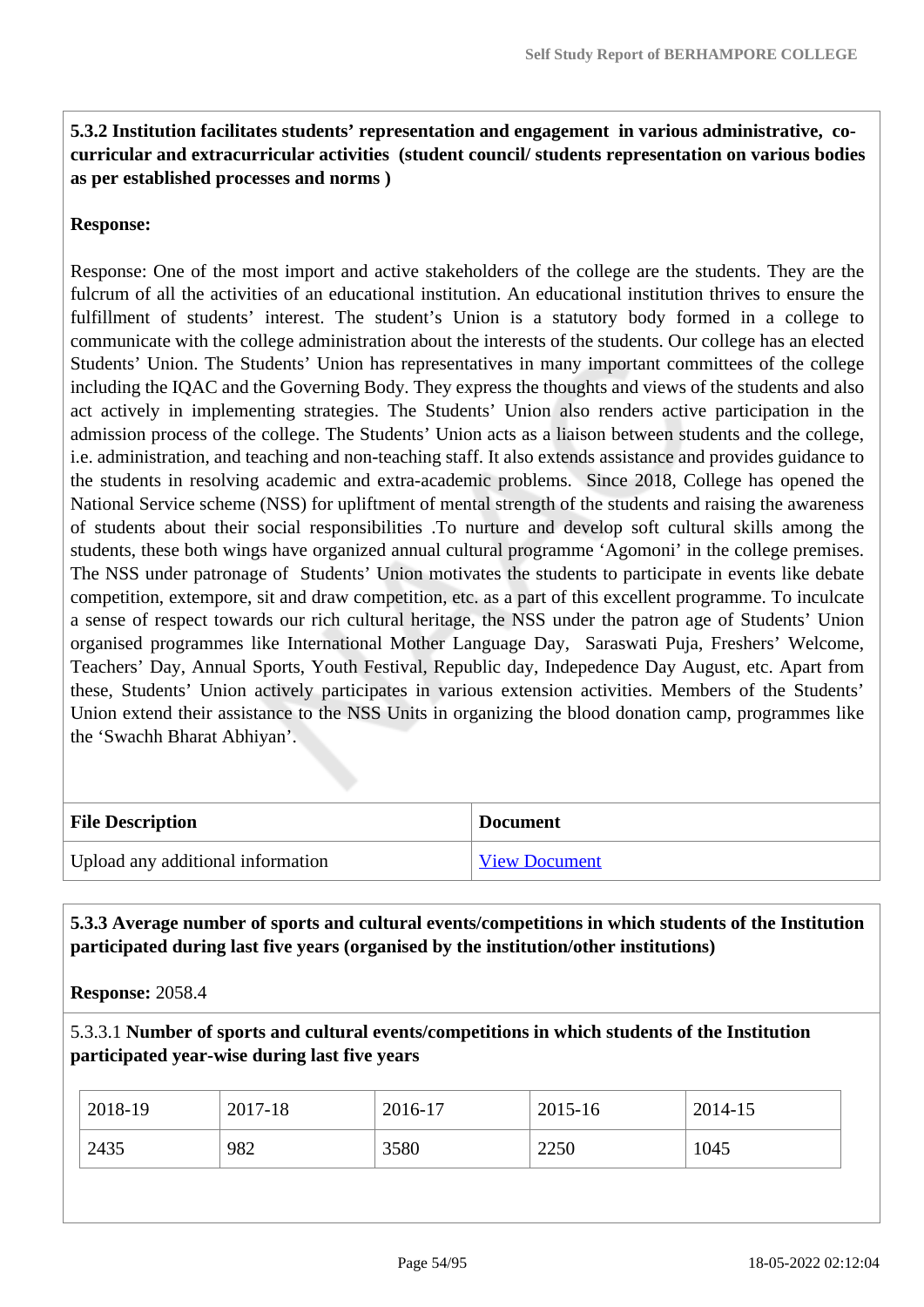**5.3.2 Institution facilitates students' representation and engagement in various administrative, co-curricular and extracurricular activities (student council/ students representation on various bodies as per established processes and norms )**

**Response:**

Response: One of the most import and active stakeholders of the college are the students. They are the fulcrum of all the activities of an educational institution. An educational institution thrives to ensure the fulfillment of students' interest. The student's Union is a statutory body formed in a college to communicate with the college administration about the interests of the students. Our college has an elected Students' Union. The Students' Union has representatives in many important committees of the college including the IQAC and the Governing Body. They express the thoughts and views of the students and also act actively in implementing strategies. The Students' Union also renders active participation in the admission process of the college. The Students' Union acts as a liaison between students and the college, i.e. administration, and teaching and non-teaching staff. It also extends assistance and provides guidance to the students in resolving academic and extra-academic problems. Since 2018, College has opened the National Service scheme (NSS) for upliftment of mental strength of the students and raising the awareness of students about their social responsibilities .To nurture and develop soft cultural skills among the students, these both wings have organized annual cultural programme 'Agomoni' in the college premises. The NSS under patronage of Students' Union motivates the students to participate in events like debate competition, extempore, sit and draw competition, etc. as a part of this excellent programme. To inculcate a sense of respect towards our rich cultural heritage, the NSS under the patron age of Students' Union organised programmes like International Mother Language Day, Saraswati Puja, Freshers' Welcome, Teachers' Day, Annual Sports, Youth Festival, Republic day, Indepedence Day August, etc. Apart from these, Students' Union actively participates in various extension activities. Members of the Students' Union extend their assistance to the NSS Units in organizing the blood donation camp, programmes like the 'Swachh Bharat Abhiyan'.

| File Description | Document |
|---|---|
| Upload any additional information | View Document |

**5.3.3 Average number of sports and cultural events/competitions in which students of the Institution participated during last five years (organised by the institution/other institutions)**

**Response:** 2058.4

5.3.3.1 **Number of sports and cultural events/competitions in which students of the Institution participated year-wise during last five years**

| 2018-19 | 2017-18 | 2016-17 | 2015-16 | 2014-15 |
|---|---|---|---|---|
| 2435 | 982 | 3580 | 2250 | 1045 |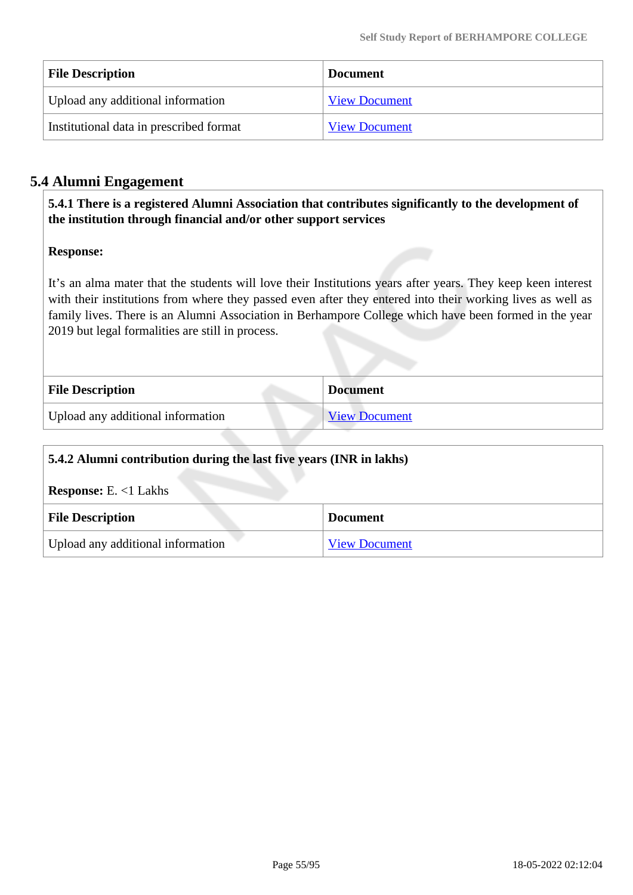| File Description | Document |
|---|---|
| Upload any additional information | View Document |
| Institutional data in prescribed format | View Document |

## 5.4 Alumni Engagement

**5.4.1 There is a registered Alumni Association that contributes significantly to the development of the institution through financial and/or other support services**

**Response:**

It's an alma mater that the students will love their Institutions years after years. They keep keen interest with their institutions from where they passed even after they entered into their working lives as well as family lives. There is an Alumni Association in Berhampore College which have been formed in the year 2019 but legal formalities are still in process.

| File Description | Document |
|---|---|
| Upload any additional information | View Document |

**5.4.2 Alumni contribution during the last five years (INR in lakhs)**

**Response:** E. <1 Lakhs

| File Description | Document |
|---|---|
| Upload any additional information | View Document |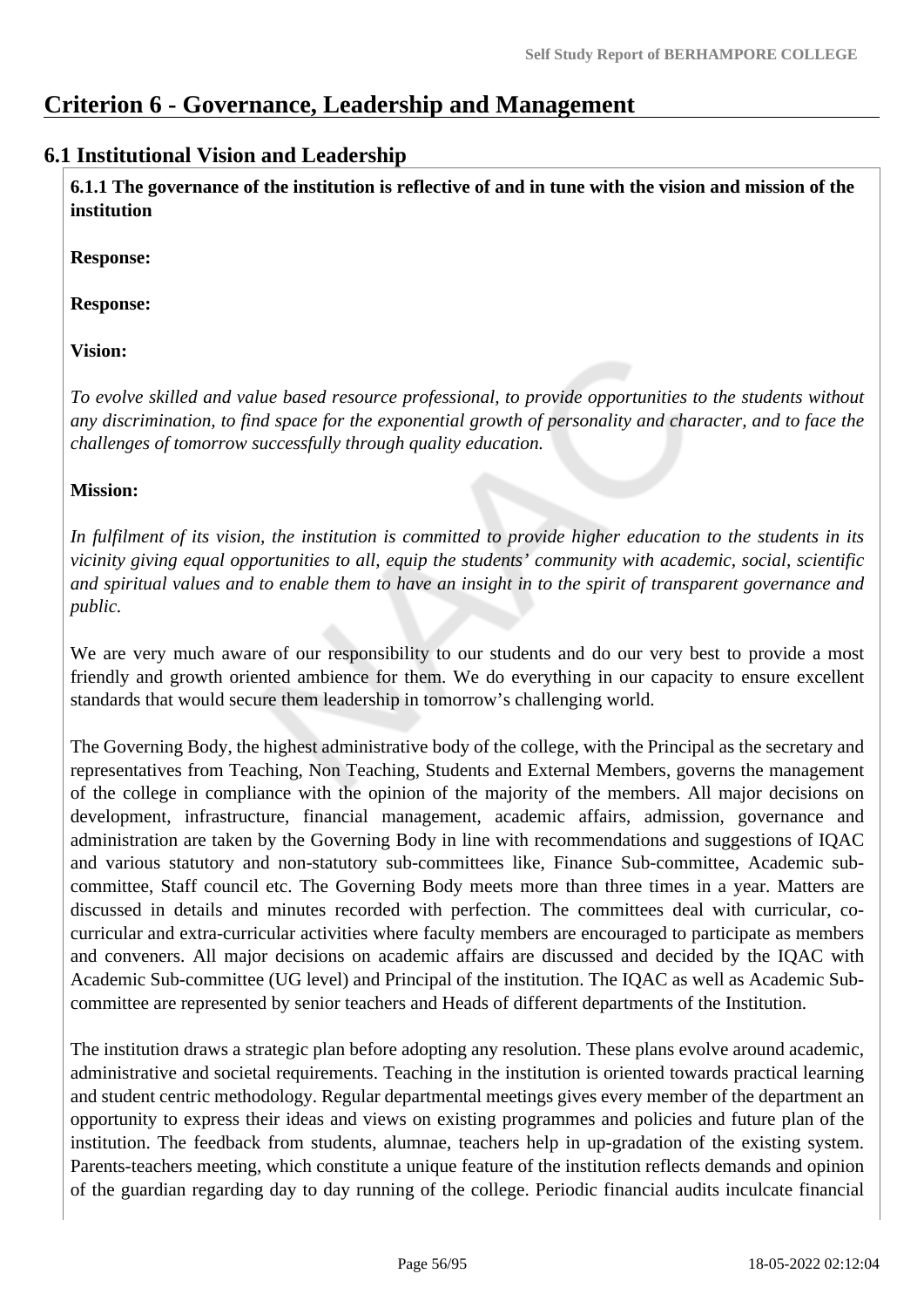# Criterion 6 - Governance, Leadership and Management

## 6.1 Institutional Vision and Leadership

**6.1.1 The governance of the institution is reflective of and in tune with the vision and mission of the institution**

**Response:**

**Response:**

**Vision:**

*To evolve skilled and value based resource professional, to provide opportunities to the students without any discrimination, to find space for the exponential growth of personality and character, and to face the challenges of tomorrow successfully through quality education.*

**Mission:**

*In fulfilment of its vision, the institution is committed to provide higher education to the students in its vicinity giving equal opportunities to all, equip the students' community with academic, social, scientific and spiritual values and to enable them to have an insight in to the spirit of transparent governance and public.*

We are very much aware of our responsibility to our students and do our very best to provide a most friendly and growth oriented ambience for them. We do everything in our capacity to ensure excellent standards that would secure them leadership in tomorrow's challenging world.

The Governing Body, the highest administrative body of the college, with the Principal as the secretary and representatives from Teaching, Non Teaching, Students and External Members, governs the management of the college in compliance with the opinion of the majority of the members. All major decisions on development, infrastructure, financial management, academic affairs, admission, governance and administration are taken by the Governing Body in line with recommendations and suggestions of IQAC and various statutory and non-statutory sub-committees like, Finance Sub-committee, Academic sub-committee, Staff council etc. The Governing Body meets more than three times in a year. Matters are discussed in details and minutes recorded with perfection. The committees deal with curricular, co-curricular and extra-curricular activities where faculty members are encouraged to participate as members and conveners. All major decisions on academic affairs are discussed and decided by the IQAC with Academic Sub-committee (UG level) and Principal of the institution. The IQAC as well as Academic Sub-committee are represented by senior teachers and Heads of different departments of the Institution.

The institution draws a strategic plan before adopting any resolution. These plans evolve around academic, administrative and societal requirements. Teaching in the institution is oriented towards practical learning and student centric methodology. Regular departmental meetings gives every member of the department an opportunity to express their ideas and views on existing programmes and policies and future plan of the institution. The feedback from students, alumnae, teachers help in up-gradation of the existing system. Parents-teachers meeting, which constitute a unique feature of the institution reflects demands and opinion of the guardian regarding day to day running of the college. Periodic financial audits inculcate financial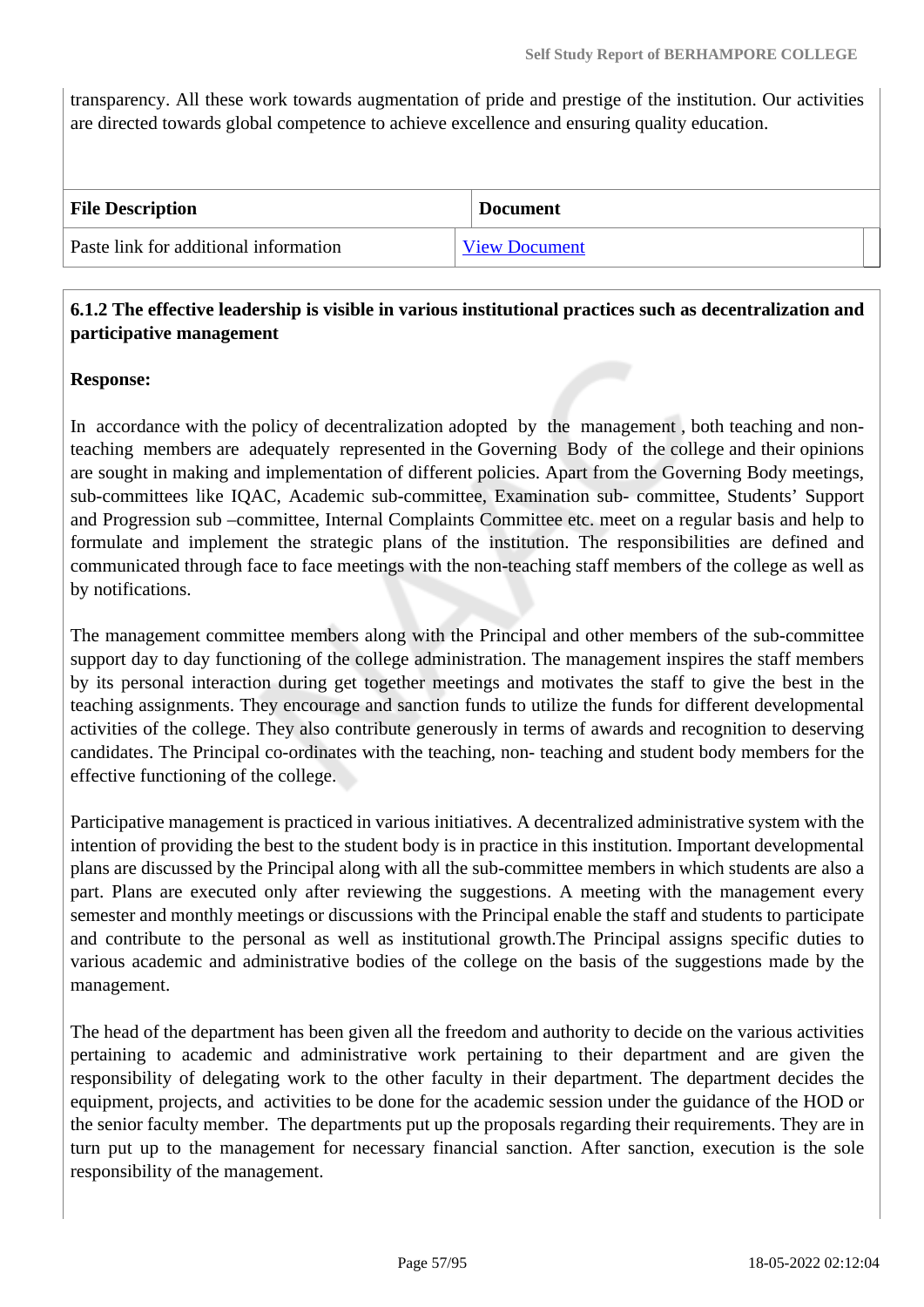transparency. All these work towards augmentation of pride and prestige of the institution. Our activities are directed towards global competence to achieve excellence and ensuring quality education.

| File Description | Document |
|---|---|
| Paste link for additional information | View Document |

**6.1.2 The effective leadership is visible in various institutional practices such as decentralization and participative management**

**Response:**

In accordance with the policy of decentralization adopted by the management , both teaching and non-teaching members are adequately represented in the Governing Body of the college and their opinions are sought in making and implementation of different policies. Apart from the Governing Body meetings, sub-committees like IQAC, Academic sub-committee, Examination sub- committee, Students' Support and Progression sub –committee, Internal Complaints Committee etc. meet on a regular basis and help to formulate and implement the strategic plans of the institution. The responsibilities are defined and communicated through face to face meetings with the non-teaching staff members of the college as well as by notifications.

The management committee members along with the Principal and other members of the sub-committee support day to day functioning of the college administration. The management inspires the staff members by its personal interaction during get together meetings and motivates the staff to give the best in the teaching assignments. They encourage and sanction funds to utilize the funds for different developmental activities of the college. They also contribute generously in terms of awards and recognition to deserving candidates. The Principal co-ordinates with the teaching, non- teaching and student body members for the effective functioning of the college.

Participative management is practiced in various initiatives. A decentralized administrative system with the intention of providing the best to the student body is in practice in this institution. Important developmental plans are discussed by the Principal along with all the sub-committee members in which students are also a part. Plans are executed only after reviewing the suggestions. A meeting with the management every semester and monthly meetings or discussions with the Principal enable the staff and students to participate and contribute to the personal as well as institutional growth.The Principal assigns specific duties to various academic and administrative bodies of the college on the basis of the suggestions made by the management.

The head of the department has been given all the freedom and authority to decide on the various activities pertaining to academic and administrative work pertaining to their department and are given the responsibility of delegating work to the other faculty in their department. The department decides the equipment, projects, and activities to be done for the academic session under the guidance of the HOD or the senior faculty member. The departments put up the proposals regarding their requirements. They are in turn put up to the management for necessary financial sanction. After sanction, execution is the sole responsibility of the management.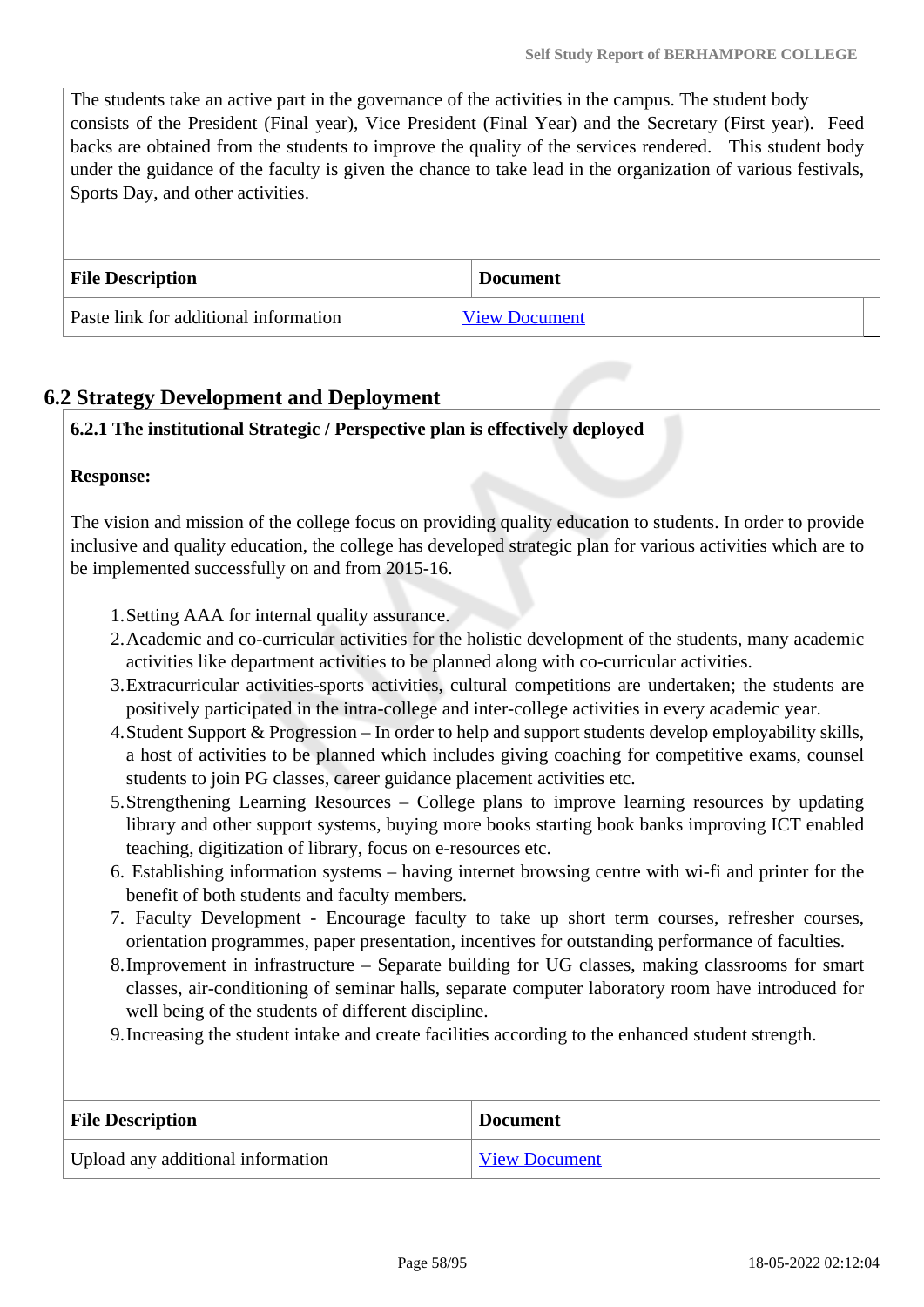The students take an active part in the governance of the activities in the campus. The student body consists of the President (Final year), Vice President (Final Year) and the Secretary (First year). Feed backs are obtained from the students to improve the quality of the services rendered. This student body under the guidance of the faculty is given the chance to take lead in the organization of various festivals, Sports Day, and other activities.

| File Description | Document |
|---|---|
| Paste link for additional information | View Document |

## 6.2 Strategy Development and Deployment

**6.2.1 The institutional Strategic / Perspective plan is effectively deployed**

**Response:**

The vision and mission of the college focus on providing quality education to students. In order to provide inclusive and quality education, the college has developed strategic plan for various activities which are to be implemented successfully on and from 2015-16.

1. Setting AAA for internal quality assurance.
2. Academic and co-curricular activities for the holistic development of the students, many academic activities like department activities to be planned along with co-curricular activities.
3. Extracurricular activities-sports activities, cultural competitions are undertaken; the students are positively participated in the intra-college and inter-college activities in every academic year.
4. Student Support & Progression – In order to help and support students develop employability skills, a host of activities to be planned which includes giving coaching for competitive exams, counsel students to join PG classes, career guidance placement activities etc.
5. Strengthening Learning Resources – College plans to improve learning resources by updating library and other support systems, buying more books starting book banks improving ICT enabled teaching, digitization of library, focus on e-resources etc.
6. Establishing information systems – having internet browsing centre with wi-fi and printer for the benefit of both students and faculty members.
7. Faculty Development - Encourage faculty to take up short term courses, refresher courses, orientation programmes, paper presentation, incentives for outstanding performance of faculties.
8. Improvement in infrastructure – Separate building for UG classes, making classrooms for smart classes, air-conditioning of seminar halls, separate computer laboratory room have introduced for well being of the students of different discipline.
9. Increasing the student intake and create facilities according to the enhanced student strength.

| File Description | Document |
|---|---|
| Upload any additional information | View Document |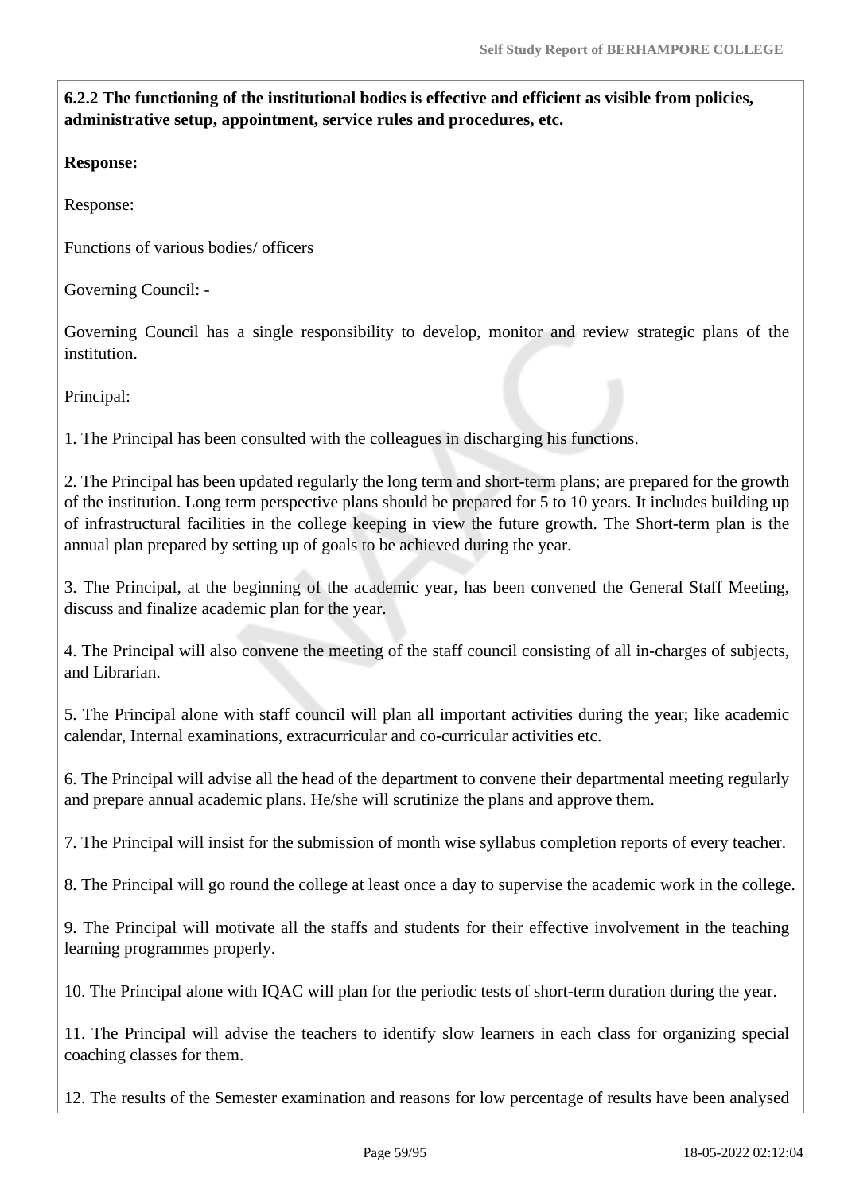**6.2.2 The functioning of the institutional bodies is effective and efficient as visible from policies, administrative setup, appointment, service rules and procedures, etc.**

**Response:**

Response:

Functions of various bodies/ officers

Governing Council: -

Governing Council has a single responsibility to develop, monitor and review strategic plans of the institution.

Principal:

1. The Principal has been consulted with the colleagues in discharging his functions.

2. The Principal has been updated regularly the long term and short-term plans; are prepared for the growth of the institution. Long term perspective plans should be prepared for 5 to 10 years. It includes building up of infrastructural facilities in the college keeping in view the future growth. The Short-term plan is the annual plan prepared by setting up of goals to be achieved during the year.

3. The Principal, at the beginning of the academic year, has been convened the General Staff Meeting, discuss and finalize academic plan for the year.

4. The Principal will also convene the meeting of the staff council consisting of all in-charges of subjects, and Librarian.

5. The Principal alone with staff council will plan all important activities during the year; like academic calendar, Internal examinations, extracurricular and co-curricular activities etc.

6. The Principal will advise all the head of the department to convene their departmental meeting regularly and prepare annual academic plans. He/she will scrutinize the plans and approve them.

7. The Principal will insist for the submission of month wise syllabus completion reports of every teacher.

8. The Principal will go round the college at least once a day to supervise the academic work in the college.

9. The Principal will motivate all the staffs and students for their effective involvement in the teaching learning programmes properly.

10. The Principal alone with IQAC will plan for the periodic tests of short-term duration during the year.

11. The Principal will advise the teachers to identify slow learners in each class for organizing special coaching classes for them.

12. The results of the Semester examination and reasons for low percentage of results have been analysed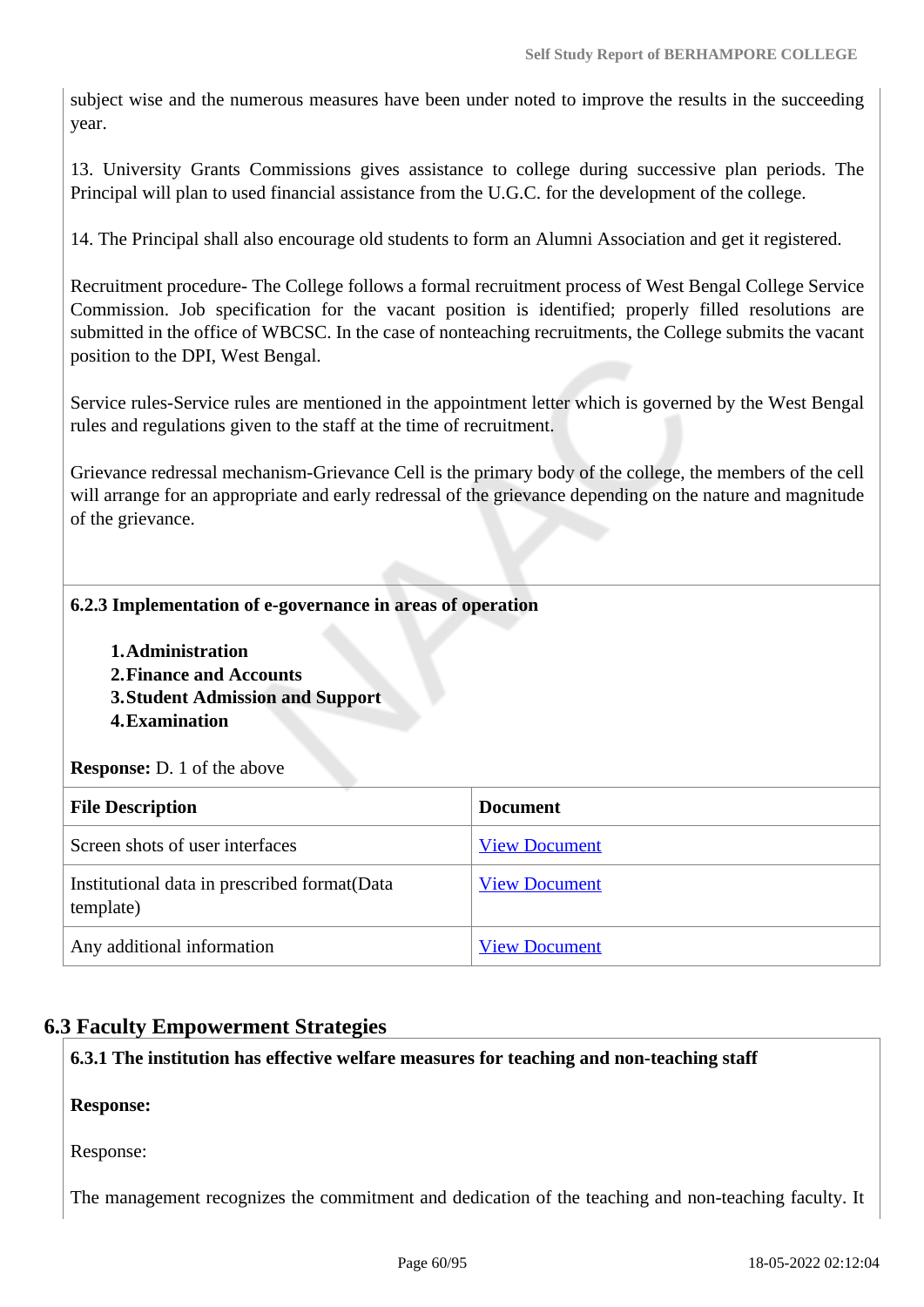subject wise and the numerous measures have been under noted to improve the results in the succeeding year.

13. University Grants Commissions gives assistance to college during successive plan periods. The Principal will plan to used financial assistance from the U.G.C. for the development of the college.

14. The Principal shall also encourage old students to form an Alumni Association and get it registered.

Recruitment procedure- The College follows a formal recruitment process of West Bengal College Service Commission. Job specification for the vacant position is identified; properly filled resolutions are submitted in the office of WBCSC. In the case of nonteaching recruitments, the College submits the vacant position to the DPI, West Bengal.

Service rules-Service rules are mentioned in the appointment letter which is governed by the West Bengal rules and regulations given to the staff at the time of recruitment.

Grievance redressal mechanism-Grievance Cell is the primary body of the college, the members of the cell will arrange for an appropriate and early redressal of the grievance depending on the nature and magnitude of the grievance.

**6.2.3 Implementation of e-governance in areas of operation**

1. **Administration**
2. **Finance and Accounts**
3. **Student Admission and Support**
4. **Examination**

**Response:** D. 1 of the above

| File Description | Document |
| --- | --- |
| Screen shots of user interfaces | View Document |
| Institutional data in prescribed format(Data template) | View Document |
| Any additional information | View Document |

## 6.3 Faculty Empowerment Strategies

**6.3.1 The institution has effective welfare measures for teaching and non-teaching staff**

**Response:**

Response:

The management recognizes the commitment and dedication of the teaching and non-teaching faculty. It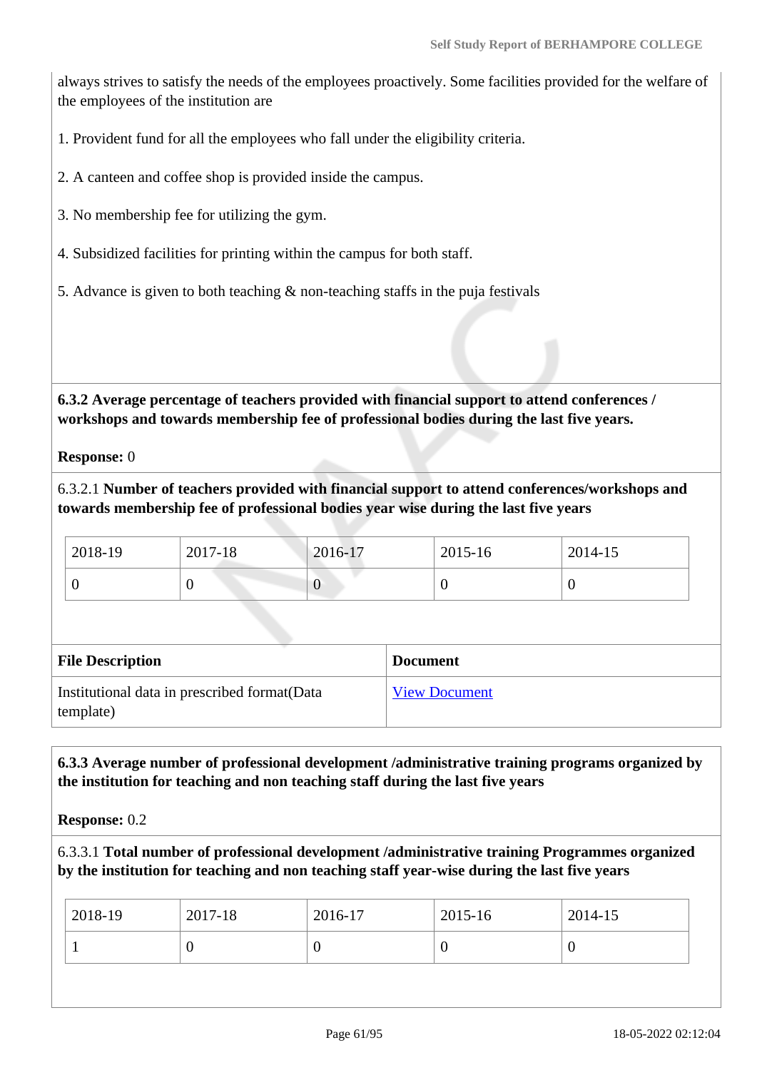always strives to satisfy the needs of the employees proactively. Some facilities provided for the welfare of the employees of the institution are

1. Provident fund for all the employees who fall under the eligibility criteria.

2. A canteen and coffee shop is provided inside the campus.

3. No membership fee for utilizing the gym.

4. Subsidized facilities for printing within the campus for both staff.

5. Advance is given to both teaching & non-teaching staffs in the puja festivals

**6.3.2 Average percentage of teachers provided with financial support to attend conferences / workshops and towards membership fee of professional bodies during the last five years.**

**Response:** 0

6.3.2.1 **Number of teachers provided with financial support to attend conferences/workshops and towards membership fee of professional bodies year wise during the last five years**

| 2018-19 | 2017-18 | 2016-17 | 2015-16 | 2014-15 |
|---|---|---|---|---|
| 0 | 0 | 0 | 0 | 0 |

| File Description | Document |
|---|---|
| Institutional data in prescribed format(Data template) | View Document |

**6.3.3 Average number of professional development /administrative training programs organized by the institution for teaching and non teaching staff during the last five years**

**Response:** 0.2

6.3.3.1 **Total number of professional development /administrative training Programmes organized by the institution for teaching and non teaching staff year-wise during the last five years**

| 2018-19 | 2017-18 | 2016-17 | 2015-16 | 2014-15 |
|---|---|---|---|---|
| 1 | 0 | 0 | 0 | 0 |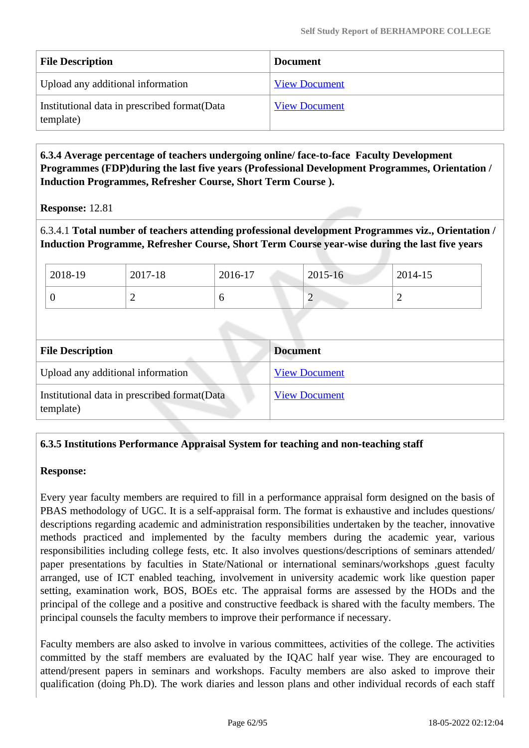| File Description | Document |
| --- | --- |
| Upload any additional information | View Document |
| Institutional data in prescribed format(Data template) | View Document |

**6.3.4 Average percentage of teachers undergoing online/ face-to-face Faculty Development Programmes (FDP)during the last five years (Professional Development Programmes, Orientation / Induction Programmes, Refresher Course, Short Term Course ).**

**Response:** 12.81

6.3.4.1 **Total number of teachers attending professional development Programmes viz., Orientation / Induction Programme, Refresher Course, Short Term Course year-wise during the last five years**

| 2018-19 | 2017-18 | 2016-17 | 2015-16 | 2014-15 |
| --- | --- | --- | --- | --- |
| 0 | 2 | 6 | 2 | 2 |

| File Description | Document |
| --- | --- |
| Upload any additional information | View Document |
| Institutional data in prescribed format(Data template) | View Document |

**6.3.5 Institutions Performance Appraisal System for teaching and non-teaching staff**

**Response:**

Every year faculty members are required to fill in a performance appraisal form designed on the basis of PBAS methodology of UGC. It is a self-appraisal form. The format is exhaustive and includes questions/ descriptions regarding academic and administration responsibilities undertaken by the teacher, innovative methods practiced and implemented by the faculty members during the academic year, various responsibilities including college fests, etc. It also involves questions/descriptions of seminars attended/ paper presentations by faculties in State/National or international seminars/workshops ,guest faculty arranged, use of ICT enabled teaching, involvement in university academic work like question paper setting, examination work, BOS, BOEs etc. The appraisal forms are assessed by the HODs and the principal of the college and a positive and constructive feedback is shared with the faculty members. The principal counsels the faculty members to improve their performance if necessary.

Faculty members are also asked to involve in various committees, activities of the college. The activities committed by the staff members are evaluated by the IQAC half year wise. They are encouraged to attend/present papers in seminars and workshops. Faculty members are also asked to improve their qualification (doing Ph.D). The work diaries and lesson plans and other individual records of each staff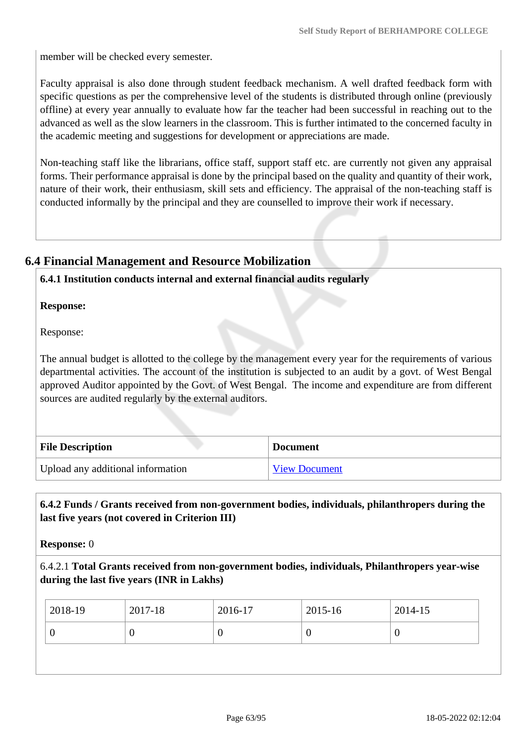member will be checked every semester.

Faculty appraisal is also done through student feedback mechanism. A well drafted feedback form with specific questions as per the comprehensive level of the students is distributed through online (previously offline) at every year annually to evaluate how far the teacher had been successful in reaching out to the advanced as well as the slow learners in the classroom. This is further intimated to the concerned faculty in the academic meeting and suggestions for development or appreciations are made.

Non-teaching staff like the librarians, office staff, support staff etc. are currently not given any appraisal forms. Their performance appraisal is done by the principal based on the quality and quantity of their work, nature of their work, their enthusiasm, skill sets and efficiency. The appraisal of the non-teaching staff is conducted informally by the principal and they are counselled to improve their work if necessary.

## 6.4 Financial Management and Resource Mobilization

**6.4.1 Institution conducts internal and external financial audits regularly**

**Response:**

Response:

The annual budget is allotted to the college by the management every year for the requirements of various departmental activities. The account of the institution is subjected to an audit by a govt. of West Bengal approved Auditor appointed by the Govt. of West Bengal. The income and expenditure are from different sources are audited regularly by the external auditors.

| File Description | Document |
| --- | --- |
| Upload any additional information | View Document |

**6.4.2 Funds / Grants received from non-government bodies, individuals, philanthropers during the last five years (not covered in Criterion III)**

**Response:** 0

6.4.2.1 **Total Grants received from non-government bodies, individuals, Philanthropers year-wise during the last five years (INR in Lakhs)**

| 2018-19 | 2017-18 | 2016-17 | 2015-16 | 2014-15 |
| --- | --- | --- | --- | --- |
| 0 | 0 | 0 | 0 | 0 |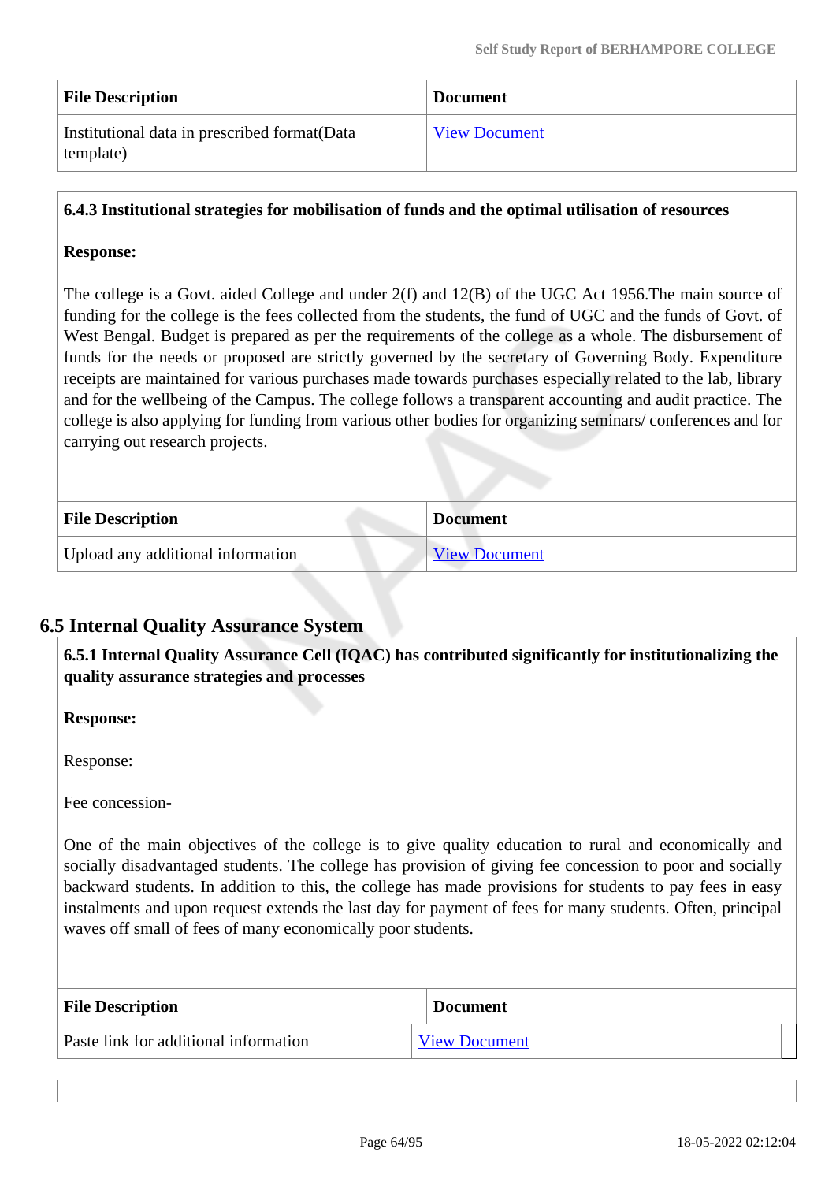| File Description | Document |
|---|---|
| Institutional data in prescribed format(Data template) | View Document |

**6.4.3 Institutional strategies for mobilisation of funds and the optimal utilisation of resources**

**Response:**

The college is a Govt. aided College and under 2(f) and 12(B) of the UGC Act 1956.The main source of funding for the college is the fees collected from the students, the fund of UGC and the funds of Govt. of West Bengal. Budget is prepared as per the requirements of the college as a whole. The disbursement of funds for the needs or proposed are strictly governed by the secretary of Governing Body. Expenditure receipts are maintained for various purchases made towards purchases especially related to the lab, library and for the wellbeing of the Campus. The college follows a transparent accounting and audit practice. The college is also applying for funding from various other bodies for organizing seminars/ conferences and for carrying out research projects.

| File Description | Document |
|---|---|
| Upload any additional information | View Document |

## 6.5 Internal Quality Assurance System

**6.5.1 Internal Quality Assurance Cell (IQAC) has contributed significantly for institutionalizing the quality assurance strategies and processes**

**Response:**

Response:

Fee concession-

One of the main objectives of the college is to give quality education to rural and economically and socially disadvantaged students. The college has provision of giving fee concession to poor and socially backward students. In addition to this, the college has made provisions for students to pay fees in easy instalments and upon request extends the last day for payment of fees for many students. Often, principal waves off small of fees of many economically poor students.

| File Description | Document |
|---|---|
| Paste link for additional information | View Document |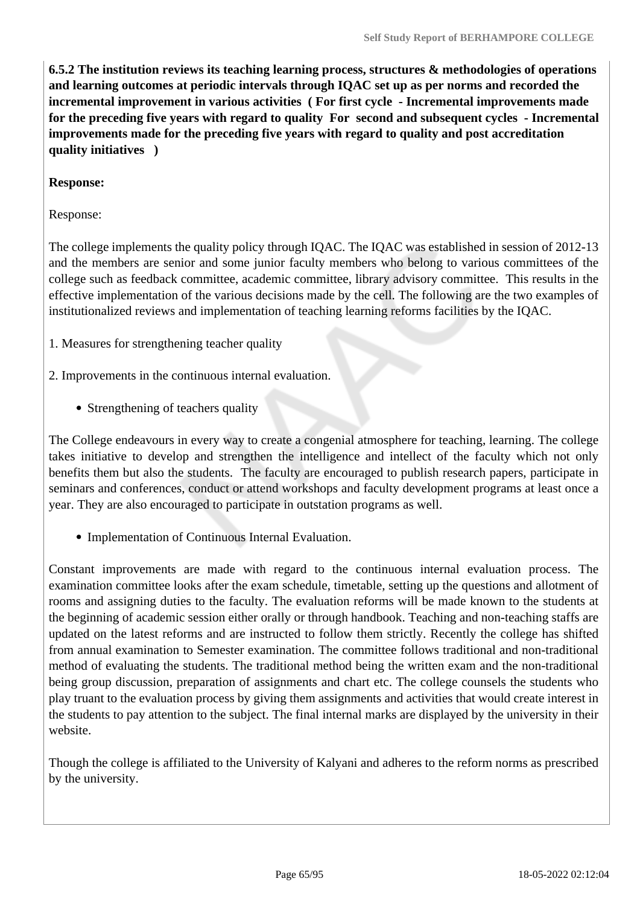**6.5.2 The institution reviews its teaching learning process, structures & methodologies of operations and learning outcomes at periodic intervals through IQAC set up as per norms and recorded the incremental improvement in various activities ( For first cycle - Incremental improvements made for the preceding five years with regard to quality For second and subsequent cycles - Incremental improvements made for the preceding five years with regard to quality and post accreditation quality initiatives )**

**Response:**

Response:

The college implements the quality policy through IQAC. The IQAC was established in session of 2012-13 and the members are senior and some junior faculty members who belong to various committees of the college such as feedback committee, academic committee, library advisory committee. This results in the effective implementation of the various decisions made by the cell. The following are the two examples of institutionalized reviews and implementation of teaching learning reforms facilities by the IQAC.

1. Measures for strengthening teacher quality

2. Improvements in the continuous internal evaluation.

- Strengthening of teachers quality

The College endeavours in every way to create a congenial atmosphere for teaching, learning. The college takes initiative to develop and strengthen the intelligence and intellect of the faculty which not only benefits them but also the students. The faculty are encouraged to publish research papers, participate in seminars and conferences, conduct or attend workshops and faculty development programs at least once a year. They are also encouraged to participate in outstation programs as well.

- Implementation of Continuous Internal Evaluation.

Constant improvements are made with regard to the continuous internal evaluation process. The examination committee looks after the exam schedule, timetable, setting up the questions and allotment of rooms and assigning duties to the faculty. The evaluation reforms will be made known to the students at the beginning of academic session either orally or through handbook. Teaching and non-teaching staffs are updated on the latest reforms and are instructed to follow them strictly. Recently the college has shifted from annual examination to Semester examination. The committee follows traditional and non-traditional method of evaluating the students. The traditional method being the written exam and the non-traditional being group discussion, preparation of assignments and chart etc. The college counsels the students who play truant to the evaluation process by giving them assignments and activities that would create interest in the students to pay attention to the subject. The final internal marks are displayed by the university in their website.

Though the college is affiliated to the University of Kalyani and adheres to the reform norms as prescribed by the university.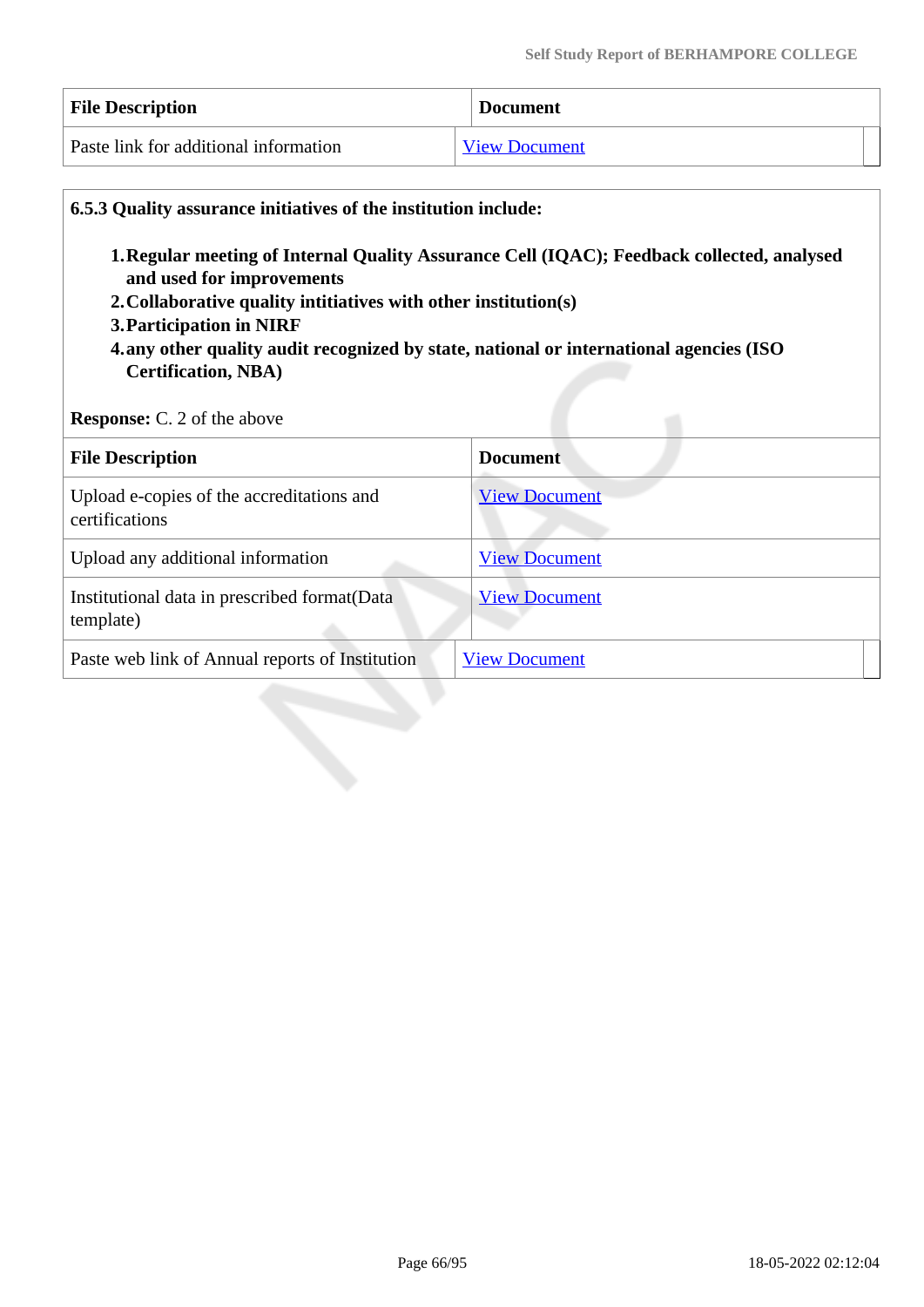| File Description | Document |
|---|---|
| Paste link for additional information | View Document |

**6.5.3 Quality assurance initiatives of the institution include:**

1. **Regular meeting of Internal Quality Assurance Cell (IQAC); Feedback collected, analysed and used for improvements**
2. **Collaborative quality intitiatives with other institution(s)**
3. **Participation in NIRF**
4. **any other quality audit recognized by state, national or international agencies (ISO Certification, NBA)**

**Response:** C. 2 of the above

| File Description | Document |
|---|---|
| Upload e-copies of the accreditations and certifications | View Document |
| Upload any additional information | View Document |
| Institutional data in prescribed format(Data template) | View Document |
| Paste web link of Annual reports of Institution | View Document |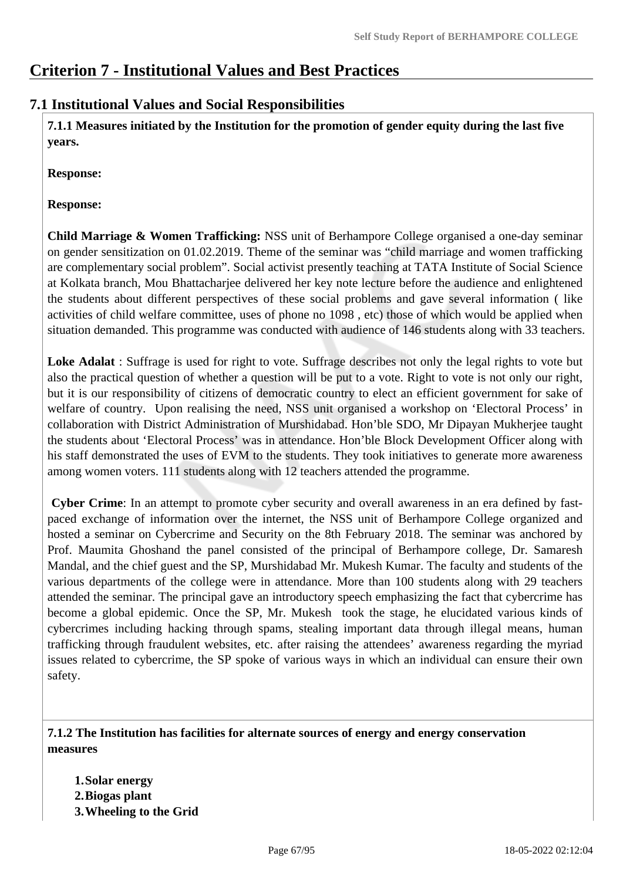# Criterion 7 - Institutional Values and Best Practices

## 7.1 Institutional Values and Social Responsibilities

**7.1.1 Measures initiated by the Institution for the promotion of gender equity during the last five years.**

**Response:**

**Response:**

**Child Marriage & Women Trafficking:** NSS unit of Berhampore College organised a one-day seminar on gender sensitization on 01.02.2019. Theme of the seminar was "child marriage and women trafficking are complementary social problem". Social activist presently teaching at TATA Institute of Social Science at Kolkata branch, Mou Bhattacharjee delivered her key note lecture before the audience and enlightened the students about different perspectives of these social problems and gave several information ( like activities of child welfare committee, uses of phone no 1098 , etc) those of which would be applied when situation demanded. This programme was conducted with audience of 146 students along with 33 teachers.

**Loke Adalat** : Suffrage is used for right to vote. Suffrage describes not only the legal rights to vote but also the practical question of whether a question will be put to a vote. Right to vote is not only our right, but it is our responsibility of citizens of democratic country to elect an efficient government for sake of welfare of country. Upon realising the need, NSS unit organised a workshop on 'Electoral Process' in collaboration with District Administration of Murshidabad. Hon'ble SDO, Mr Dipayan Mukherjee taught the students about 'Electoral Process' was in attendance. Hon'ble Block Development Officer along with his staff demonstrated the uses of EVM to the students. They took initiatives to generate more awareness among women voters. 111 students along with 12 teachers attended the programme.

**Cyber Crime**: In an attempt to promote cyber security and overall awareness in an era defined by fast-paced exchange of information over the internet, the NSS unit of Berhampore College organized and hosted a seminar on Cybercrime and Security on the 8th February 2018. The seminar was anchored by Prof. Maumita Ghoshand the panel consisted of the principal of Berhampore college, Dr. Samaresh Mandal, and the chief guest and the SP, Murshidabad Mr. Mukesh Kumar. The faculty and students of the various departments of the college were in attendance. More than 100 students along with 29 teachers attended the seminar. The principal gave an introductory speech emphasizing the fact that cybercrime has become a global epidemic. Once the SP, Mr. Mukesh took the stage, he elucidated various kinds of cybercrimes including hacking through spams, stealing important data through illegal means, human trafficking through fraudulent websites, etc. after raising the attendees' awareness regarding the myriad issues related to cybercrime, the SP spoke of various ways in which an individual can ensure their own safety.

**7.1.2 The Institution has facilities for alternate sources of energy and energy conservation measures**

1. **Solar energy**
2. **Biogas plant**
3. **Wheeling to the Grid**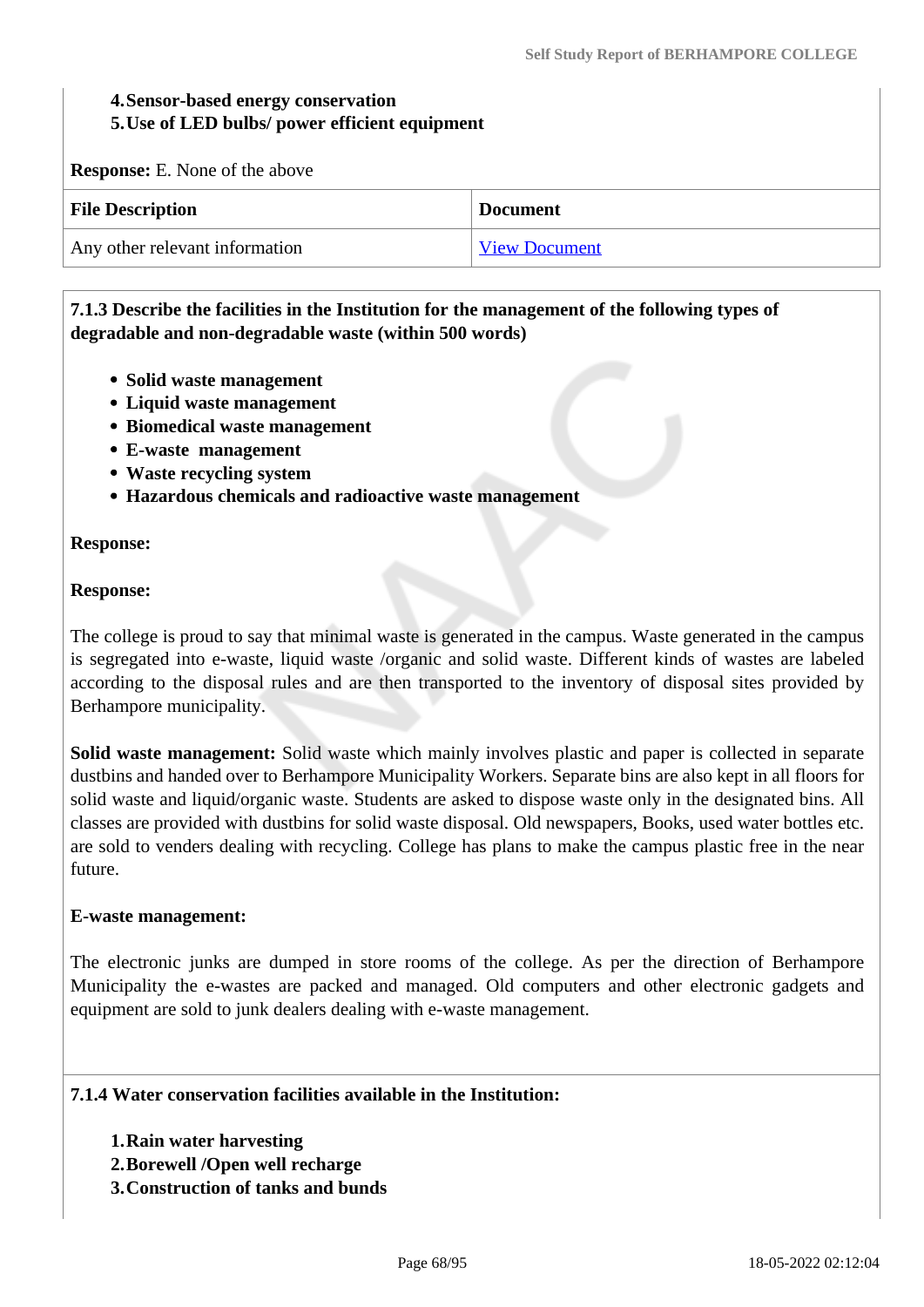4. **Sensor-based energy conservation**
5. **Use of LED bulbs/ power efficient equipment**

**Response:** E. None of the above

| File Description | Document |
|---|---|
| Any other relevant information | View Document |

**7.1.3 Describe the facilities in the Institution for the management of the following types of degradable and non-degradable waste (within 500 words)**

- **Solid waste management**
- **Liquid waste management**
- **Biomedical waste management**
- **E-waste management**
- **Waste recycling system**
- **Hazardous chemicals and radioactive waste management**

**Response:**

**Response:**

The college is proud to say that minimal waste is generated in the campus. Waste generated in the campus is segregated into e-waste, liquid waste /organic and solid waste. Different kinds of wastes are labeled according to the disposal rules and are then transported to the inventory of disposal sites provided by Berhampore municipality.

**Solid waste management:** Solid waste which mainly involves plastic and paper is collected in separate dustbins and handed over to Berhampore Municipality Workers. Separate bins are also kept in all floors for solid waste and liquid/organic waste. Students are asked to dispose waste only in the designated bins. All classes are provided with dustbins for solid waste disposal. Old newspapers, Books, used water bottles etc. are sold to venders dealing with recycling. College has plans to make the campus plastic free in the near future.

**E-waste management:**

The electronic junks are dumped in store rooms of the college. As per the direction of Berhampore Municipality the e-wastes are packed and managed. Old computers and other electronic gadgets and equipment are sold to junk dealers dealing with e-waste management.

**7.1.4 Water conservation facilities available in the Institution:**

1. **Rain water harvesting**
2. **Borewell /Open well recharge**
3. **Construction of tanks and bunds**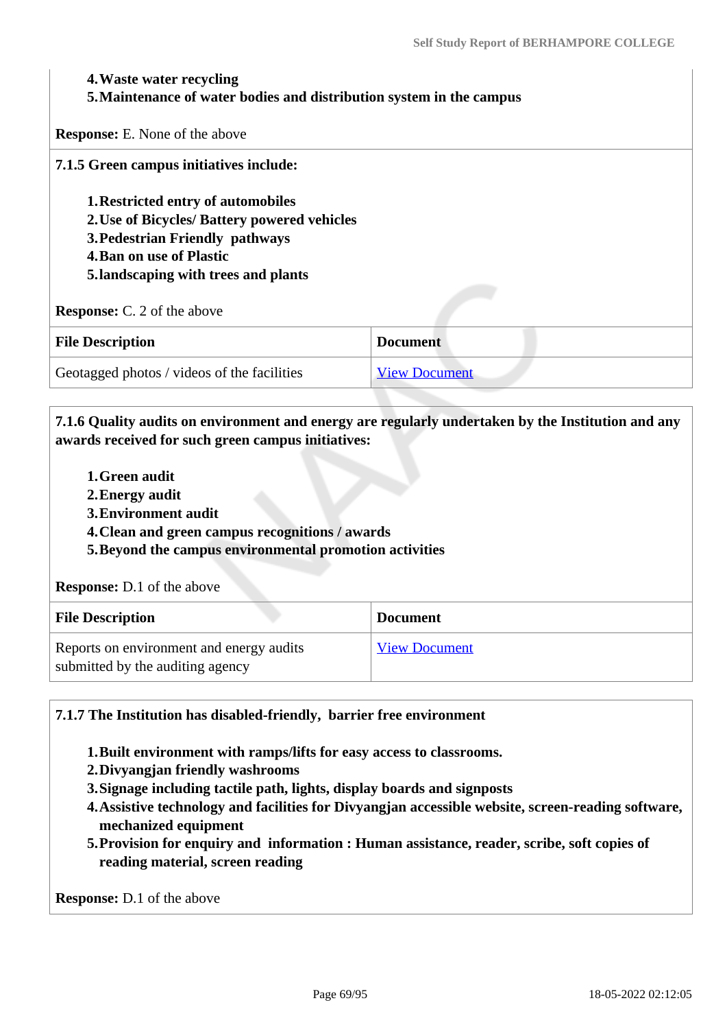4. **Waste water recycling**
5. **Maintenance of water bodies and distribution system in the campus**

**Response:** E. None of the above

**7.1.5 Green campus initiatives include:**

1. **Restricted entry of automobiles**
2. **Use of Bicycles/ Battery powered vehicles**
3. **Pedestrian Friendly pathways**
4. **Ban on use of Plastic**
5. **landscaping with trees and plants**

**Response:** C. 2 of the above

| File Description | Document |
|---|---|
| Geotagged photos / videos of the facilities | View Document |

**7.1.6 Quality audits on environment and energy are regularly undertaken by the Institution and any awards received for such green campus initiatives:**

1. **Green audit**
2. **Energy audit**
3. **Environment audit**
4. **Clean and green campus recognitions / awards**
5. **Beyond the campus environmental promotion activities**

**Response:** D.1 of the above

| File Description | Document |
|---|---|
| Reports on environment and energy audits submitted by the auditing agency | View Document |

**7.1.7 The Institution has disabled-friendly, barrier free environment**

1. **Built environment with ramps/lifts for easy access to classrooms.**
2. **Divyangjan friendly washrooms**
3. **Signage including tactile path, lights, display boards and signposts**
4. **Assistive technology and facilities for Divyangjan accessible website, screen-reading software, mechanized equipment**
5. **Provision for enquiry and information : Human assistance, reader, scribe, soft copies of reading material, screen reading**

**Response:** D.1 of the above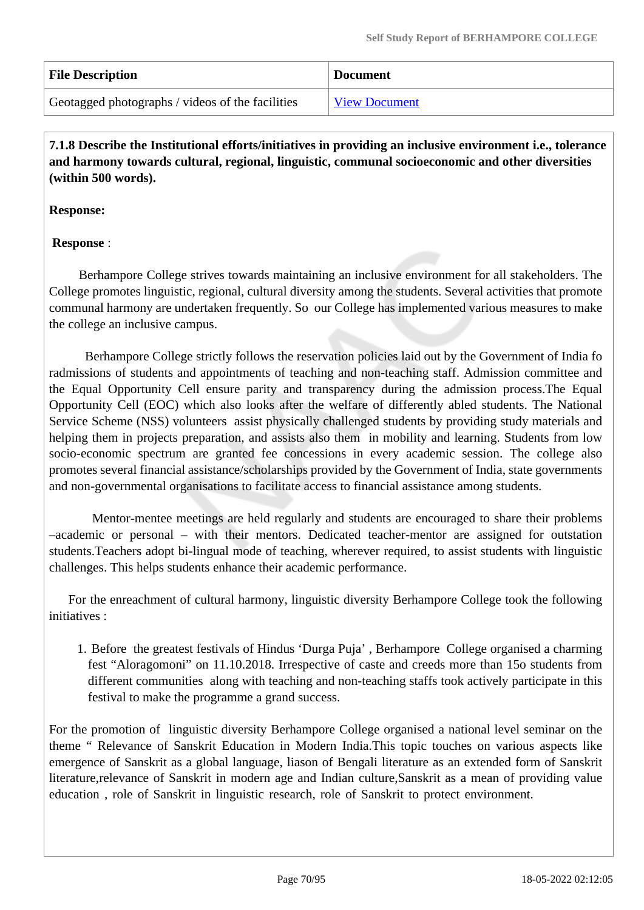| File Description | Document |
| --- | --- |
| Geotagged photographs / videos of the facilities | View Document |

**7.1.8 Describe the Institutional efforts/initiatives in providing an inclusive environment i.e., tolerance and harmony towards cultural, regional, linguistic, communal socioeconomic and other diversities (within 500 words).**

**Response:**

**Response** :

Berhampore College strives towards maintaining an inclusive environment for all stakeholders. The College promotes linguistic, regional, cultural diversity among the students. Several activities that promote communal harmony are undertaken frequently. So our College has implemented various measures to make the college an inclusive campus.

Berhampore College strictly follows the reservation policies laid out by the Government of India fo radmissions of students and appointments of teaching and non-teaching staff. Admission committee and the Equal Opportunity Cell ensure parity and transparency during the admission process.The Equal Opportunity Cell (EOC) which also looks after the welfare of differently abled students. The National Service Scheme (NSS) volunteers assist physically challenged students by providing study materials and helping them in projects preparation, and assists also them in mobility and learning. Students from low socio-economic spectrum are granted fee concessions in every academic session. The college also promotes several financial assistance/scholarships provided by the Government of India, state governments and non-governmental organisations to facilitate access to financial assistance among students.

Mentor-mentee meetings are held regularly and students are encouraged to share their problems –academic or personal – with their mentors. Dedicated teacher-mentor are assigned for outstation students.Teachers adopt bi-lingual mode of teaching, wherever required, to assist students with linguistic challenges. This helps students enhance their academic performance.

For the enreachment of cultural harmony, linguistic diversity Berhampore College took the following initiatives :

1. Before the greatest festivals of Hindus 'Durga Puja' , Berhampore College organised a charming fest "Aloragomoni" on 11.10.2018. Irrespective of caste and creeds more than 15o students from different communities along with teaching and non-teaching staffs took actively participate in this festival to make the programme a grand success.

For the promotion of linguistic diversity Berhampore College organised a national level seminar on the theme " Relevance of Sanskrit Education in Modern India.This topic touches on various aspects like emergence of Sanskrit as a global language, liason of Bengali literature as an extended form of Sanskrit literature,relevance of Sanskrit in modern age and Indian culture,Sanskrit as a mean of providing value education , role of Sanskrit in linguistic research, role of Sanskrit to protect environment.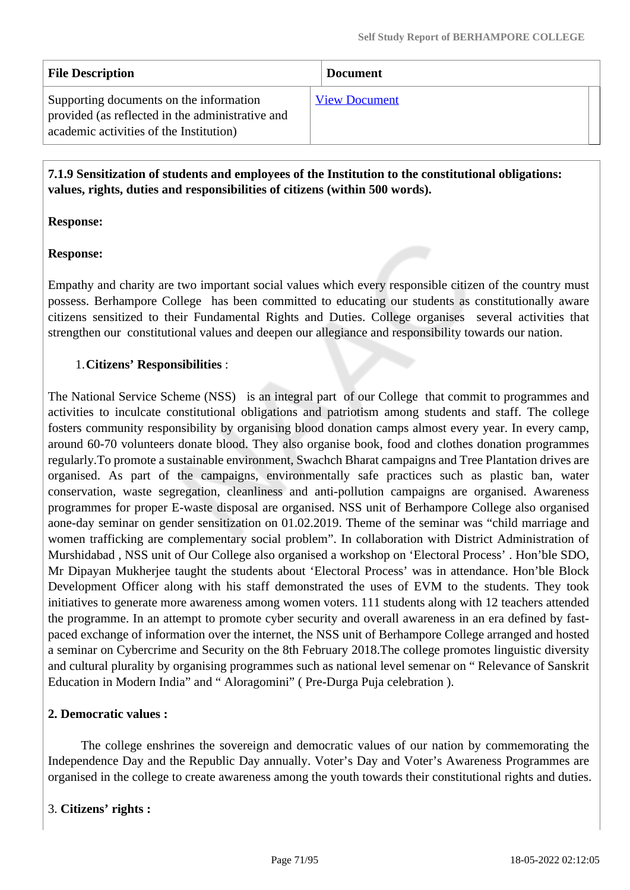| File Description | Document |
|---|---|
| Supporting documents on the information provided (as reflected in the administrative and academic activities of the Institution) | View Document |

**7.1.9 Sensitization of students and employees of the Institution to the constitutional obligations: values, rights, duties and responsibilities of citizens (within 500 words).**

**Response:**

**Response:**

Empathy and charity are two important social values which every responsible citizen of the country must possess. Berhampore College has been committed to educating our students as constitutionally aware citizens sensitized to their Fundamental Rights and Duties. College organises several activities that strengthen our constitutional values and deepen our allegiance and responsibility towards our nation.

1. **Citizens' Responsibilities** :

The National Service Scheme (NSS) is an integral part of our College that commit to programmes and activities to inculcate constitutional obligations and patriotism among students and staff. The college fosters community responsibility by organising blood donation camps almost every year. In every camp, around 60-70 volunteers donate blood. They also organise book, food and clothes donation programmes regularly.To promote a sustainable environment, Swachch Bharat campaigns and Tree Plantation drives are organised. As part of the campaigns, environmentally safe practices such as plastic ban, water conservation, waste segregation, cleanliness and anti-pollution campaigns are organised. Awareness programmes for proper E-waste disposal are organised. NSS unit of Berhampore College also organised aone-day seminar on gender sensitization on 01.02.2019. Theme of the seminar was "child marriage and women trafficking are complementary social problem". In collaboration with District Administration of Murshidabad , NSS unit of Our College also organised a workshop on 'Electoral Process' . Hon'ble SDO, Mr Dipayan Mukherjee taught the students about 'Electoral Process' was in attendance. Hon'ble Block Development Officer along with his staff demonstrated the uses of EVM to the students. They took initiatives to generate more awareness among women voters. 111 students along with 12 teachers attended the programme. In an attempt to promote cyber security and overall awareness in an era defined by fast-paced exchange of information over the internet, the NSS unit of Berhampore College arranged and hosted a seminar on Cybercrime and Security on the 8th February 2018.The college promotes linguistic diversity and cultural plurality by organising programmes such as national level semenar on " Relevance of Sanskrit Education in Modern India" and " Aloragomini" ( Pre-Durga Puja celebration ).

**2. Democratic values :**

The college enshrines the sovereign and democratic values of our nation by commemorating the Independence Day and the Republic Day annually. Voter's Day and Voter's Awareness Programmes are organised in the college to create awareness among the youth towards their constitutional rights and duties.

3. **Citizens' rights :**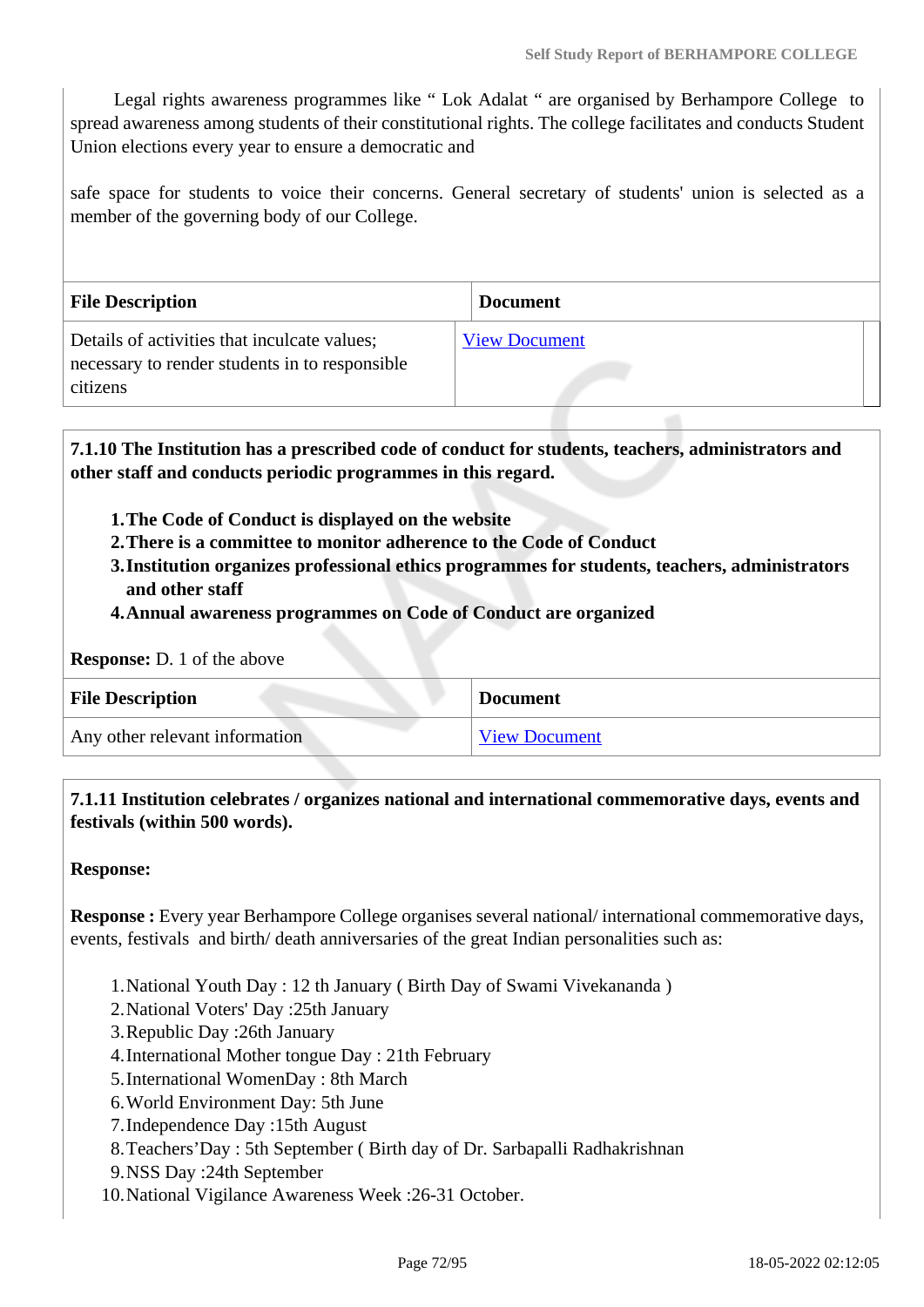Legal rights awareness programmes like " Lok Adalat " are organised by Berhampore College to spread awareness among students of their constitutional rights. The college facilitates and conducts Student Union elections every year to ensure a democratic and

safe space for students to voice their concerns. General secretary of students' union is selected as a member of the governing body of our College.

| File Description | Document |
| --- | --- |
| Details of activities that inculcate values; necessary to render students in to responsible citizens | View Document |

**7.1.10 The Institution has a prescribed code of conduct for students, teachers, administrators and other staff and conducts periodic programmes in this regard.**

1. **The Code of Conduct is displayed on the website**
2. **There is a committee to monitor adherence to the Code of Conduct**
3. **Institution organizes professional ethics programmes for students, teachers, administrators and other staff**
4. **Annual awareness programmes on Code of Conduct are organized**

**Response:** D. 1 of the above

| File Description | Document |
| --- | --- |
| Any other relevant information | View Document |

**7.1.11 Institution celebrates / organizes national and international commemorative days, events and festivals (within 500 words).**

**Response:**

**Response :** Every year Berhampore College organises several national/ international commemorative days, events, festivals and birth/ death anniversaries of the great Indian personalities such as:

1. National Youth Day : 12 th January ( Birth Day of Swami Vivekananda )
2. National Voters' Day :25th January
3. Republic Day :26th January
4. International Mother tongue Day : 21th February
5. International WomenDay : 8th March
6. World Environment Day: 5th June
7. Independence Day :15th August
8. Teachers'Day : 5th September ( Birth day of Dr. Sarbapalli Radhakrishnan
9. NSS Day :24th September
10. National Vigilance Awareness Week :26-31 October.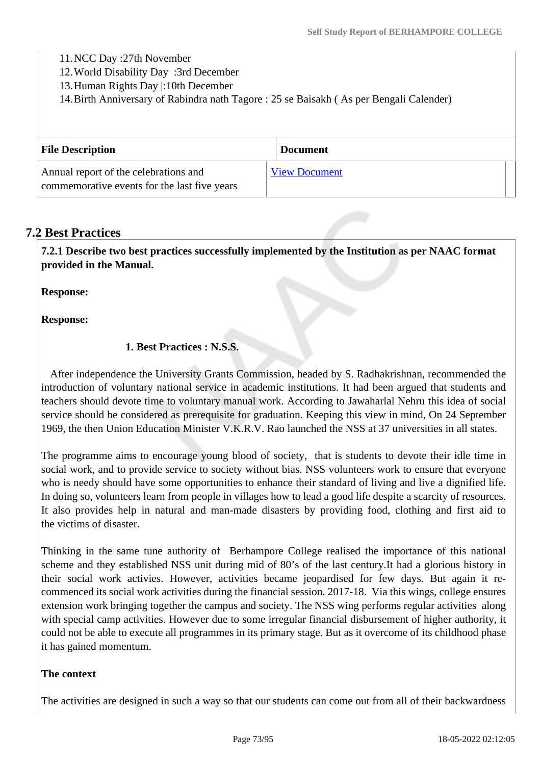11. NCC Day :27th November
12. World Disability Day :3rd December
13. Human Rights Day |:10th December
14. Birth Anniversary of Rabindra nath Tagore : 25 se Baisakh ( As per Bengali Calender)

| File Description | Document |
| --- | --- |
| Annual report of the celebrations and commemorative events for the last five years | [View Document]() |

## 7.2 Best Practices

**7.2.1 Describe two best practices successfully implemented by the Institution as per NAAC format provided in the Manual.**

**Response:**

**Response:**

**1. Best Practices : N.S.S.**

After independence the University Grants Commission, headed by S. Radhakrishnan, recommended the introduction of voluntary national service in academic institutions. It had been argued that students and teachers should devote time to voluntary manual work. According to Jawaharlal Nehru this idea of social service should be considered as prerequisite for graduation. Keeping this view in mind, On 24 September 1969, the then Union Education Minister V.K.R.V. Rao launched the NSS at 37 universities in all states.

The programme aims to encourage young blood of society, that is students to devote their idle time in social work, and to provide service to society without bias. NSS volunteers work to ensure that everyone who is needy should have some opportunities to enhance their standard of living and live a dignified life. In doing so, volunteers learn from people in villages how to lead a good life despite a scarcity of resources. It also provides help in natural and man-made disasters by providing food, clothing and first aid to the victims of disaster.

Thinking in the same tune authority of Berhampore College realised the importance of this national scheme and they established NSS unit during mid of 80's of the last century.It had a glorious history in their social work activies. However, activities became jeopardised for few days. But again it re-commenced its social work activities during the financial session. 2017-18. Via this wings, college ensures extension work bringing together the campus and society. The NSS wing performs regular activities along with special camp activities. However due to some irregular financial disbursement of higher authority, it could not be able to execute all programmes in its primary stage. But as it overcome of its childhood phase it has gained momentum.

**The context**

The activities are designed in such a way so that our students can come out from all of their backwardness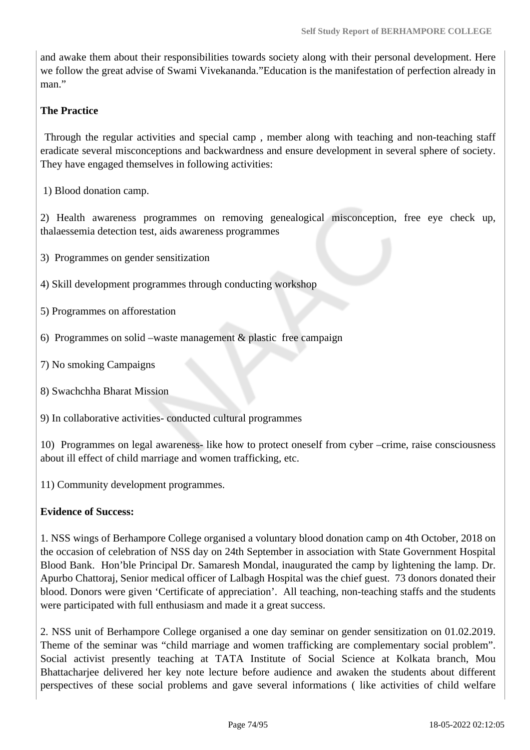and awake them about their responsibilities towards society along with their personal development. Here we follow the great advise of Swami Vivekananda."Education is the manifestation of perfection already in man."

**The Practice**

Through the regular activities and special camp , member along with teaching and non-teaching staff eradicate several misconceptions and backwardness and ensure development in several sphere of society. They have engaged themselves in following activities:

1) Blood donation camp.

2) Health awareness programmes on removing genealogical misconception, free eye check up, thalaessemia detection test, aids awareness programmes

3) Programmes on gender sensitization

4) Skill development programmes through conducting workshop

5) Programmes on afforestation

6) Programmes on solid –waste management & plastic free campaign

7) No smoking Campaigns

8) Swachchha Bharat Mission

9) In collaborative activities- conducted cultural programmes

10) Programmes on legal awareness- like how to protect oneself from cyber –crime, raise consciousness about ill effect of child marriage and women trafficking, etc.

11) Community development programmes.

**Evidence of Success:**

1. NSS wings of Berhampore College organised a voluntary blood donation camp on 4th October, 2018 on the occasion of celebration of NSS day on 24th September in association with State Government Hospital Blood Bank. Hon'ble Principal Dr. Samaresh Mondal, inaugurated the camp by lightening the lamp. Dr. Apurbo Chattoraj, Senior medical officer of Lalbagh Hospital was the chief guest. 73 donors donated their blood. Donors were given 'Certificate of appreciation'. All teaching, non-teaching staffs and the students were participated with full enthusiasm and made it a great success.

2. NSS unit of Berhampore College organised a one day seminar on gender sensitization on 01.02.2019. Theme of the seminar was "child marriage and women trafficking are complementary social problem". Social activist presently teaching at TATA Institute of Social Science at Kolkata branch, Mou Bhattacharjee delivered her key note lecture before audience and awaken the students about different perspectives of these social problems and gave several informations ( like activities of child welfare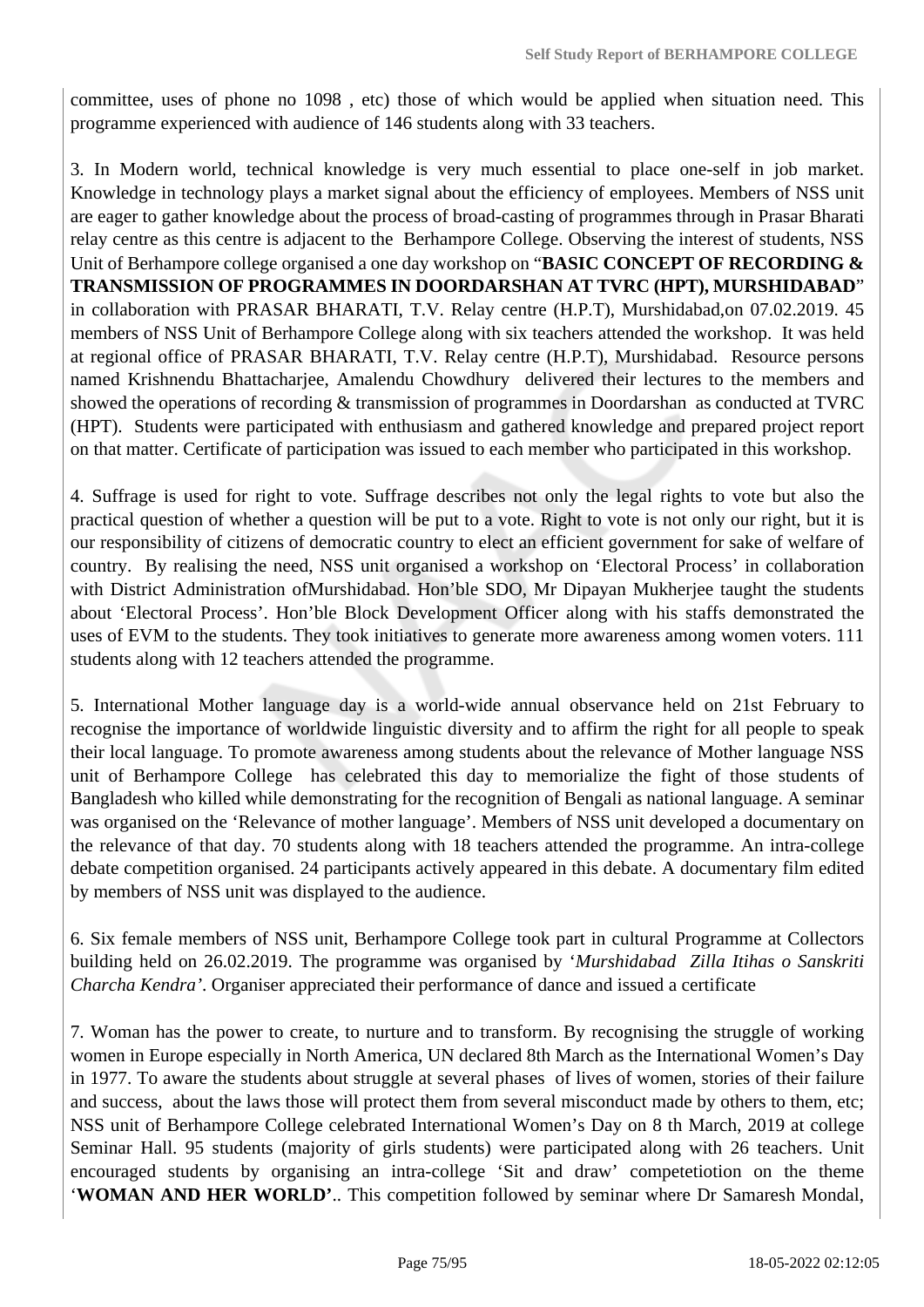committee, uses of phone no 1098 , etc) those of which would be applied when situation need. This programme experienced with audience of 146 students along with 33 teachers.

3. In Modern world, technical knowledge is very much essential to place one-self in job market. Knowledge in technology plays a market signal about the efficiency of employees. Members of NSS unit are eager to gather knowledge about the process of broad-casting of programmes through in Prasar Bharati relay centre as this centre is adjacent to the Berhampore College. Observing the interest of students, NSS Unit of Berhampore college organised a one day workshop on "**BASIC CONCEPT OF RECORDING & TRANSMISSION OF PROGRAMMES IN DOORDARSHAN AT TVRC (HPT), MURSHIDABAD**" in collaboration with PRASAR BHARATI, T.V. Relay centre (H.P.T), Murshidabad,on 07.02.2019. 45 members of NSS Unit of Berhampore College along with six teachers attended the workshop. It was held at regional office of PRASAR BHARATI, T.V. Relay centre (H.P.T), Murshidabad. Resource persons named Krishnendu Bhattacharjee, Amalendu Chowdhury delivered their lectures to the members and showed the operations of recording & transmission of programmes in Doordarshan as conducted at TVRC (HPT). Students were participated with enthusiasm and gathered knowledge and prepared project report on that matter. Certificate of participation was issued to each member who participated in this workshop.

4. Suffrage is used for right to vote. Suffrage describes not only the legal rights to vote but also the practical question of whether a question will be put to a vote. Right to vote is not only our right, but it is our responsibility of citizens of democratic country to elect an efficient government for sake of welfare of country. By realising the need, NSS unit organised a workshop on 'Electoral Process' in collaboration with District Administration ofMurshidabad. Hon'ble SDO, Mr Dipayan Mukherjee taught the students about 'Electoral Process'. Hon'ble Block Development Officer along with his staffs demonstrated the uses of EVM to the students. They took initiatives to generate more awareness among women voters. 111 students along with 12 teachers attended the programme.

5. International Mother language day is a world-wide annual observance held on 21st February to recognise the importance of worldwide linguistic diversity and to affirm the right for all people to speak their local language. To promote awareness among students about the relevance of Mother language NSS unit of Berhampore College has celebrated this day to memorialize the fight of those students of Bangladesh who killed while demonstrating for the recognition of Bengali as national language. A seminar was organised on the 'Relevance of mother language'. Members of NSS unit developed a documentary on the relevance of that day. 70 students along with 18 teachers attended the programme. An intra-college debate competition organised. 24 participants actively appeared in this debate. A documentary film edited by members of NSS unit was displayed to the audience.

6. Six female members of NSS unit, Berhampore College took part in cultural Programme at Collectors building held on 26.02.2019. The programme was organised by '*Murshidabad Zilla Itihas o Sanskriti Charcha Kendra'*. Organiser appreciated their performance of dance and issued a certificate

7. Woman has the power to create, to nurture and to transform. By recognising the struggle of working women in Europe especially in North America, UN declared 8th March as the International Women's Day in 1977. To aware the students about struggle at several phases of lives of women, stories of their failure and success, about the laws those will protect them from several misconduct made by others to them, etc; NSS unit of Berhampore College celebrated International Women's Day on 8 th March, 2019 at college Seminar Hall. 95 students (majority of girls students) were participated along with 26 teachers. Unit encouraged students by organising an intra-college 'Sit and draw' competetiotion on the theme '**WOMAN AND HER WORLD'**.. This competition followed by seminar where Dr Samaresh Mondal,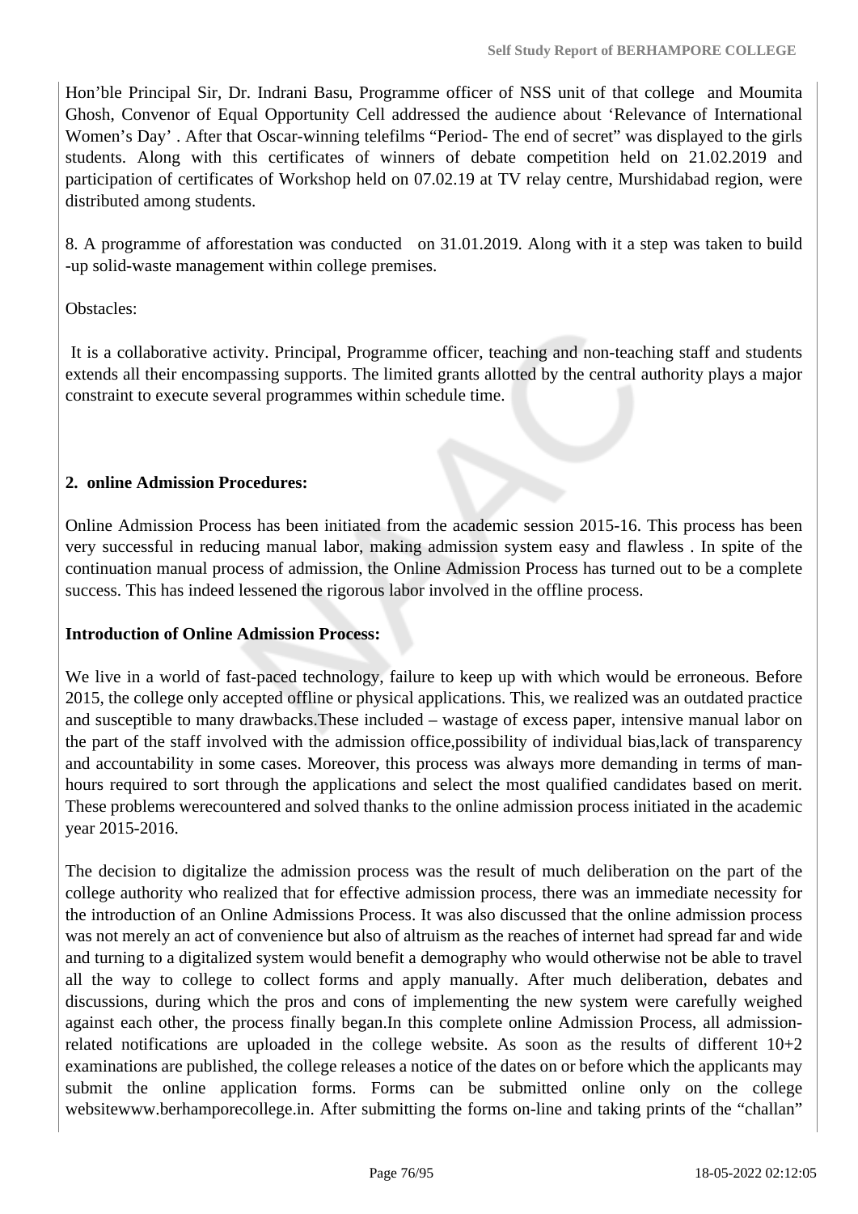Hon'ble Principal Sir, Dr. Indrani Basu, Programme officer of NSS unit of that college and Moumita Ghosh, Convenor of Equal Opportunity Cell addressed the audience about 'Relevance of International Women's Day' . After that Oscar-winning telefilms "Period- The end of secret" was displayed to the girls students. Along with this certificates of winners of debate competition held on 21.02.2019 and participation of certificates of Workshop held on 07.02.19 at TV relay centre, Murshidabad region, were distributed among students.

8. A programme of afforestation was conducted on 31.01.2019. Along with it a step was taken to build -up solid-waste management within college premises.

Obstacles:

It is a collaborative activity. Principal, Programme officer, teaching and non-teaching staff and students extends all their encompassing supports. The limited grants allotted by the central authority plays a major constraint to execute several programmes within schedule time.

**2. online Admission Procedures:**

Online Admission Process has been initiated from the academic session 2015-16. This process has been very successful in reducing manual labor, making admission system easy and flawless . In spite of the continuation manual process of admission, the Online Admission Process has turned out to be a complete success. This has indeed lessened the rigorous labor involved in the offline process.

**Introduction of Online Admission Process:**

We live in a world of fast-paced technology, failure to keep up with which would be erroneous. Before 2015, the college only accepted offline or physical applications. This, we realized was an outdated practice and susceptible to many drawbacks.These included – wastage of excess paper, intensive manual labor on the part of the staff involved with the admission office,possibility of individual bias,lack of transparency and accountability in some cases. Moreover, this process was always more demanding in terms of man-hours required to sort through the applications and select the most qualified candidates based on merit. These problems werecountered and solved thanks to the online admission process initiated in the academic year 2015-2016.

The decision to digitalize the admission process was the result of much deliberation on the part of the college authority who realized that for effective admission process, there was an immediate necessity for the introduction of an Online Admissions Process. It was also discussed that the online admission process was not merely an act of convenience but also of altruism as the reaches of internet had spread far and wide and turning to a digitalized system would benefit a demography who would otherwise not be able to travel all the way to college to collect forms and apply manually. After much deliberation, debates and discussions, during which the pros and cons of implementing the new system were carefully weighed against each other, the process finally began.In this complete online Admission Process, all admission-related notifications are uploaded in the college website. As soon as the results of different 10+2 examinations are published, the college releases a notice of the dates on or before which the applicants may submit the online application forms. Forms can be submitted online only on the college websitewww.berhamporecollege.in. After submitting the forms on-line and taking prints of the "challan"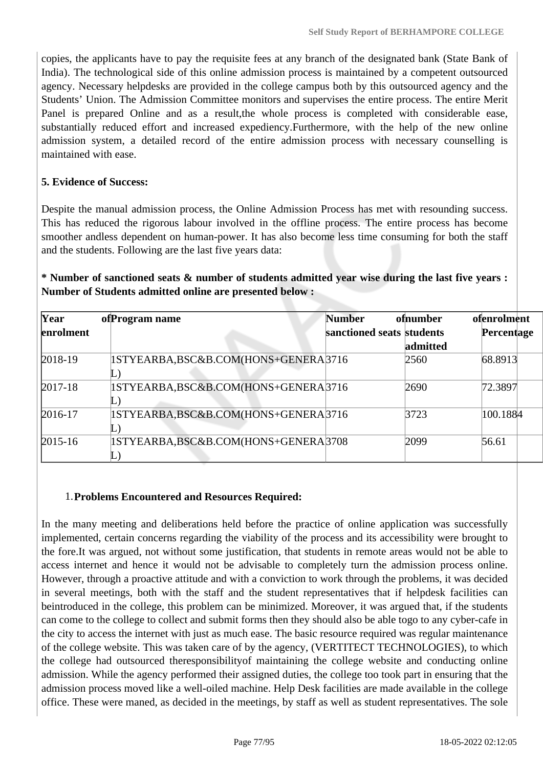copies, the applicants have to pay the requisite fees at any branch of the designated bank (State Bank of India). The technological side of this online admission process is maintained by a competent outsourced agency. Necessary helpdesks are provided in the college campus both by this outsourced agency and the Students' Union. The Admission Committee monitors and supervises the entire process. The entire Merit Panel is prepared Online and as a result,the whole process is completed with considerable ease, substantially reduced effort and increased expediency.Furthermore, with the help of the new online admission system, a detailed record of the entire admission process with necessary counselling is maintained with ease.

**5. Evidence of Success:**

Despite the manual admission process, the Online Admission Process has met with resounding success. This has reduced the rigorous labour involved in the offline process. The entire process has become smoother andless dependent on human-power. It has also become less time consuming for both the staff and the students. Following are the last five years data:

**\* Number of sanctioned seats & number of students admitted year wise during the last five years : Number of Students admitted online are presented below :**

| Year of enrolment | Program name | Number of sanctioned seats | number of students admitted | enrolment Percentage |
|---|---|---|---|---|
| 2018-19 | 1STYEARBA,BSC&B.COM(HONS+GENERAL) | 3716 | 2560 | 68.8913 |
| 2017-18 | 1STYEARBA,BSC&B.COM(HONS+GENERAL) | 3716 | 2690 | 72.3897 |
| 2016-17 | 1STYEARBA,BSC&B.COM(HONS+GENERAL) | 3716 | 3723 | 100.1884 |
| 2015-16 | 1STYEARBA,BSC&B.COM(HONS+GENERAL) | 3708 | 2099 | 56.61 |

1. **Problems Encountered and Resources Required:**

In the many meeting and deliberations held before the practice of online application was successfully implemented, certain concerns regarding the viability of the process and its accessibility were brought to the fore.It was argued, not without some justification, that students in remote areas would not be able to access internet and hence it would not be advisable to completely turn the admission process online. However, through a proactive attitude and with a conviction to work through the problems, it was decided in several meetings, both with the staff and the student representatives that if helpdesk facilities can beintroduced in the college, this problem can be minimized. Moreover, it was argued that, if the students can come to the college to collect and submit forms then they should also be able togo to any cyber-cafe in the city to access the internet with just as much ease. The basic resource required was regular maintenance of the college website. This was taken care of by the agency, (VERTITECT TECHNOLOGIES), to which the college had outsourced theresponsibilityof maintaining the college website and conducting online admission. While the agency performed their assigned duties, the college too took part in ensuring that the admission process moved like a well-oiled machine. Help Desk facilities are made available in the college office. These were maned, as decided in the meetings, by staff as well as student representatives. The sole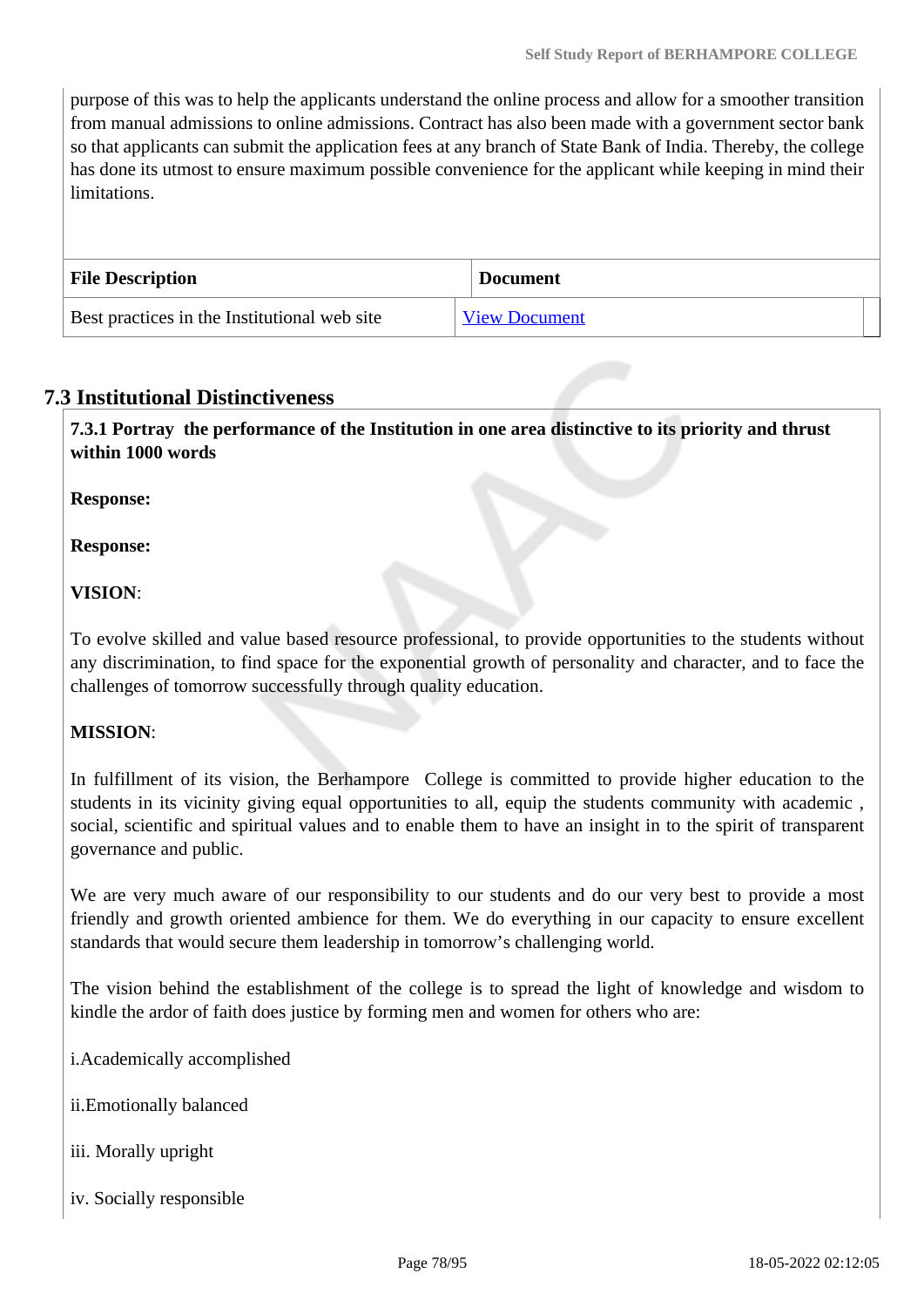purpose of this was to help the applicants understand the online process and allow for a smoother transition from manual admissions to online admissions. Contract has also been made with a government sector bank so that applicants can submit the application fees at any branch of State Bank of India. Thereby, the college has done its utmost to ensure maximum possible convenience for the applicant while keeping in mind their limitations.

| File Description | Document |
| --- | --- |
| Best practices in the Institutional web site | View Document |

## 7.3 Institutional Distinctiveness

**7.3.1 Portray the performance of the Institution in one area distinctive to its priority and thrust within 1000 words**

**Response:**

**Response:**

**VISION**:

To evolve skilled and value based resource professional, to provide opportunities to the students without any discrimination, to find space for the exponential growth of personality and character, and to face the challenges of tomorrow successfully through quality education.

**MISSION**:

In fulfillment of its vision, the Berhampore College is committed to provide higher education to the students in its vicinity giving equal opportunities to all, equip the students community with academic , social, scientific and spiritual values and to enable them to have an insight in to the spirit of transparent governance and public.

We are very much aware of our responsibility to our students and do our very best to provide a most friendly and growth oriented ambience for them. We do everything in our capacity to ensure excellent standards that would secure them leadership in tomorrow's challenging world.

The vision behind the establishment of the college is to spread the light of knowledge and wisdom to kindle the ardor of faith does justice by forming men and women for others who are:

i.Academically accomplished

ii.Emotionally balanced

iii. Morally upright

iv. Socially responsible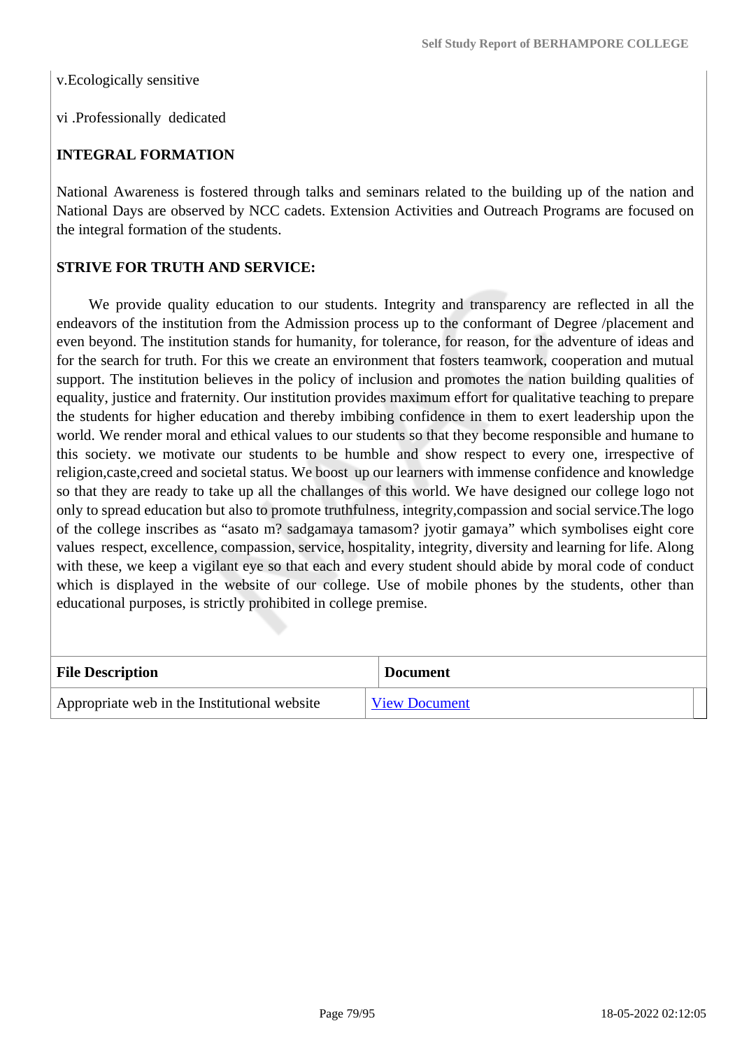v.Ecologically sensitive

vi .Professionally  dedicated

**INTEGRAL FORMATION**

National Awareness is fostered through talks and seminars related to the building up of the nation and National Days are observed by NCC cadets. Extension Activities and Outreach Programs are focused on the integral formation of the students.

**STRIVE FOR TRUTH AND SERVICE:**

We provide quality education to our students. Integrity and transparency are reflected in all the endeavors of the institution from the Admission process up to the conformant of Degree /placement and even beyond. The institution stands for humanity, for tolerance, for reason, for the adventure of ideas and for the search for truth. For this we create an environment that fosters teamwork, cooperation and mutual support. The institution believes in the policy of inclusion and promotes the nation building qualities of equality, justice and fraternity. Our institution provides maximum effort for qualitative teaching to prepare the students for higher education and thereby imbibing confidence in them to exert leadership upon the world. We render moral and ethical values to our students so that they become responsible and humane to this society. we motivate our students to be humble and show respect to every one, irrespective of religion,caste,creed and societal status. We boost  up our learners with immense confidence and knowledge so that they are ready to take up all the challanges of this world. We have designed our college logo not only to spread education but also to promote truthfulness, integrity,compassion and social service.The logo of the college inscribes as "asato m? sadgamaya tamasom? jyotir gamaya" which symbolises eight core values  respect, excellence, compassion, service, hospitality, integrity, diversity and learning for life. Along with these, we keep a vigilant eye so that each and every student should abide by moral code of conduct which is displayed in the website of our college. Use of mobile phones by the students, other than educational purposes, is strictly prohibited in college premise.

| File Description | Document |
|---|---|
| Appropriate web in the Institutional website | View Document |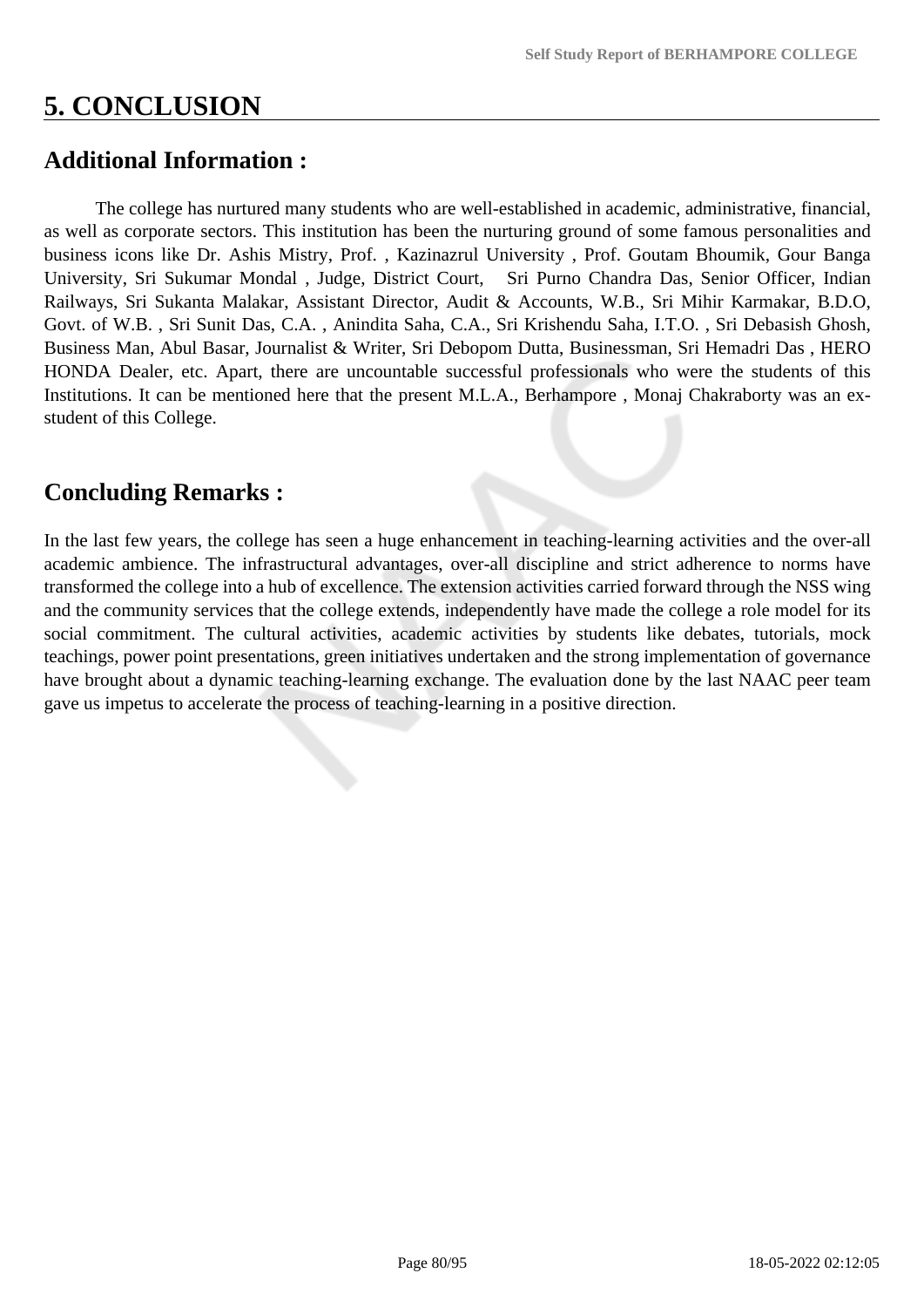# 5. CONCLUSION

## Additional Information :

The college has nurtured many students who are well-established in academic, administrative, financial, as well as corporate sectors. This institution has been the nurturing ground of some famous personalities and business icons like Dr. Ashis Mistry, Prof. , Kazinazrul University , Prof. Goutam Bhoumik, Gour Banga University, Sri Sukumar Mondal , Judge, District Court, Sri Purno Chandra Das, Senior Officer, Indian Railways, Sri Sukanta Malakar, Assistant Director, Audit & Accounts, W.B., Sri Mihir Karmakar, B.D.O, Govt. of W.B. , Sri Sunit Das, C.A. , Anindita Saha, C.A., Sri Krishendu Saha, I.T.O. , Sri Debasish Ghosh, Business Man, Abul Basar, Journalist & Writer, Sri Debopom Dutta, Businessman, Sri Hemadri Das , HERO HONDA Dealer, etc. Apart, there are uncountable successful professionals who were the students of this Institutions. It can be mentioned here that the present M.L.A., Berhampore , Monaj Chakraborty was an ex-student of this College.

## Concluding Remarks :

In the last few years, the college has seen a huge enhancement in teaching-learning activities and the over-all academic ambience. The infrastructural advantages, over-all discipline and strict adherence to norms have transformed the college into a hub of excellence. The extension activities carried forward through the NSS wing and the community services that the college extends, independently have made the college a role model for its social commitment. The cultural activities, academic activities by students like debates, tutorials, mock teachings, power point presentations, green initiatives undertaken and the strong implementation of governance have brought about a dynamic teaching-learning exchange. The evaluation done by the last NAAC peer team gave us impetus to accelerate the process of teaching-learning in a positive direction.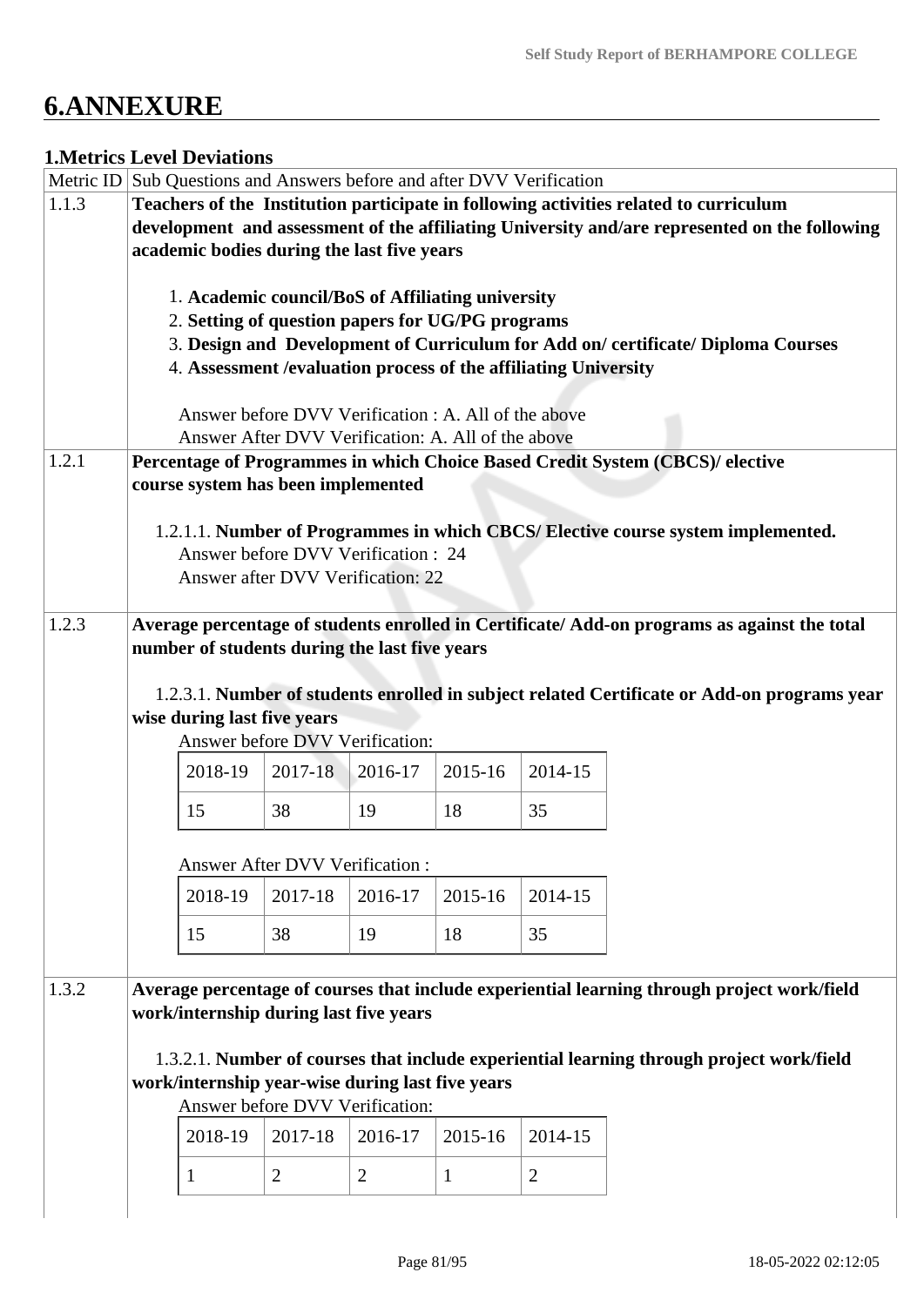# 6.ANNEXURE

## 1.Metrics Level Deviations

| Metric ID | Sub Questions and Answers before and after DVV Verification |
|---|---|
| 1.1.3 | **Teachers of the Institution participate in following activities related to curriculum development and assessment of the affiliating University and/are represented on the following academic bodies during the last five years**<br><br>1. **Academic council/BoS of Affiliating university**<br>2. **Setting of question papers for UG/PG programs**<br>3. **Design and Development of Curriculum for Add on/ certificate/ Diploma Courses**<br>4. **Assessment /evaluation process of the affiliating University**<br><br>Answer before DVV Verification : A. All of the above<br>Answer After DVV Verification: A. All of the above |
| 1.2.1 | **Percentage of Programmes in which Choice Based Credit System (CBCS)/ elective course system has been implemented**<br><br>1.2.1.1. **Number of Programmes in which CBCS/ Elective course system implemented.**<br>Answer before DVV Verification : 24<br>Answer after DVV Verification: 22 |
| 1.2.3 | **Average percentage of students enrolled in Certificate/ Add-on programs as against the total number of students during the last five years**<br><br>1.2.3.1. **Number of students enrolled in subject related Certificate or Add-on programs year wise during last five years**<br>Answer before DVV Verification:<br>2018-19: 15; 2017-18: 38; 2016-17: 19; 2015-16: 18; 2014-15: 35<br><br>Answer After DVV Verification :<br>2018-19: 15; 2017-18: 38; 2016-17: 19; 2015-16: 18; 2014-15: 35 |
| 1.3.2 | **Average percentage of courses that include experiential learning through project work/field work/internship during last five years**<br><br>1.3.2.1. **Number of courses that include experiential learning through project work/field work/internship year-wise during last five years**<br>Answer before DVV Verification:<br>2018-19: 1; 2017-18: 2; 2016-17: 2; 2015-16: 1; 2014-15: 2 |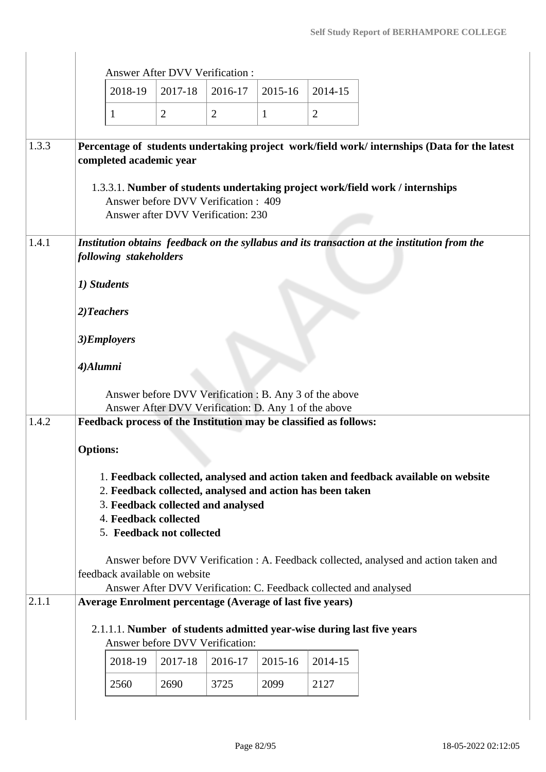Answer After DVV Verification :

| 2018-19 | 2017-18 | 2016-17 | 2015-16 | 2014-15 |
|---|---|---|---|---|
| 1 | 2 | 2 | 1 | 2 |

**1.3.3** **Percentage of students undertaking project work/field work/ internships (Data for the latest completed academic year**

1.3.3.1. **Number of students undertaking project work/field work / internships**
Answer before DVV Verification : 409
Answer after DVV Verification: 230

**1.4.1** ***Institution obtains feedback on the syllabus and its transaction at the institution from the following stakeholders***

***1) Students***

***2)Teachers***

***3)Employers***

***4)Alumni***

Answer before DVV Verification : B. Any 3 of the above
Answer After DVV Verification: D. Any 1 of the above

**1.4.2** **Feedback process of the Institution may be classified as follows:**

**Options:**

1. **Feedback collected, analysed and action taken and feedback available on website**
2. **Feedback collected, analysed and action has been taken**
3. **Feedback collected and analysed**
4. **Feedback collected**
5. **Feedback not collected**

Answer before DVV Verification : A. Feedback collected, analysed and action taken and feedback available on website
Answer After DVV Verification: C. Feedback collected and analysed

**2.1.1** **Average Enrolment percentage (Average of last five years)**

2.1.1.1. **Number of students admitted year-wise during last five years**
Answer before DVV Verification:

| 2018-19 | 2017-18 | 2016-17 | 2015-16 | 2014-15 |
|---|---|---|---|---|
| 2560 | 2690 | 3725 | 2099 | 2127 |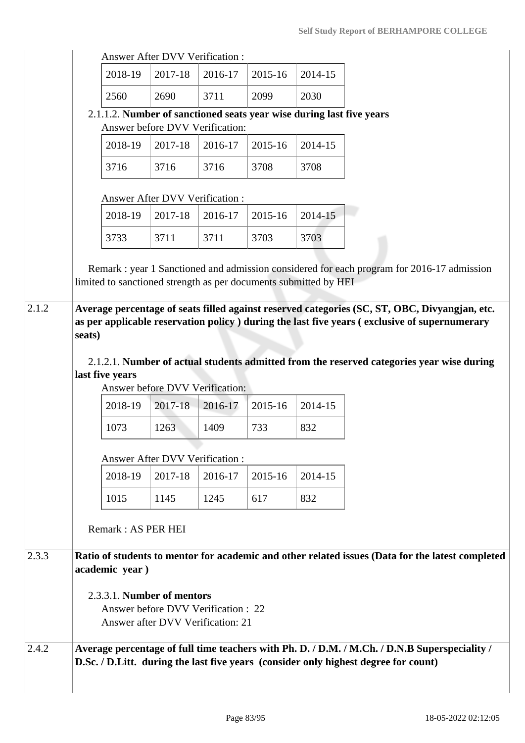Answer After DVV Verification :

| 2018-19 | 2017-18 | 2016-17 | 2015-16 | 2014-15 |
|---|---|---|---|---|
| 2560 | 2690 | 3711 | 2099 | 2030 |

2.1.1.2. **Number of sanctioned seats year wise during last five years**

Answer before DVV Verification:

| 2018-19 | 2017-18 | 2016-17 | 2015-16 | 2014-15 |
|---|---|---|---|---|
| 3716 | 3716 | 3716 | 3708 | 3708 |

Answer After DVV Verification :

| 2018-19 | 2017-18 | 2016-17 | 2015-16 | 2014-15 |
|---|---|---|---|---|
| 3733 | 3711 | 3711 | 3703 | 3703 |

Remark : year 1 Sanctioned and admission considered for each program for 2016-17 admission limited to sanctioned strength as per documents submitted by HEI

**2.1.2 Average percentage of seats filled against reserved categories (SC, ST, OBC, Divyangjan, etc. as per applicable reservation policy ) during the last five years ( exclusive of supernumerary seats)**

2.1.2.1. **Number of actual students admitted from the reserved categories year wise during last five years**

Answer before DVV Verification:

| 2018-19 | 2017-18 | 2016-17 | 2015-16 | 2014-15 |
|---|---|---|---|---|
| 1073 | 1263 | 1409 | 733 | 832 |

Answer After DVV Verification :

| 2018-19 | 2017-18 | 2016-17 | 2015-16 | 2014-15 |
|---|---|---|---|---|
| 1015 | 1145 | 1245 | 617 | 832 |

Remark : AS PER HEI

**2.3.3 Ratio of students to mentor for academic and other related issues (Data for the latest completed academic year )**

2.3.3.1. **Number of mentors**

Answer before DVV Verification : 22

Answer after DVV Verification: 21

**2.4.2 Average percentage of full time teachers with Ph. D. / D.M. / M.Ch. / D.N.B Superspeciality / D.Sc. / D.Litt. during the last five years (consider only highest degree for count)**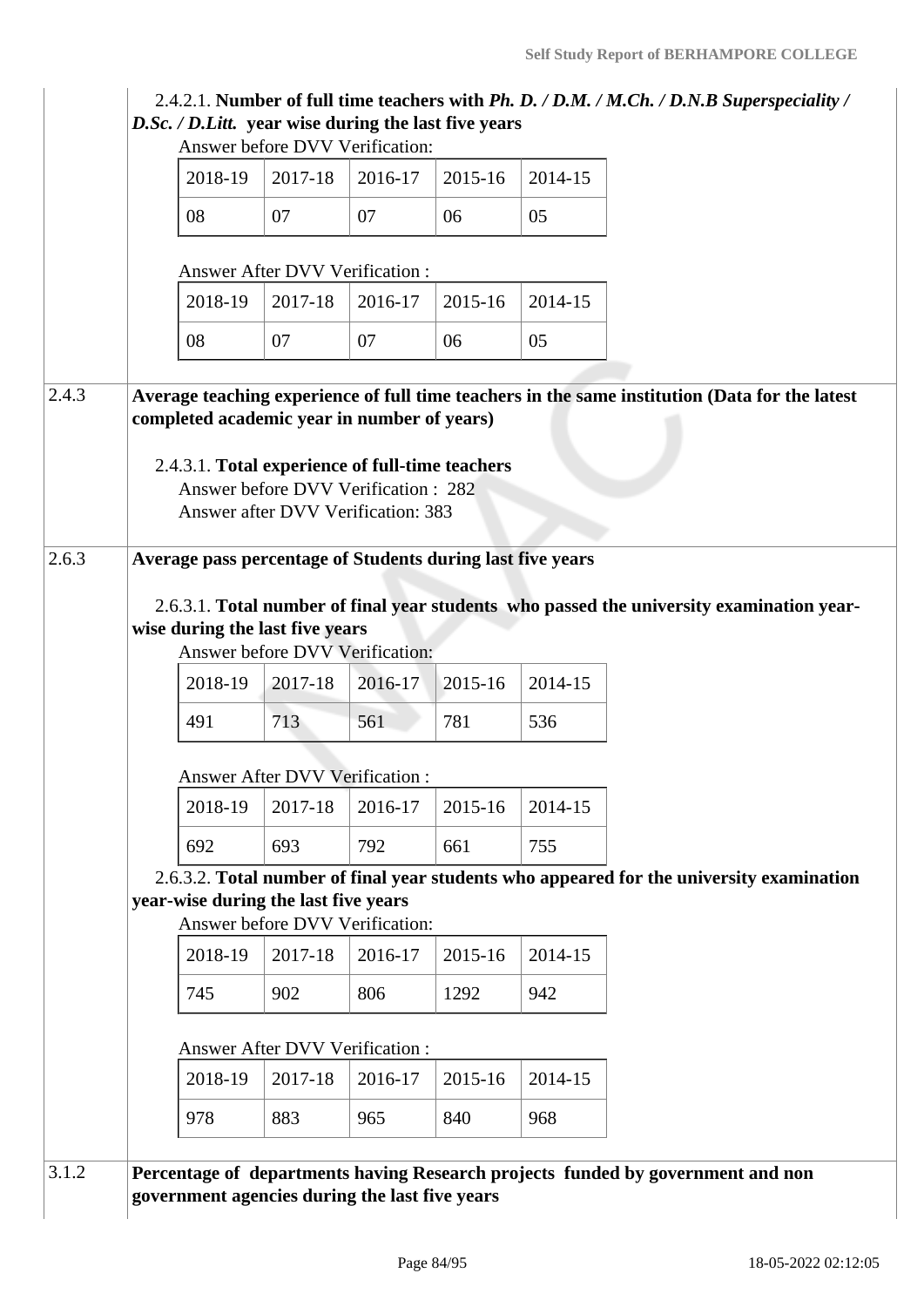2.4.2.1. **Number of full time teachers with *Ph. D. / D.M. / M.Ch. / D.N.B Superspeciality / D.Sc. / D.Litt.* year wise during the last five years**

Answer before DVV Verification:

| 2018-19 | 2017-18 | 2016-17 | 2015-16 | 2014-15 |
|---|---|---|---|---|
| 08 | 07 | 07 | 06 | 05 |

Answer After DVV Verification :

| 2018-19 | 2017-18 | 2016-17 | 2015-16 | 2014-15 |
|---|---|---|---|---|
| 08 | 07 | 07 | 06 | 05 |

**2.4.3 Average teaching experience of full time teachers in the same institution (Data for the latest completed academic year in number of years)**

2.4.3.1. **Total experience of full-time teachers**

Answer before DVV Verification : 282

Answer after DVV Verification: 383

**2.6.3 Average pass percentage of Students during last five years**

2.6.3.1. **Total number of final year students who passed the university examination year-wise during the last five years**

Answer before DVV Verification:

| 2018-19 | 2017-18 | 2016-17 | 2015-16 | 2014-15 |
|---|---|---|---|---|
| 491 | 713 | 561 | 781 | 536 |

Answer After DVV Verification :

| 2018-19 | 2017-18 | 2016-17 | 2015-16 | 2014-15 |
|---|---|---|---|---|
| 692 | 693 | 792 | 661 | 755 |

2.6.3.2. **Total number of final year students who appeared for the university examination year-wise during the last five years**

Answer before DVV Verification:

| 2018-19 | 2017-18 | 2016-17 | 2015-16 | 2014-15 |
|---|---|---|---|---|
| 745 | 902 | 806 | 1292 | 942 |

Answer After DVV Verification :

| 2018-19 | 2017-18 | 2016-17 | 2015-16 | 2014-15 |
|---|---|---|---|---|
| 978 | 883 | 965 | 840 | 968 |

**3.1.2 Percentage of departments having Research projects funded by government and non government agencies during the last five years**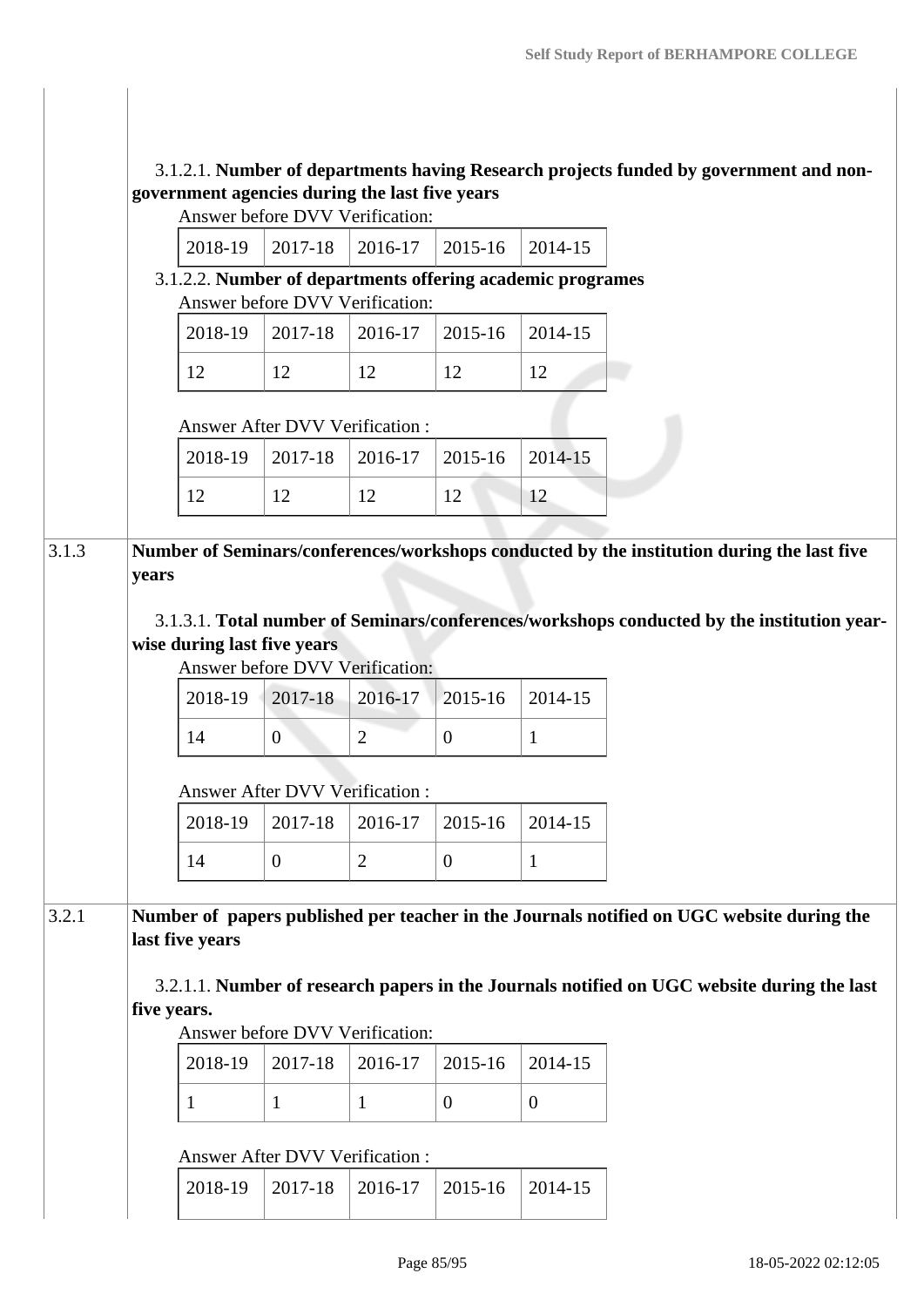3.1.2.1. **Number of departments having Research projects funded by government and non-government agencies during the last five years**

Answer before DVV Verification:

| 2018-19 | 2017-18 | 2016-17 | 2015-16 | 2014-15 |
|---|---|---|---|---|

3.1.2.2. **Number of departments offering academic programes**

Answer before DVV Verification:

| 2018-19 | 2017-18 | 2016-17 | 2015-16 | 2014-15 |
|---|---|---|---|---|
| 12 | 12 | 12 | 12 | 12 |

Answer After DVV Verification :

| 2018-19 | 2017-18 | 2016-17 | 2015-16 | 2014-15 |
|---|---|---|---|---|
| 12 | 12 | 12 | 12 | 12 |

3.1.3 **Number of Seminars/conferences/workshops conducted by the institution during the last five years**

3.1.3.1. **Total number of Seminars/conferences/workshops conducted by the institution year-wise during last five years**

Answer before DVV Verification:

| 2018-19 | 2017-18 | 2016-17 | 2015-16 | 2014-15 |
|---|---|---|---|---|
| 14 | 0 | 2 | 0 | 1 |

Answer After DVV Verification :

| 2018-19 | 2017-18 | 2016-17 | 2015-16 | 2014-15 |
|---|---|---|---|---|
| 14 | 0 | 2 | 0 | 1 |

3.2.1 **Number of papers published per teacher in the Journals notified on UGC website during the last five years**

3.2.1.1. **Number of research papers in the Journals notified on UGC website during the last five years.**

Answer before DVV Verification:

| 2018-19 | 2017-18 | 2016-17 | 2015-16 | 2014-15 |
|---|---|---|---|---|
| 1 | 1 | 1 | 0 | 0 |

Answer After DVV Verification :

| 2018-19 | 2017-18 | 2016-17 | 2015-16 | 2014-15 |
|---|---|---|---|---|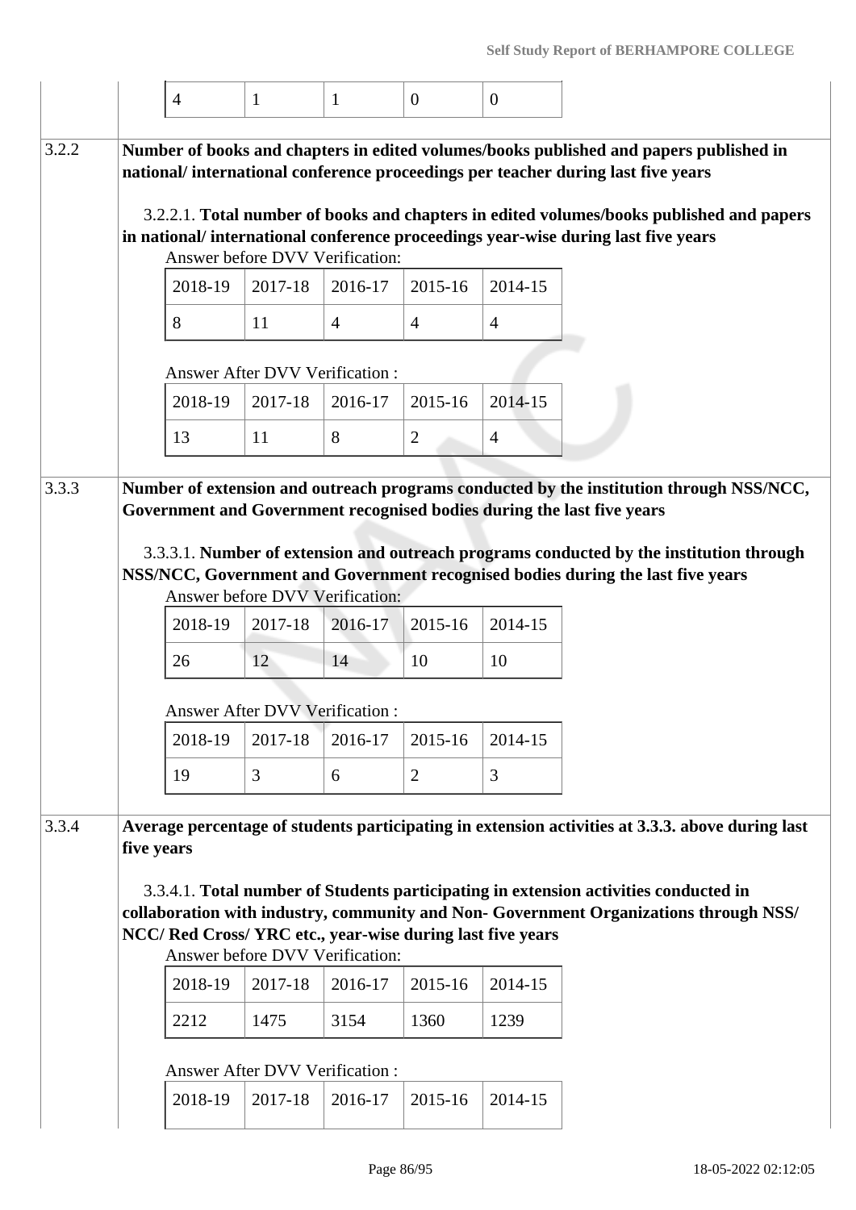| 4 | 1 | 1 | 0 | 0 |
|---|---|---|---|---|

**3.2.2** **Number of books and chapters in edited volumes/books published and papers published in national/ international conference proceedings per teacher during last five years**

3.2.2.1. **Total number of books and chapters in edited volumes/books published and papers in national/ international conference proceedings year-wise during last five years**

Answer before DVV Verification:

| 2018-19 | 2017-18 | 2016-17 | 2015-16 | 2014-15 |
|---|---|---|---|---|
| 8 | 11 | 4 | 4 | 4 |

Answer After DVV Verification :

| 2018-19 | 2017-18 | 2016-17 | 2015-16 | 2014-15 |
|---|---|---|---|---|
| 13 | 11 | 8 | 2 | 4 |

**3.3.3** **Number of extension and outreach programs conducted by the institution through NSS/NCC, Government and Government recognised bodies during the last five years**

3.3.3.1. **Number of extension and outreach programs conducted by the institution through NSS/NCC, Government and Government recognised bodies during the last five years**

Answer before DVV Verification:

| 2018-19 | 2017-18 | 2016-17 | 2015-16 | 2014-15 |
|---|---|---|---|---|
| 26 | 12 | 14 | 10 | 10 |

Answer After DVV Verification :

| 2018-19 | 2017-18 | 2016-17 | 2015-16 | 2014-15 |
|---|---|---|---|---|
| 19 | 3 | 6 | 2 | 3 |

**3.3.4** **Average percentage of students participating in extension activities at 3.3.3. above during last five years**

3.3.4.1. **Total number of Students participating in extension activities conducted in collaboration with industry, community and Non- Government Organizations through NSS/ NCC/ Red Cross/ YRC etc., year-wise during last five years**

Answer before DVV Verification:

| 2018-19 | 2017-18 | 2016-17 | 2015-16 | 2014-15 |
|---|---|---|---|---|
| 2212 | 1475 | 3154 | 1360 | 1239 |

Answer After DVV Verification :

| 2018-19 | 2017-18 | 2016-17 | 2015-16 | 2014-15 |
|---|---|---|---|---|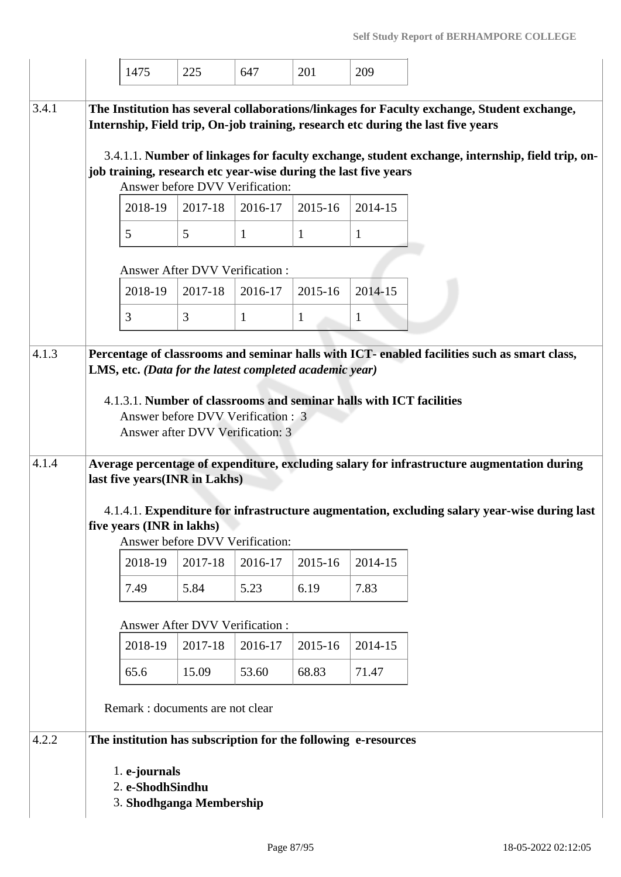| 1475 | 225 | 647 | 201 | 209 |
|---|---|---|---|---|

**3.4.1** **The Institution has several collaborations/linkages for Faculty exchange, Student exchange, Internship, Field trip, On-job training, research etc during the last five years**

3.4.1.1. **Number of linkages for faculty exchange, student exchange, internship, field trip, on-job training, research etc year-wise during the last five years**

Answer before DVV Verification:

| 2018-19 | 2017-18 | 2016-17 | 2015-16 | 2014-15 |
|---|---|---|---|---|
| 5 | 5 | 1 | 1 | 1 |

Answer After DVV Verification :

| 2018-19 | 2017-18 | 2016-17 | 2015-16 | 2014-15 |
|---|---|---|---|---|
| 3 | 3 | 1 | 1 | 1 |

**4.1.3** **Percentage of classrooms and seminar halls with ICT- enabled facilities such as smart class, LMS, etc.** ***(Data for the latest completed academic year)***

4.1.3.1. **Number of classrooms and seminar halls with ICT facilities**

Answer before DVV Verification : 3
Answer after DVV Verification: 3

**4.1.4** **Average percentage of expenditure, excluding salary for infrastructure augmentation during last five years(INR in Lakhs)**

4.1.4.1. **Expenditure for infrastructure augmentation, excluding salary year-wise during last five years (INR in lakhs)**

Answer before DVV Verification:

| 2018-19 | 2017-18 | 2016-17 | 2015-16 | 2014-15 |
|---|---|---|---|---|
| 7.49 | 5.84 | 5.23 | 6.19 | 7.83 |

Answer After DVV Verification :

| 2018-19 | 2017-18 | 2016-17 | 2015-16 | 2014-15 |
|---|---|---|---|---|
| 65.6 | 15.09 | 53.60 | 68.83 | 71.47 |

Remark : documents are not clear

**4.2.2** **The institution has subscription for the following e-resources**

1. **e-journals**
2. **e-ShodhSindhu**
3. **Shodhganga Membership**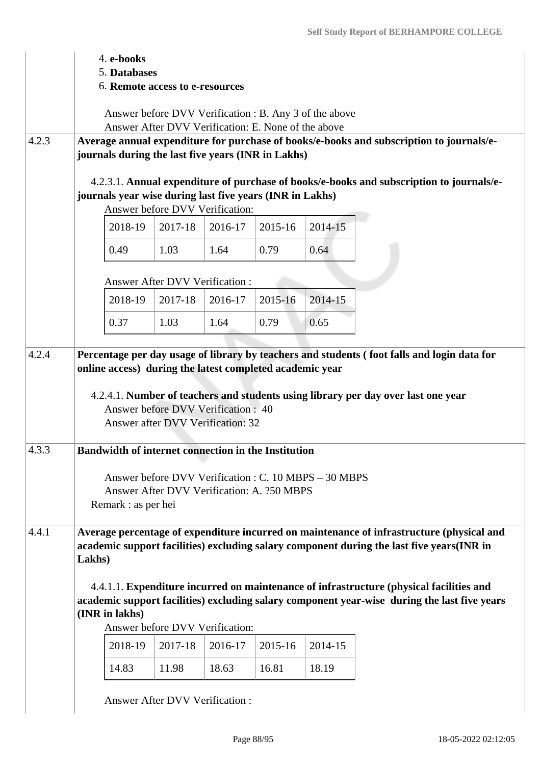4. **e-books**
5. **Databases**
6. **Remote access to e-resources**

Answer before DVV Verification : B. Any 3 of the above
Answer After DVV Verification: E. None of the above

**4.2.3** **Average annual expenditure for purchase of books/e-books and subscription to journals/e-journals during the last five years (INR in Lakhs)**

4.2.3.1. **Annual expenditure of purchase of books/e-books and subscription to journals/e-journals year wise during last five years (INR in Lakhs)**

Answer before DVV Verification:

| 2018-19 | 2017-18 | 2016-17 | 2015-16 | 2014-15 |
|---|---|---|---|---|
| 0.49 | 1.03 | 1.64 | 0.79 | 0.64 |

Answer After DVV Verification :

| 2018-19 | 2017-18 | 2016-17 | 2015-16 | 2014-15 |
|---|---|---|---|---|
| 0.37 | 1.03 | 1.64 | 0.79 | 0.65 |

**4.2.4** **Percentage per day usage of library by teachers and students ( foot falls and login data for online access) during the latest completed academic year**

4.2.4.1. **Number of teachers and students using library per day over last one year**

Answer before DVV Verification : 40
Answer after DVV Verification: 32

**4.3.3** **Bandwidth of internet connection in the Institution**

Answer before DVV Verification : C. 10 MBPS – 30 MBPS
Answer After DVV Verification: A. ?50 MBPS
Remark : as per hei

**4.4.1** **Average percentage of expenditure incurred on maintenance of infrastructure (physical and academic support facilities) excluding salary component during the last five years(INR in Lakhs)**

4.4.1.1. **Expenditure incurred on maintenance of infrastructure (physical facilities and academic support facilities) excluding salary component year-wise during the last five years (INR in lakhs)**

Answer before DVV Verification:

| 2018-19 | 2017-18 | 2016-17 | 2015-16 | 2014-15 |
|---|---|---|---|---|
| 14.83 | 11.98 | 18.63 | 16.81 | 18.19 |

Answer After DVV Verification :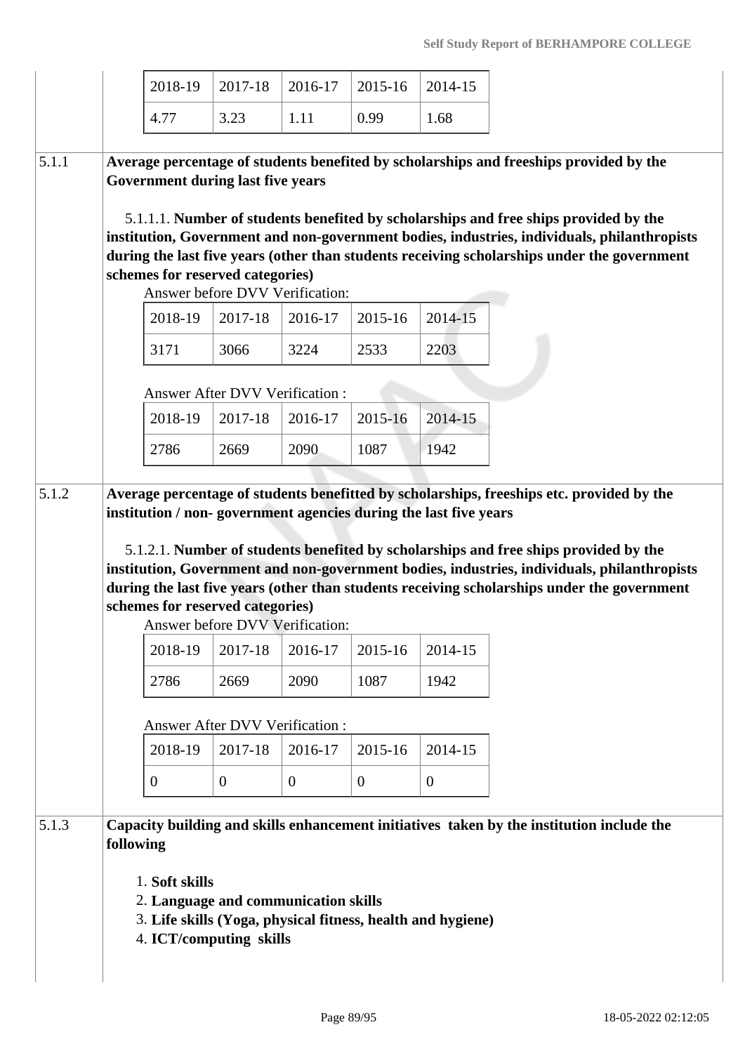| 2018-19 | 2017-18 | 2016-17 | 2015-16 | 2014-15 |
|---|---|---|---|---|
| 4.77 | 3.23 | 1.11 | 0.99 | 1.68 |

**5.1.1 Average percentage of students benefited by scholarships and freeships provided by the Government during last five years**

5.1.1.1. **Number of students benefited by scholarships and free ships provided by the institution, Government and non-government bodies, industries, individuals, philanthropists during the last five years (other than students receiving scholarships under the government schemes for reserved categories)**

Answer before DVV Verification:

| 2018-19 | 2017-18 | 2016-17 | 2015-16 | 2014-15 |
|---|---|---|---|---|
| 3171 | 3066 | 3224 | 2533 | 2203 |

Answer After DVV Verification :

| 2018-19 | 2017-18 | 2016-17 | 2015-16 | 2014-15 |
|---|---|---|---|---|
| 2786 | 2669 | 2090 | 1087 | 1942 |

**5.1.2 Average percentage of students benefitted by scholarships, freeships etc. provided by the institution / non- government agencies during the last five years**

5.1.2.1. **Number of students benefited by scholarships and free ships provided by the institution, Government and non-government bodies, industries, individuals, philanthropists during the last five years (other than students receiving scholarships under the government schemes for reserved categories)**

Answer before DVV Verification:

| 2018-19 | 2017-18 | 2016-17 | 2015-16 | 2014-15 |
|---|---|---|---|---|
| 2786 | 2669 | 2090 | 1087 | 1942 |

Answer After DVV Verification :

| 2018-19 | 2017-18 | 2016-17 | 2015-16 | 2014-15 |
|---|---|---|---|---|
| 0 | 0 | 0 | 0 | 0 |

**5.1.3 Capacity building and skills enhancement initiatives taken by the institution include the following**

1. **Soft skills**
2. **Language and communication skills**
3. **Life skills (Yoga, physical fitness, health and hygiene)**
4. **ICT/computing skills**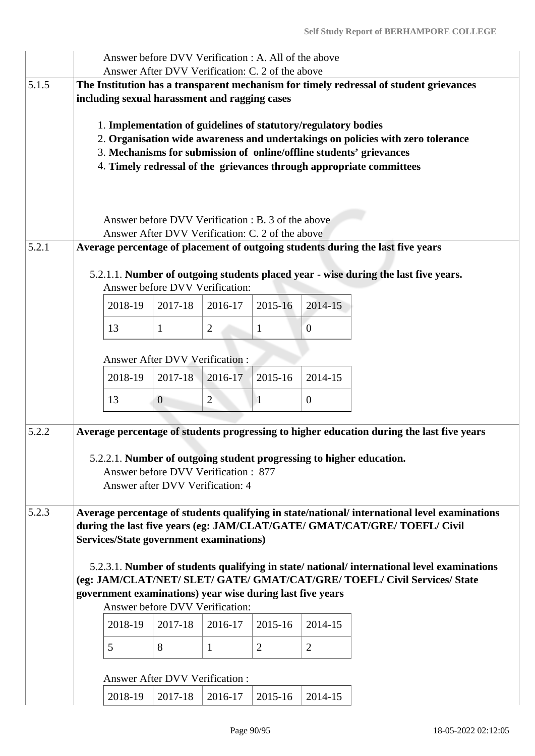Answer before DVV Verification : A. All of the above
Answer After DVV Verification: C. 2 of the above

**5.1.5** **The Institution has a transparent mechanism for timely redressal of student grievances including sexual harassment and ragging cases**

1. **Implementation of guidelines of statutory/regulatory bodies**
2. **Organisation wide awareness and undertakings on policies with zero tolerance**
3. **Mechanisms for submission of online/offline students' grievances**
4. **Timely redressal of the grievances through appropriate committees**

Answer before DVV Verification : B. 3 of the above
Answer After DVV Verification: C. 2 of the above

**5.2.1** **Average percentage of placement of outgoing students during the last five years**

5.2.1.1. **Number of outgoing students placed year - wise during the last five years.**

Answer before DVV Verification:

| 2018-19 | 2017-18 | 2016-17 | 2015-16 | 2014-15 |
|---|---|---|---|---|
| 13 | 1 | 2 | 1 | 0 |

Answer After DVV Verification :

| 2018-19 | 2017-18 | 2016-17 | 2015-16 | 2014-15 |
|---|---|---|---|---|
| 13 | 0 | 2 | 1 | 0 |

**5.2.2** **Average percentage of students progressing to higher education during the last five years**

5.2.2.1. **Number of outgoing student progressing to higher education.**

Answer before DVV Verification : 877
Answer after DVV Verification: 4

**5.2.3** **Average percentage of students qualifying in state/national/ international level examinations during the last five years (eg: JAM/CLAT/GATE/ GMAT/CAT/GRE/ TOEFL/ Civil Services/State government examinations)**

5.2.3.1. **Number of students qualifying in state/ national/ international level examinations (eg: JAM/CLAT/NET/ SLET/ GATE/ GMAT/CAT/GRE/ TOEFL/ Civil Services/ State government examinations) year wise during last five years**

Answer before DVV Verification:

| 2018-19 | 2017-18 | 2016-17 | 2015-16 | 2014-15 |
|---|---|---|---|---|
| 5 | 8 | 1 | 2 | 2 |

Answer After DVV Verification :

| 2018-19 | 2017-18 | 2016-17 | 2015-16 | 2014-15 |
|---|---|---|---|---|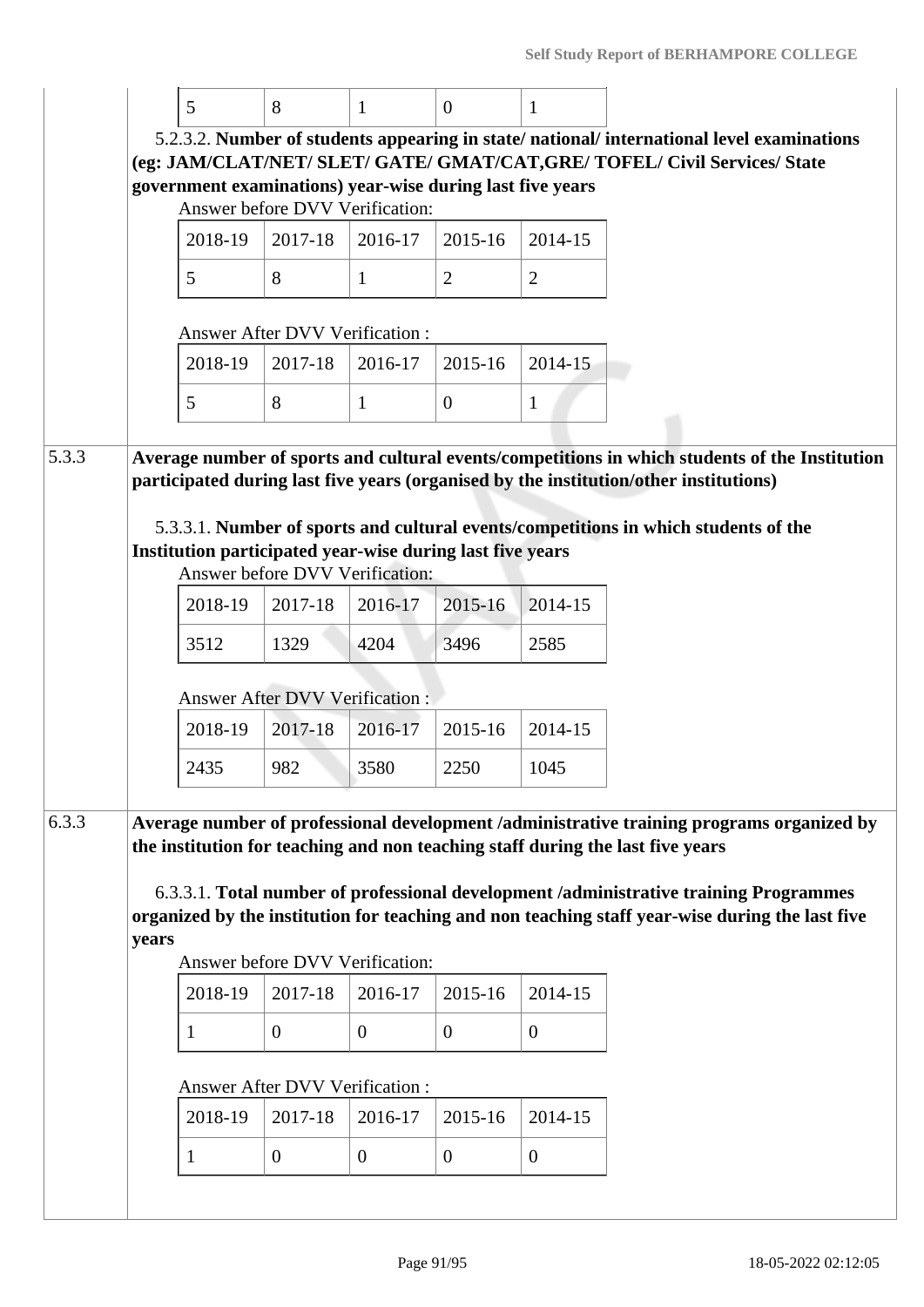| 5 | 8 | 1 | 0 | 1 |
|---|---|---|---|---|

5.2.3.2. **Number of students appearing in state/ national/ international level examinations (eg: JAM/CLAT/NET/ SLET/ GATE/ GMAT/CAT,GRE/ TOFEL/ Civil Services/ State government examinations) year-wise during last five years**

Answer before DVV Verification:

| 2018-19 | 2017-18 | 2016-17 | 2015-16 | 2014-15 |
|---|---|---|---|---|
| 5 | 8 | 1 | 2 | 2 |

Answer After DVV Verification :

| 2018-19 | 2017-18 | 2016-17 | 2015-16 | 2014-15 |
|---|---|---|---|---|
| 5 | 8 | 1 | 0 | 1 |

**5.3.3 Average number of sports and cultural events/competitions in which students of the Institution participated during last five years (organised by the institution/other institutions)**

5.3.3.1. **Number of sports and cultural events/competitions in which students of the Institution participated year-wise during last five years**

Answer before DVV Verification:

| 2018-19 | 2017-18 | 2016-17 | 2015-16 | 2014-15 |
|---|---|---|---|---|
| 3512 | 1329 | 4204 | 3496 | 2585 |

Answer After DVV Verification :

| 2018-19 | 2017-18 | 2016-17 | 2015-16 | 2014-15 |
|---|---|---|---|---|
| 2435 | 982 | 3580 | 2250 | 1045 |

**6.3.3 Average number of professional development /administrative training programs organized by the institution for teaching and non teaching staff during the last five years**

6.3.3.1. **Total number of professional development /administrative training Programmes organized by the institution for teaching and non teaching staff year-wise during the last five years**

Answer before DVV Verification:

| 2018-19 | 2017-18 | 2016-17 | 2015-16 | 2014-15 |
|---|---|---|---|---|
| 1 | 0 | 0 | 0 | 0 |

Answer After DVV Verification :

| 2018-19 | 2017-18 | 2016-17 | 2015-16 | 2014-15 |
|---|---|---|---|---|
| 1 | 0 | 0 | 0 | 0 |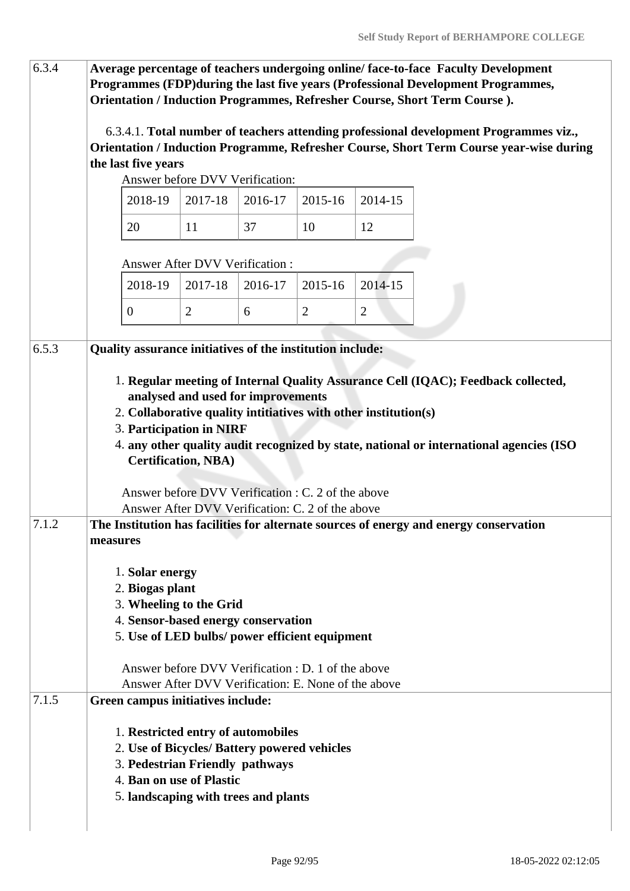**6.3.4** **Average percentage of teachers undergoing online/ face-to-face Faculty Development Programmes (FDP)during the last five years (Professional Development Programmes, Orientation / Induction Programmes, Refresher Course, Short Term Course ).**

6.3.4.1. **Total number of teachers attending professional development Programmes viz., Orientation / Induction Programme, Refresher Course, Short Term Course year-wise during the last five years**

Answer before DVV Verification:

| 2018-19 | 2017-18 | 2016-17 | 2015-16 | 2014-15 |
|---|---|---|---|---|
| 20 | 11 | 37 | 10 | 12 |

Answer After DVV Verification :

| 2018-19 | 2017-18 | 2016-17 | 2015-16 | 2014-15 |
|---|---|---|---|---|
| 0 | 2 | 6 | 2 | 2 |

**6.5.3** **Quality assurance initiatives of the institution include:**

1. **Regular meeting of Internal Quality Assurance Cell (IQAC); Feedback collected, analysed and used for improvements**
2. **Collaborative quality intitiatives with other institution(s)**
3. **Participation in NIRF**
4. **any other quality audit recognized by state, national or international agencies (ISO Certification, NBA)**

Answer before DVV Verification : C. 2 of the above
Answer After DVV Verification: C. 2 of the above

**7.1.2** **The Institution has facilities for alternate sources of energy and energy conservation measures**

1. **Solar energy**
2. **Biogas plant**
3. **Wheeling to the Grid**
4. **Sensor-based energy conservation**
5. **Use of LED bulbs/ power efficient equipment**

Answer before DVV Verification : D. 1 of the above
Answer After DVV Verification: E. None of the above

**7.1.5** **Green campus initiatives include:**

1. **Restricted entry of automobiles**
2. **Use of Bicycles/ Battery powered vehicles**
3. **Pedestrian Friendly pathways**
4. **Ban on use of Plastic**
5. **landscaping with trees and plants**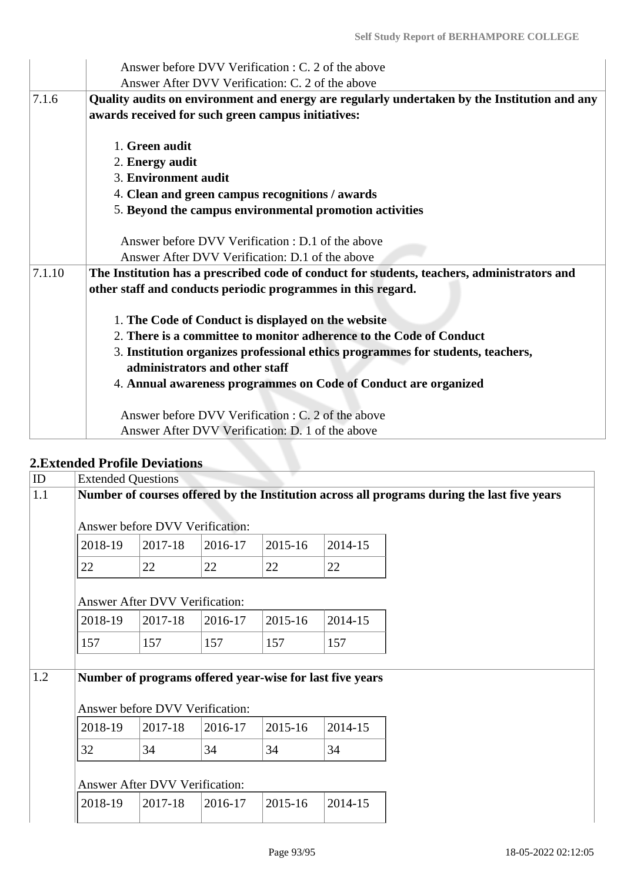| | |
|---|---|
| | Answer before DVV Verification : C. 2 of the above<br>Answer After DVV Verification: C. 2 of the above |
| 7.1.6 | **Quality audits on environment and energy are regularly undertaken by the Institution and any awards received for such green campus initiatives:**<br><br>1. **Green audit**<br>2. **Energy audit**<br>3. **Environment audit**<br>4. **Clean and green campus recognitions / awards**<br>5. **Beyond the campus environmental promotion activities**<br><br>Answer before DVV Verification : D.1 of the above<br>Answer After DVV Verification: D.1 of the above |
| 7.1.10 | **The Institution has a prescribed code of conduct for students, teachers, administrators and other staff and conducts periodic programmes in this regard.**<br><br>1. **The Code of Conduct is displayed on the website**<br>2. **There is a committee to monitor adherence to the Code of Conduct**<br>3. **Institution organizes professional ethics programmes for students, teachers, administrators and other staff**<br>4. **Annual awareness programmes on Code of Conduct are organized**<br><br>Answer before DVV Verification : C. 2 of the above<br>Answer After DVV Verification: D. 1 of the above |

## 2.Extended Profile Deviations

| ID | Extended Questions |
|---|---|
| 1.1 | **Number of courses offered by the Institution across all programs during the last five years** |

Answer before DVV Verification:

| 2018-19 | 2017-18 | 2016-17 | 2015-16 | 2014-15 |
|---|---|---|---|---|
| 22 | 22 | 22 | 22 | 22 |

Answer After DVV Verification:

| 2018-19 | 2017-18 | 2016-17 | 2015-16 | 2014-15 |
|---|---|---|---|---|
| 157 | 157 | 157 | 157 | 157 |

| ID | Extended Questions |
|---|---|
| 1.2 | **Number of programs offered year-wise for last five years** |

Answer before DVV Verification:

| 2018-19 | 2017-18 | 2016-17 | 2015-16 | 2014-15 |
|---|---|---|---|---|
| 32 | 34 | 34 | 34 | 34 |

Answer After DVV Verification:

| 2018-19 | 2017-18 | 2016-17 | 2015-16 | 2014-15 |
|---|---|---|---|---|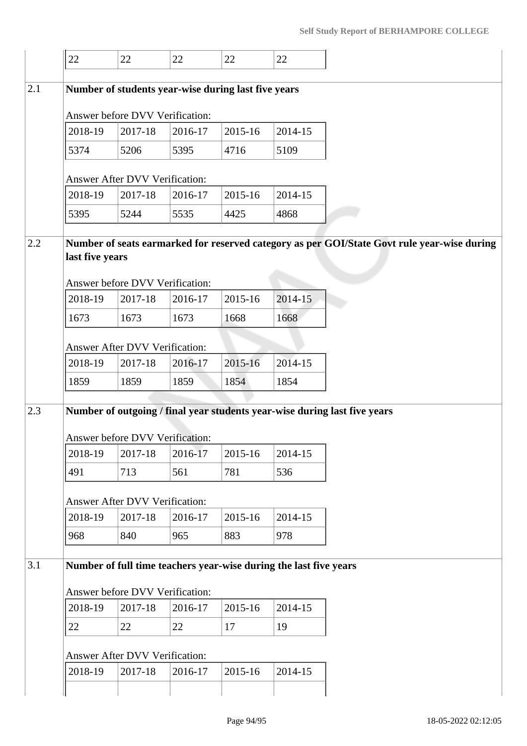| | | | | |
|---|---|---|---|---|
| 22 | 22 | 22 | 22 | 22 |

**2.1 Number of students year-wise during last five years**

Answer before DVV Verification:

| 2018-19 | 2017-18 | 2016-17 | 2015-16 | 2014-15 |
|---|---|---|---|---|
| 5374 | 5206 | 5395 | 4716 | 5109 |

Answer After DVV Verification:

| 2018-19 | 2017-18 | 2016-17 | 2015-16 | 2014-15 |
|---|---|---|---|---|
| 5395 | 5244 | 5535 | 4425 | 4868 |

**2.2 Number of seats earmarked for reserved category as per GOI/State Govt rule year-wise during last five years**

Answer before DVV Verification:

| 2018-19 | 2017-18 | 2016-17 | 2015-16 | 2014-15 |
|---|---|---|---|---|
| 1673 | 1673 | 1673 | 1668 | 1668 |

Answer After DVV Verification:

| 2018-19 | 2017-18 | 2016-17 | 2015-16 | 2014-15 |
|---|---|---|---|---|
| 1859 | 1859 | 1859 | 1854 | 1854 |

**2.3 Number of outgoing / final year students year-wise during last five years**

Answer before DVV Verification:

| 2018-19 | 2017-18 | 2016-17 | 2015-16 | 2014-15 |
|---|---|---|---|---|
| 491 | 713 | 561 | 781 | 536 |

Answer After DVV Verification:

| 2018-19 | 2017-18 | 2016-17 | 2015-16 | 2014-15 |
|---|---|---|---|---|
| 968 | 840 | 965 | 883 | 978 |

**3.1 Number of full time teachers year-wise during the last five years**

Answer before DVV Verification:

| 2018-19 | 2017-18 | 2016-17 | 2015-16 | 2014-15 |
|---|---|---|---|---|
| 22 | 22 | 22 | 17 | 19 |

Answer After DVV Verification:

| 2018-19 | 2017-18 | 2016-17 | 2015-16 | 2014-15 |
|---|---|---|---|---|
| | | | | |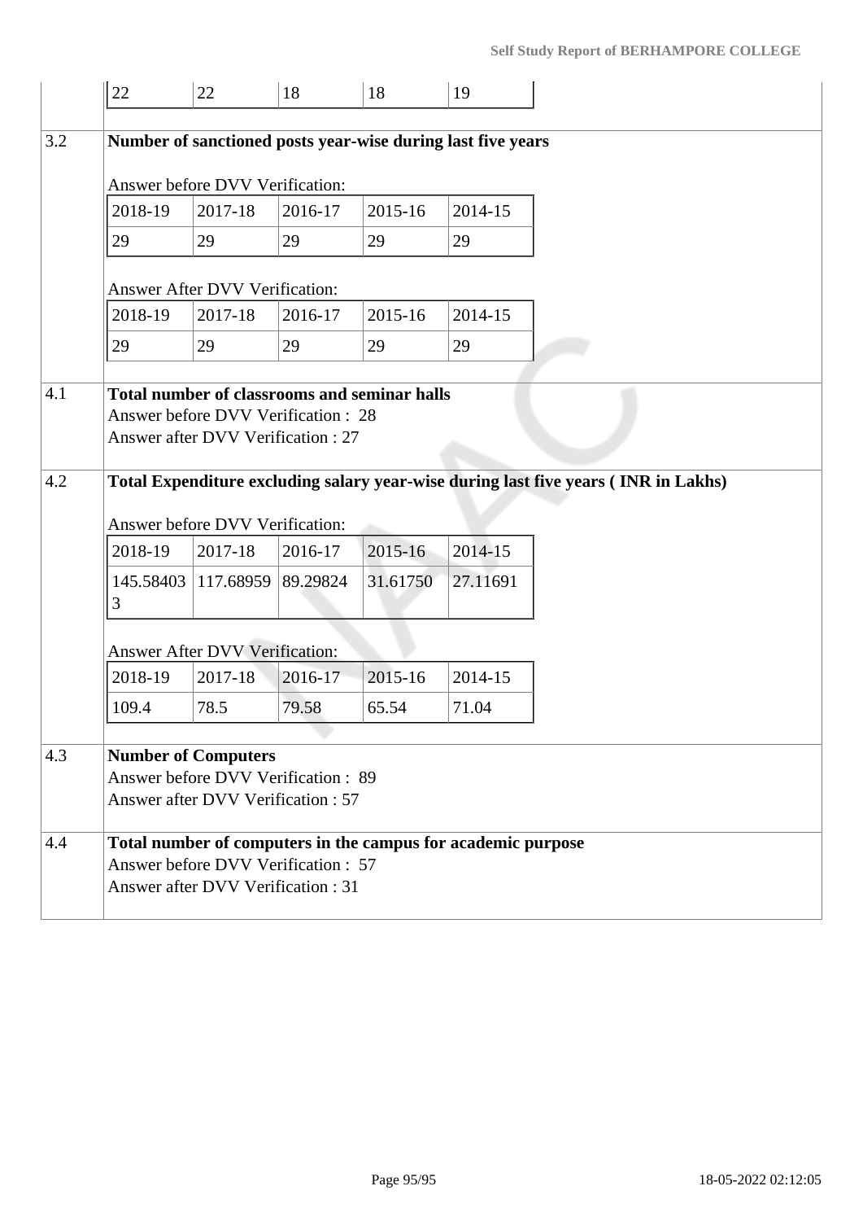| | | | | |
|---|---|---|---|---|
| 22 | 22 | 18 | 18 | 19 |

**3.2 Number of sanctioned posts year-wise during last five years**

Answer before DVV Verification:

| 2018-19 | 2017-18 | 2016-17 | 2015-16 | 2014-15 |
|---|---|---|---|---|
| 29 | 29 | 29 | 29 | 29 |

Answer After DVV Verification:

| 2018-19 | 2017-18 | 2016-17 | 2015-16 | 2014-15 |
|---|---|---|---|---|
| 29 | 29 | 29 | 29 | 29 |

**4.1 Total number of classrooms and seminar halls**

Answer before DVV Verification : 28
Answer after DVV Verification : 27

**4.2 Total Expenditure excluding salary year-wise during last five years ( INR in Lakhs)**

Answer before DVV Verification:

| 2018-19 | 2017-18 | 2016-17 | 2015-16 | 2014-15 |
|---|---|---|---|---|
| 145.584033 | 117.68959 | 89.29824 | 31.61750 | 27.11691 |

Answer After DVV Verification:

| 2018-19 | 2017-18 | 2016-17 | 2015-16 | 2014-15 |
|---|---|---|---|---|
| 109.4 | 78.5 | 79.58 | 65.54 | 71.04 |

**4.3 Number of Computers**

Answer before DVV Verification : 89
Answer after DVV Verification : 57

**4.4 Total number of computers in the campus for academic purpose**

Answer before DVV Verification : 57
Answer after DVV Verification : 31